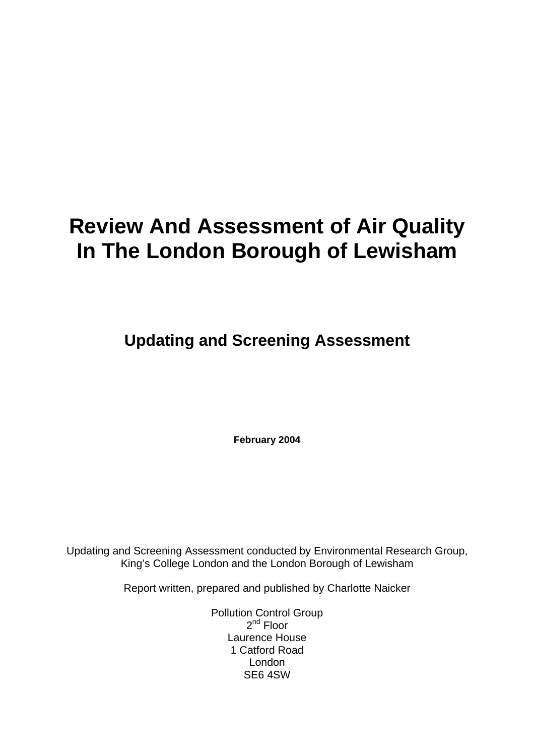# Review And Assessment of Air Quality In The London Borough of Lewisham

## Updating and Screening Assessment

**February 2004**

Updating and Screening Assessment conducted by Environmental Research Group, King's College London and the London Borough of Lewisham

Report written, prepared and published by Charlotte Naicker

Pollution Control Group
2nd Floor
Laurence House
1 Catford Road
London
SE6 4SW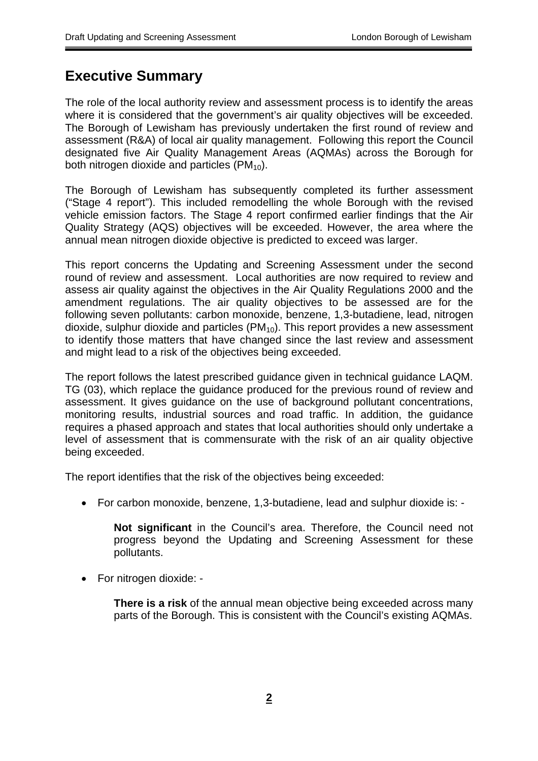# Executive Summary

The role of the local authority review and assessment process is to identify the areas where it is considered that the government's air quality objectives will be exceeded. The Borough of Lewisham has previously undertaken the first round of review and assessment (R&A) of local air quality management. Following this report the Council designated five Air Quality Management Areas (AQMAs) across the Borough for both nitrogen dioxide and particles ($PM_{10}$).

The Borough of Lewisham has subsequently completed its further assessment ("Stage 4 report"). This included remodelling the whole Borough with the revised vehicle emission factors. The Stage 4 report confirmed earlier findings that the Air Quality Strategy (AQS) objectives will be exceeded. However, the area where the annual mean nitrogen dioxide objective is predicted to exceed was larger.

This report concerns the Updating and Screening Assessment under the second round of review and assessment. Local authorities are now required to review and assess air quality against the objectives in the Air Quality Regulations 2000 and the amendment regulations. The air quality objectives to be assessed are for the following seven pollutants: carbon monoxide, benzene, 1,3-butadiene, lead, nitrogen dioxide, sulphur dioxide and particles ($PM_{10}$). This report provides a new assessment to identify those matters that have changed since the last review and assessment and might lead to a risk of the objectives being exceeded.

The report follows the latest prescribed guidance given in technical guidance LAQM. TG (03), which replace the guidance produced for the previous round of review and assessment. It gives guidance on the use of background pollutant concentrations, monitoring results, industrial sources and road traffic. In addition, the guidance requires a phased approach and states that local authorities should only undertake a level of assessment that is commensurate with the risk of an air quality objective being exceeded.

The report identifies that the risk of the objectives being exceeded:

- For carbon monoxide, benzene, 1,3-butadiene, lead and sulphur dioxide is: -

  **Not significant** in the Council's area. Therefore, the Council need not progress beyond the Updating and Screening Assessment for these pollutants.

- For nitrogen dioxide: -

  **There is a risk** of the annual mean objective being exceeded across many parts of the Borough. This is consistent with the Council's existing AQMAs.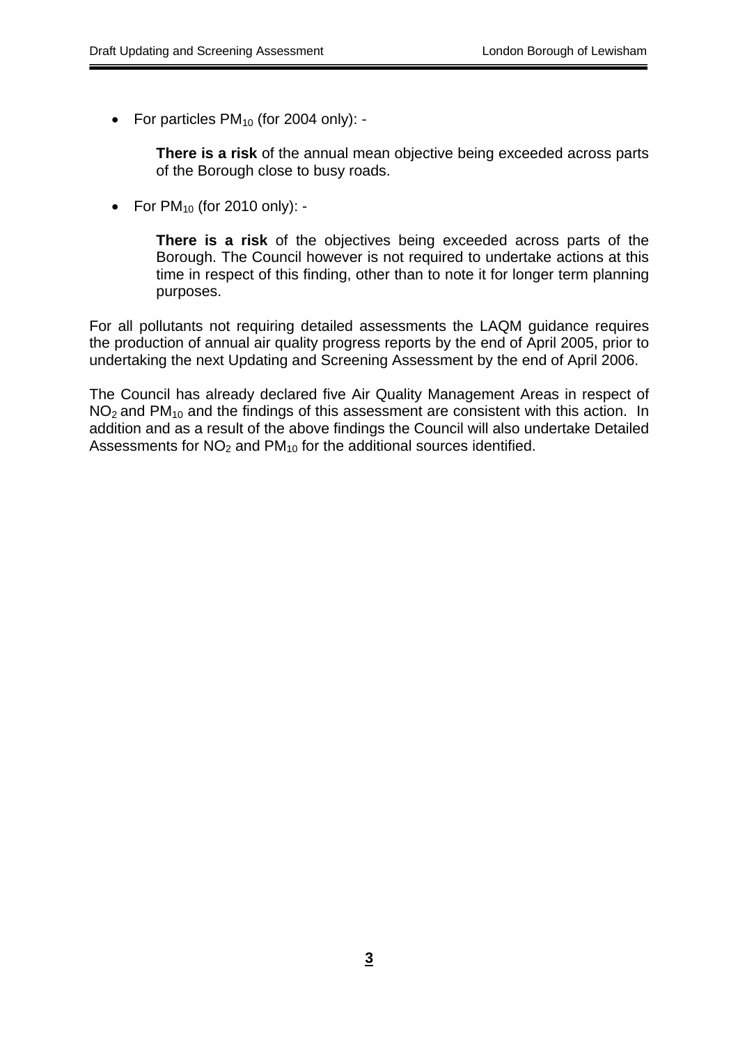- For particles $PM_{10}$ (for 2004 only): -

  **There is a risk** of the annual mean objective being exceeded across parts of the Borough close to busy roads.

- For $PM_{10}$ (for 2010 only): -

  **There is a risk** of the objectives being exceeded across parts of the Borough. The Council however is not required to undertake actions at this time in respect of this finding, other than to note it for longer term planning purposes.

For all pollutants not requiring detailed assessments the LAQM guidance requires the production of annual air quality progress reports by the end of April 2005, prior to undertaking the next Updating and Screening Assessment by the end of April 2006.

The Council has already declared five Air Quality Management Areas in respect of $NO_2$ and $PM_{10}$ and the findings of this assessment are consistent with this action. In addition and as a result of the above findings the Council will also undertake Detailed Assessments for $NO_2$ and $PM_{10}$ for the additional sources identified.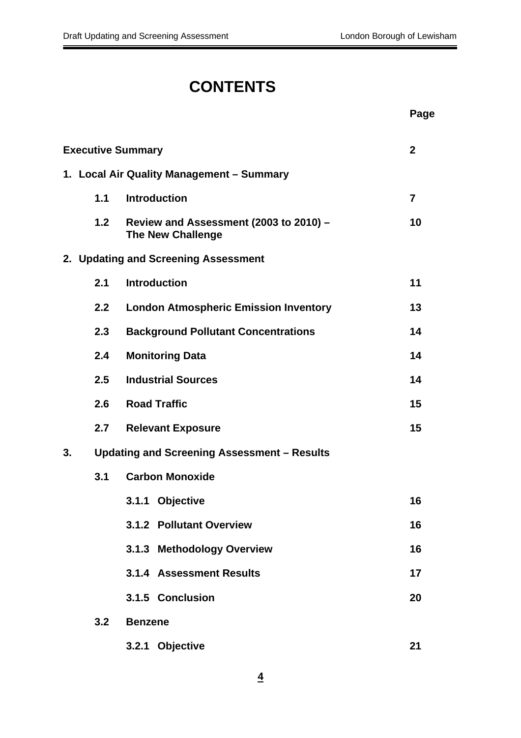# CONTENTS

| | | Page |
|---|---|---|
| **Executive Summary** | | **2** |
| **1. Local Air Quality Management – Summary** | | |
| **1.1** | **Introduction** | **7** |
| **1.2** | **Review and Assessment (2003 to 2010) – The New Challenge** | **10** |
| **2. Updating and Screening Assessment** | | |
| **2.1** | **Introduction** | **11** |
| **2.2** | **London Atmospheric Emission Inventory** | **13** |
| **2.3** | **Background Pollutant Concentrations** | **14** |
| **2.4** | **Monitoring Data** | **14** |
| **2.5** | **Industrial Sources** | **14** |
| **2.6** | **Road Traffic** | **15** |
| **2.7** | **Relevant Exposure** | **15** |
| **3. Updating and Screening Assessment – Results** | | |
| **3.1** | **Carbon Monoxide** | |
| | **3.1.1 Objective** | **16** |
| | **3.1.2 Pollutant Overview** | **16** |
| | **3.1.3 Methodology Overview** | **16** |
| | **3.1.4 Assessment Results** | **17** |
| | **3.1.5 Conclusion** | **20** |
| **3.2** | **Benzene** | |
| | **3.2.1 Objective** | **21** |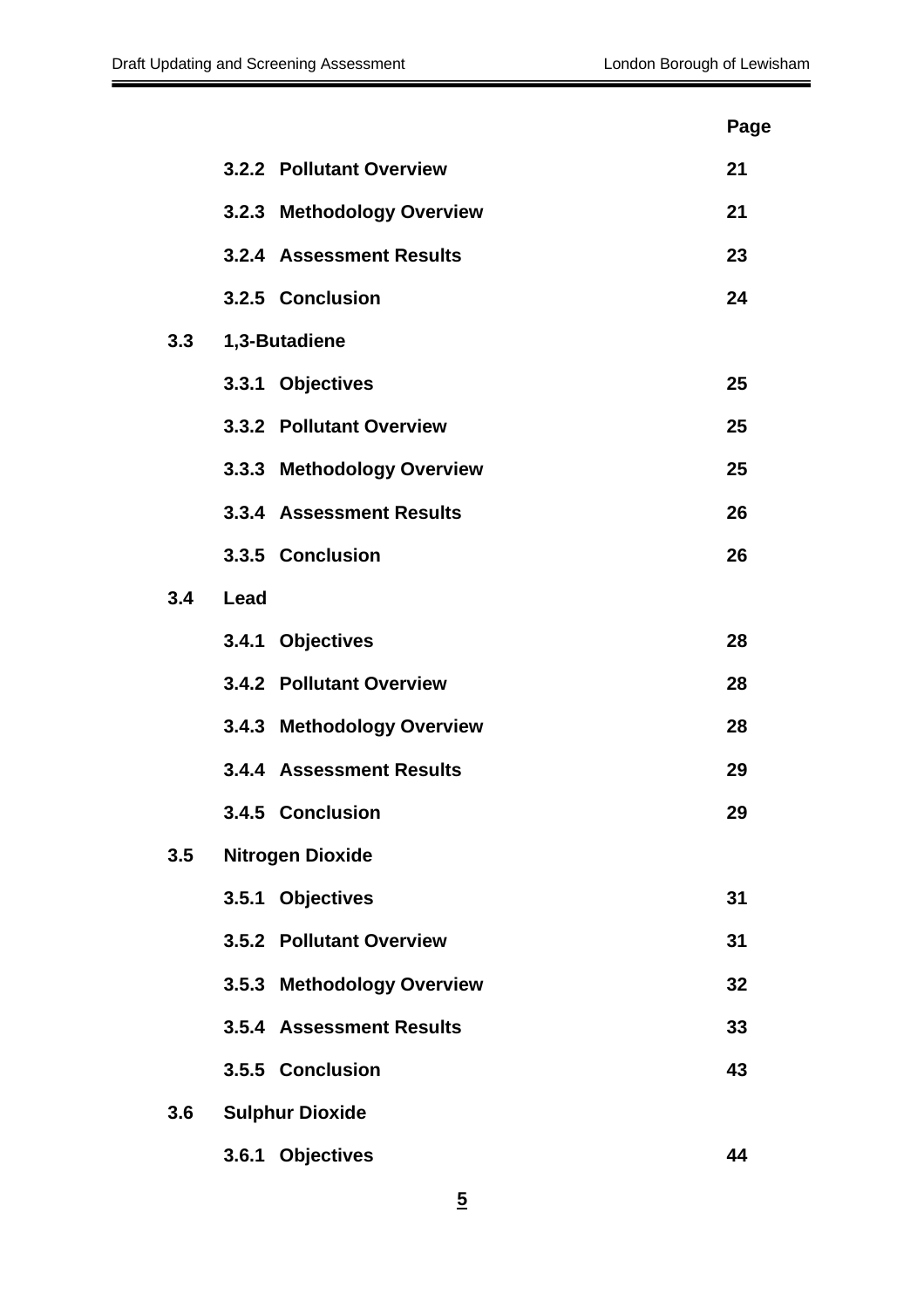| | | Page |
|---|---|---|
| | **3.2.2 Pollutant Overview** | **21** |
| | **3.2.3 Methodology Overview** | **21** |
| | **3.2.4 Assessment Results** | **23** |
| | **3.2.5 Conclusion** | **24** |
| **3.3** | **1,3-Butadiene** | |
| | **3.3.1 Objectives** | **25** |
| | **3.3.2 Pollutant Overview** | **25** |
| | **3.3.3 Methodology Overview** | **25** |
| | **3.3.4 Assessment Results** | **26** |
| | **3.3.5 Conclusion** | **26** |
| **3.4** | **Lead** | |
| | **3.4.1 Objectives** | **28** |
| | **3.4.2 Pollutant Overview** | **28** |
| | **3.4.3 Methodology Overview** | **28** |
| | **3.4.4 Assessment Results** | **29** |
| | **3.4.5 Conclusion** | **29** |
| **3.5** | **Nitrogen Dioxide** | |
| | **3.5.1 Objectives** | **31** |
| | **3.5.2 Pollutant Overview** | **31** |
| | **3.5.3 Methodology Overview** | **32** |
| | **3.5.4 Assessment Results** | **33** |
| | **3.5.5 Conclusion** | **43** |
| **3.6** | **Sulphur Dioxide** | |
| | **3.6.1 Objectives** | **44** |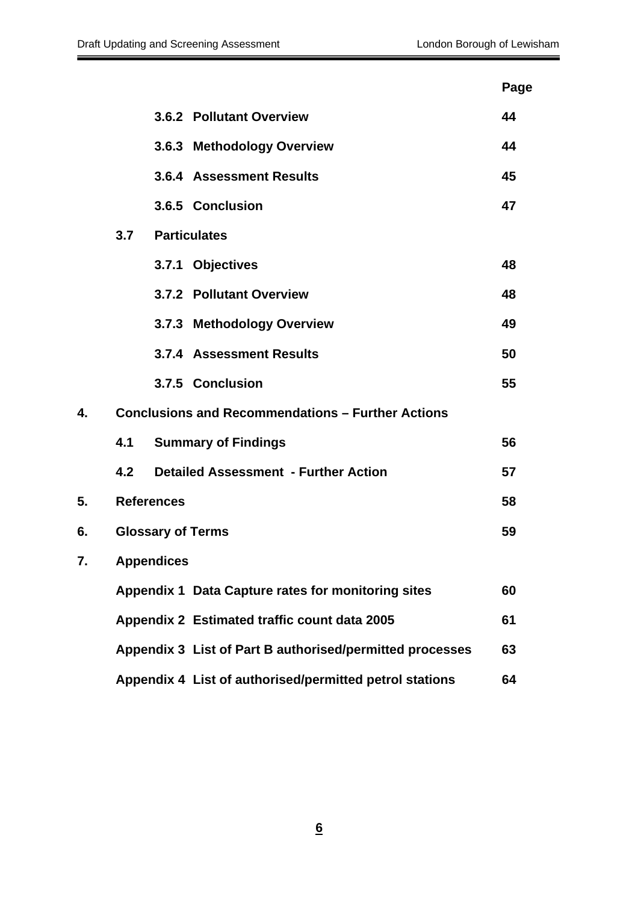| | | Page |
|---|---|---|
| | **3.6.2 Pollutant Overview** | **44** |
| | **3.6.3 Methodology Overview** | **44** |
| | **3.6.4 Assessment Results** | **45** |
| | **3.6.5 Conclusion** | **47** |
| **3.7** | **Particulates** | |
| | **3.7.1 Objectives** | **48** |
| | **3.7.2 Pollutant Overview** | **48** |
| | **3.7.3 Methodology Overview** | **49** |
| | **3.7.4 Assessment Results** | **50** |
| | **3.7.5 Conclusion** | **55** |
| **4.** | **Conclusions and Recommendations – Further Actions** | |
| **4.1** | **Summary of Findings** | **56** |
| **4.2** | **Detailed Assessment - Further Action** | **57** |
| **5.** | **References** | **58** |
| **6.** | **Glossary of Terms** | **59** |
| **7.** | **Appendices** | |
| | **Appendix 1 Data Capture rates for monitoring sites** | **60** |
| | **Appendix 2 Estimated traffic count data 2005** | **61** |
| | **Appendix 3 List of Part B authorised/permitted processes** | **63** |
| | **Appendix 4 List of authorised/permitted petrol stations** | **64** |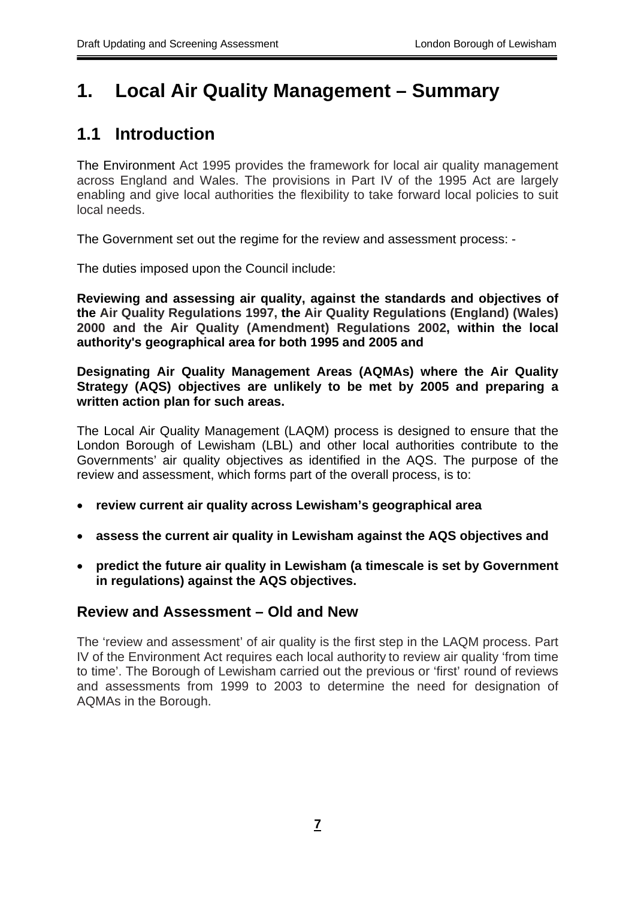# 1. Local Air Quality Management – Summary

## 1.1 Introduction

The Environment Act 1995 provides the framework for local air quality management across England and Wales. The provisions in Part IV of the 1995 Act are largely enabling and give local authorities the flexibility to take forward local policies to suit local needs.

The Government set out the regime for the review and assessment process: -

The duties imposed upon the Council include:

**Reviewing and assessing air quality, against the standards and objectives of the Air Quality Regulations 1997, the Air Quality Regulations (England) (Wales) 2000 and the Air Quality (Amendment) Regulations 2002, within the local authority's geographical area for both 1995 and 2005 and**

**Designating Air Quality Management Areas (AQMAs) where the Air Quality Strategy (AQS) objectives are unlikely to be met by 2005 and preparing a written action plan for such areas.**

The Local Air Quality Management (LAQM) process is designed to ensure that the London Borough of Lewisham (LBL) and other local authorities contribute to the Governments' air quality objectives as identified in the AQS. The purpose of the review and assessment, which forms part of the overall process, is to:

- **review current air quality across Lewisham's geographical area**
- **assess the current air quality in Lewisham against the AQS objectives and**
- **predict the future air quality in Lewisham (a timescale is set by Government in regulations) against the AQS objectives.**

### Review and Assessment – Old and New

The 'review and assessment' of air quality is the first step in the LAQM process. Part IV of the Environment Act requires each local authority to review air quality 'from time to time'. The Borough of Lewisham carried out the previous or 'first' round of reviews and assessments from 1999 to 2003 to determine the need for designation of AQMAs in the Borough.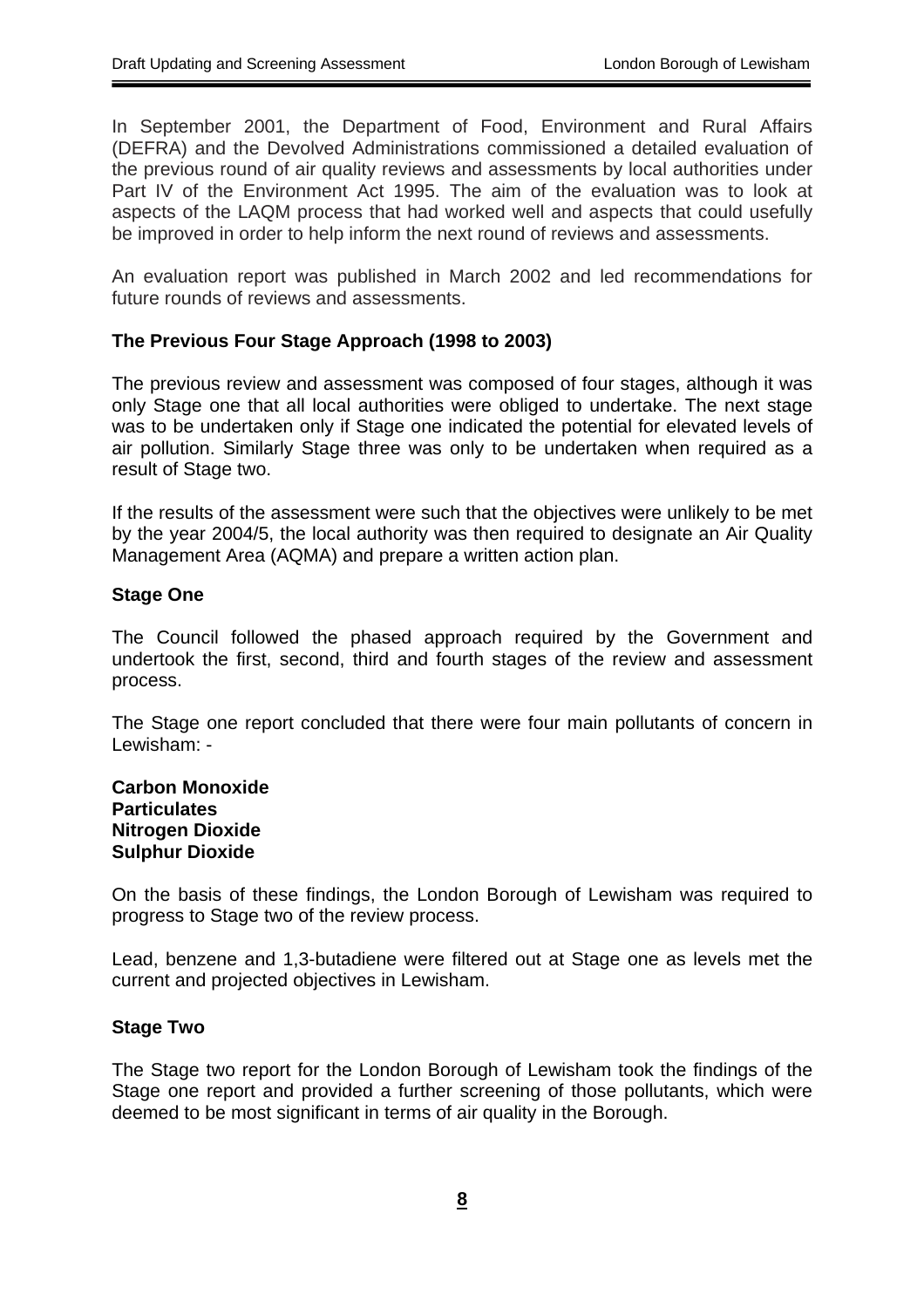In September 2001, the Department of Food, Environment and Rural Affairs (DEFRA) and the Devolved Administrations commissioned a detailed evaluation of the previous round of air quality reviews and assessments by local authorities under Part IV of the Environment Act 1995. The aim of the evaluation was to look at aspects of the LAQM process that had worked well and aspects that could usefully be improved in order to help inform the next round of reviews and assessments.

An evaluation report was published in March 2002 and led recommendations for future rounds of reviews and assessments.

**The Previous Four Stage Approach (1998 to 2003)**

The previous review and assessment was composed of four stages, although it was only Stage one that all local authorities were obliged to undertake. The next stage was to be undertaken only if Stage one indicated the potential for elevated levels of air pollution. Similarly Stage three was only to be undertaken when required as a result of Stage two.

If the results of the assessment were such that the objectives were unlikely to be met by the year 2004/5, the local authority was then required to designate an Air Quality Management Area (AQMA) and prepare a written action plan.

**Stage One**

The Council followed the phased approach required by the Government and undertook the first, second, third and fourth stages of the review and assessment process.

The Stage one report concluded that there were four main pollutants of concern in Lewisham: -

**Carbon Monoxide**
**Particulates**
**Nitrogen Dioxide**
**Sulphur Dioxide**

On the basis of these findings, the London Borough of Lewisham was required to progress to Stage two of the review process.

Lead, benzene and 1,3-butadiene were filtered out at Stage one as levels met the current and projected objectives in Lewisham.

**Stage Two**

The Stage two report for the London Borough of Lewisham took the findings of the Stage one report and provided a further screening of those pollutants, which were deemed to be most significant in terms of air quality in the Borough.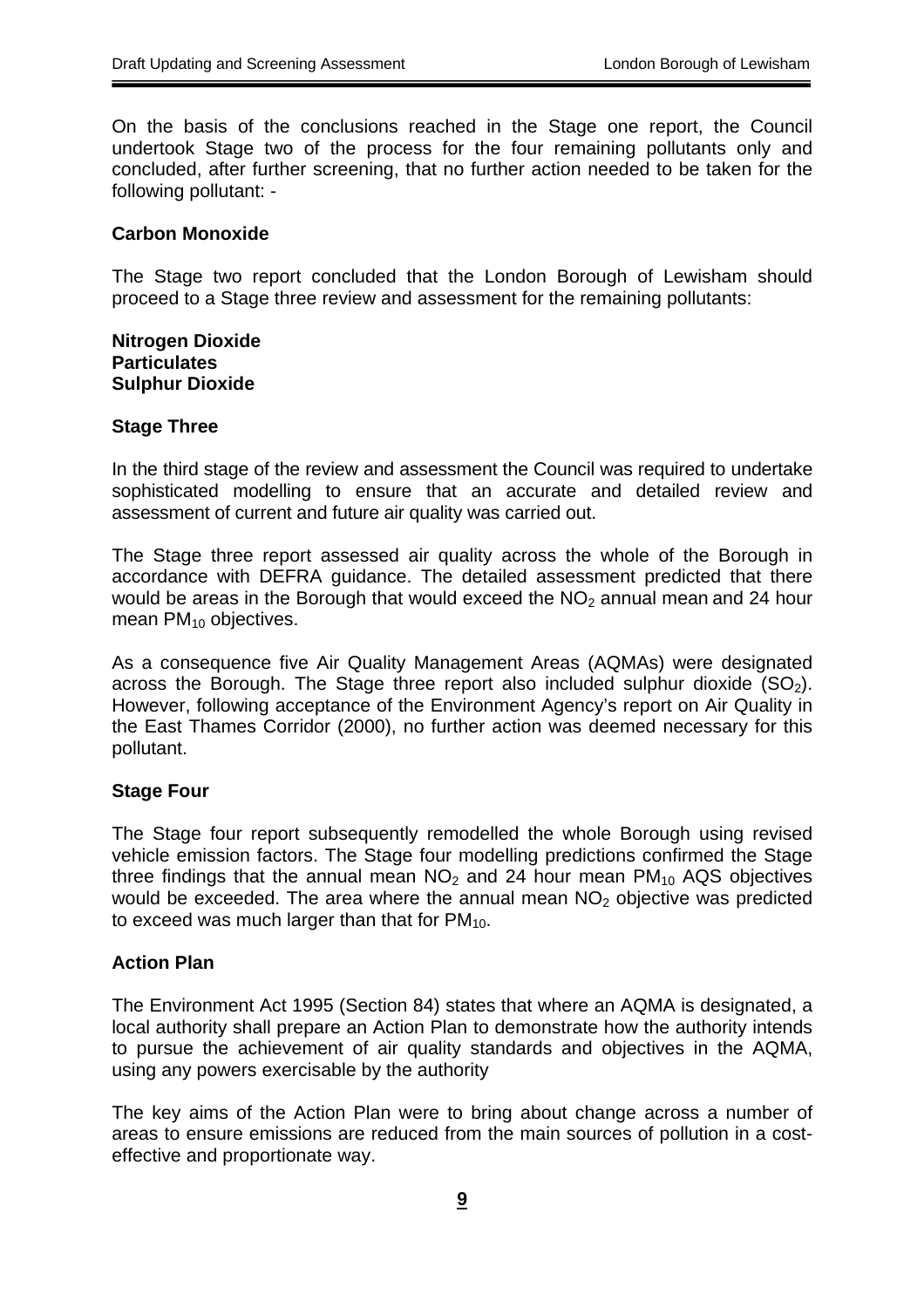On the basis of the conclusions reached in the Stage one report, the Council undertook Stage two of the process for the four remaining pollutants only and concluded, after further screening, that no further action needed to be taken for the following pollutant: -

**Carbon Monoxide**

The Stage two report concluded that the London Borough of Lewisham should proceed to a Stage three review and assessment for the remaining pollutants:

**Nitrogen Dioxide**
**Particulates**
**Sulphur Dioxide**

### Stage Three

In the third stage of the review and assessment the Council was required to undertake sophisticated modelling to ensure that an accurate and detailed review and assessment of current and future air quality was carried out.

The Stage three report assessed air quality across the whole of the Borough in accordance with DEFRA guidance. The detailed assessment predicted that there would be areas in the Borough that would exceed the $NO_2$ annual mean and 24 hour mean $PM_{10}$ objectives.

As a consequence five Air Quality Management Areas (AQMAs) were designated across the Borough. The Stage three report also included sulphur dioxide ($SO_2$). However, following acceptance of the Environment Agency's report on Air Quality in the East Thames Corridor (2000), no further action was deemed necessary for this pollutant.

### Stage Four

The Stage four report subsequently remodelled the whole Borough using revised vehicle emission factors. The Stage four modelling predictions confirmed the Stage three findings that the annual mean $NO_2$ and 24 hour mean $PM_{10}$ AQS objectives would be exceeded. The area where the annual mean $NO_2$ objective was predicted to exceed was much larger than that for $PM_{10}$.

### Action Plan

The Environment Act 1995 (Section 84) states that where an AQMA is designated, a local authority shall prepare an Action Plan to demonstrate how the authority intends to pursue the achievement of air quality standards and objectives in the AQMA, using any powers exercisable by the authority

The key aims of the Action Plan were to bring about change across a number of areas to ensure emissions are reduced from the main sources of pollution in a cost-effective and proportionate way.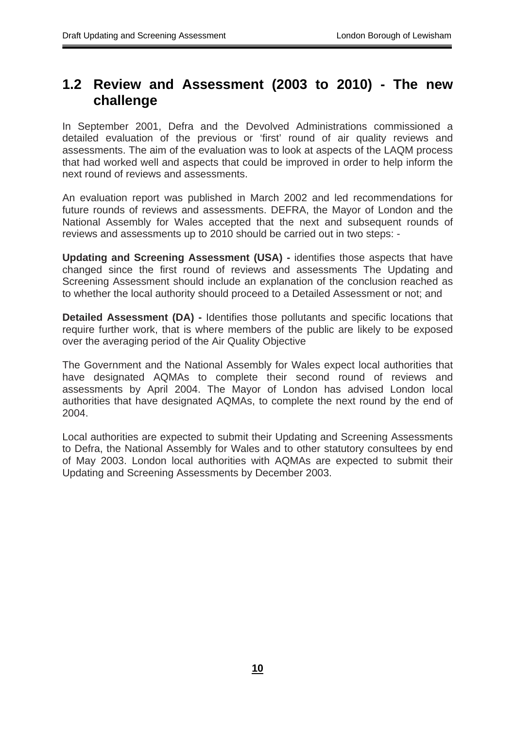## 1.2 Review and Assessment (2003 to 2010) - The new challenge

In September 2001, Defra and the Devolved Administrations commissioned a detailed evaluation of the previous or 'first' round of air quality reviews and assessments. The aim of the evaluation was to look at aspects of the LAQM process that had worked well and aspects that could be improved in order to help inform the next round of reviews and assessments.

An evaluation report was published in March 2002 and led recommendations for future rounds of reviews and assessments. DEFRA, the Mayor of London and the National Assembly for Wales accepted that the next and subsequent rounds of reviews and assessments up to 2010 should be carried out in two steps: -

**Updating and Screening Assessment (USA) -** identifies those aspects that have changed since the first round of reviews and assessments The Updating and Screening Assessment should include an explanation of the conclusion reached as to whether the local authority should proceed to a Detailed Assessment or not; and

**Detailed Assessment (DA) -** Identifies those pollutants and specific locations that require further work, that is where members of the public are likely to be exposed over the averaging period of the Air Quality Objective

The Government and the National Assembly for Wales expect local authorities that have designated AQMAs to complete their second round of reviews and assessments by April 2004. The Mayor of London has advised London local authorities that have designated AQMAs, to complete the next round by the end of 2004.

Local authorities are expected to submit their Updating and Screening Assessments to Defra, the National Assembly for Wales and to other statutory consultees by end of May 2003. London local authorities with AQMAs are expected to submit their Updating and Screening Assessments by December 2003.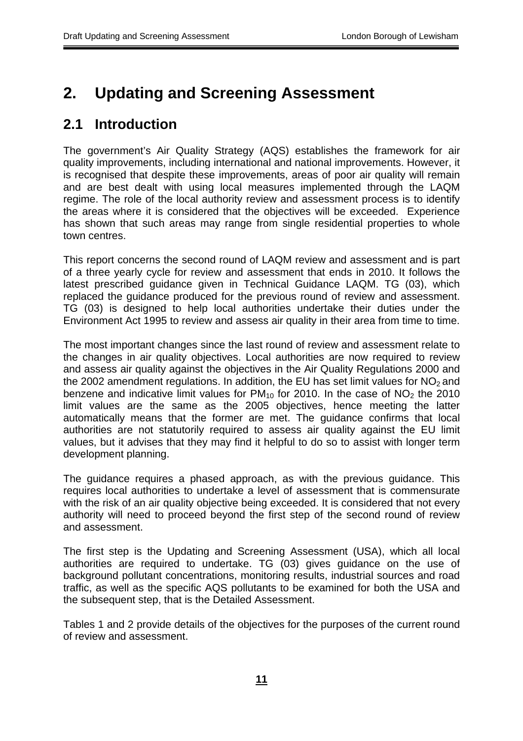# 2. Updating and Screening Assessment

## 2.1 Introduction

The government's Air Quality Strategy (AQS) establishes the framework for air quality improvements, including international and national improvements. However, it is recognised that despite these improvements, areas of poor air quality will remain and are best dealt with using local measures implemented through the LAQM regime. The role of the local authority review and assessment process is to identify the areas where it is considered that the objectives will be exceeded. Experience has shown that such areas may range from single residential properties to whole town centres.

This report concerns the second round of LAQM review and assessment and is part of a three yearly cycle for review and assessment that ends in 2010. It follows the latest prescribed guidance given in Technical Guidance LAQM. TG (03), which replaced the guidance produced for the previous round of review and assessment. TG (03) is designed to help local authorities undertake their duties under the Environment Act 1995 to review and assess air quality in their area from time to time.

The most important changes since the last round of review and assessment relate to the changes in air quality objectives. Local authorities are now required to review and assess air quality against the objectives in the Air Quality Regulations 2000 and the 2002 amendment regulations. In addition, the EU has set limit values for $NO_2$ and benzene and indicative limit values for $PM_{10}$ for 2010. In the case of $NO_2$ the 2010 limit values are the same as the 2005 objectives, hence meeting the latter automatically means that the former are met. The guidance confirms that local authorities are not statutorily required to assess air quality against the EU limit values, but it advises that they may find it helpful to do so to assist with longer term development planning.

The guidance requires a phased approach, as with the previous guidance. This requires local authorities to undertake a level of assessment that is commensurate with the risk of an air quality objective being exceeded. It is considered that not every authority will need to proceed beyond the first step of the second round of review and assessment.

The first step is the Updating and Screening Assessment (USA), which all local authorities are required to undertake. TG (03) gives guidance on the use of background pollutant concentrations, monitoring results, industrial sources and road traffic, as well as the specific AQS pollutants to be examined for both the USA and the subsequent step, that is the Detailed Assessment.

Tables 1 and 2 provide details of the objectives for the purposes of the current round of review and assessment.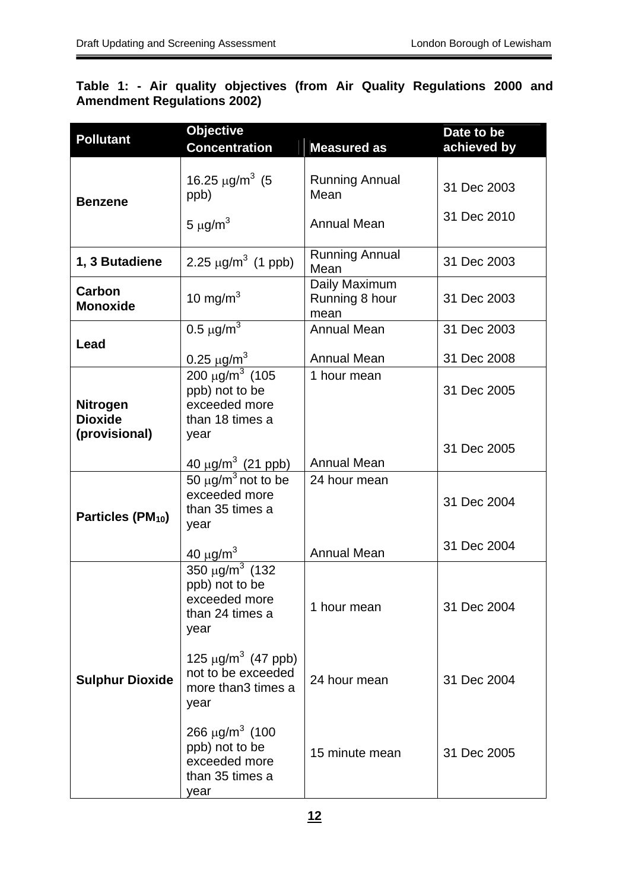**Table 1: - Air quality objectives (from Air Quality Regulations 2000 and Amendment Regulations 2002)**

| Pollutant | Objective Concentration | Measured as | Date to be achieved by |
|---|---|---|---|
| **Benzene** | 16.25 $\mu g/m^3$ (5 ppb) | Running Annual Mean | 31 Dec 2003 |
| | 5 $\mu g/m^3$ | Annual Mean | 31 Dec 2010 |
| **1, 3 Butadiene** | 2.25 $\mu g/m^3$ (1 ppb) | Running Annual Mean | 31 Dec 2003 |
| **Carbon Monoxide** | 10 $mg/m^3$ | Daily Maximum Running 8 hour mean | 31 Dec 2003 |
| **Lead** | 0.5 $\mu g/m^3$ | Annual Mean | 31 Dec 2003 |
| | 0.25 $\mu g/m^3$ | Annual Mean | 31 Dec 2008 |
| **Nitrogen Dioxide (provisional)** | 200 $\mu g/m^3$ (105 ppb) not to be exceeded more than 18 times a year | 1 hour mean | 31 Dec 2005 |
| | 40 $\mu g/m^3$ (21 ppb) | Annual Mean | 31 Dec 2005 |
| **Particles ($PM_{10}$)** | 50 $\mu g/m^3$ not to be exceeded more than 35 times a year | 24 hour mean | 31 Dec 2004 |
| | 40 $\mu g/m^3$ | Annual Mean | 31 Dec 2004 |
| **Sulphur Dioxide** | 350 $\mu g/m^3$ (132 ppb) not to be exceeded more than 24 times a year | 1 hour mean | 31 Dec 2004 |
| | 125 $\mu g/m^3$ (47 ppb) not to be exceeded more than3 times a year | 24 hour mean | 31 Dec 2004 |
| | 266 $\mu g/m^3$ (100 ppb) not to be exceeded more than 35 times a year | 15 minute mean | 31 Dec 2005 |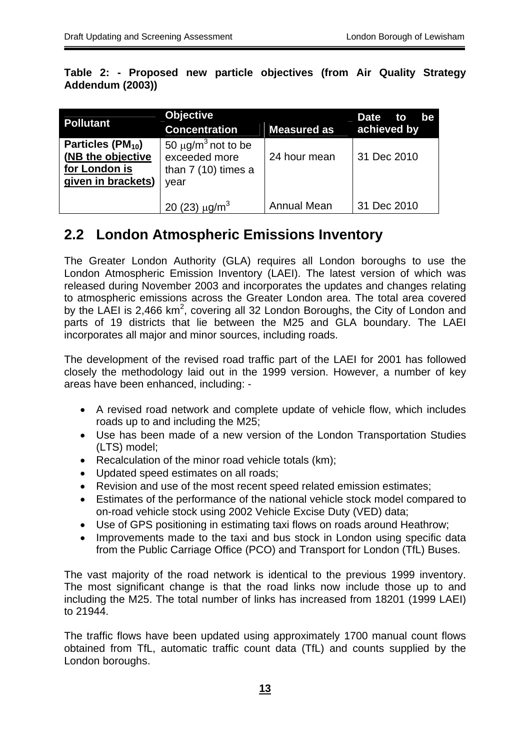**Table 2: - Proposed new particle objectives (from Air Quality Strategy Addendum (2003))**

| Pollutant | Objective | | Date to be achieved by |
|---|---|---|---|
| | Concentration | Measured as | |
| Particles ($PM_{10}$) (NB the objective for London is given in brackets) | 50 $\mu g/m^3$ not to be exceeded more than 7 (10) times a year | 24 hour mean | 31 Dec 2010 |
| | 20 (23) $\mu g/m^3$ | Annual Mean | 31 Dec 2010 |

## 2.2 London Atmospheric Emissions Inventory

The Greater London Authority (GLA) requires all London boroughs to use the London Atmospheric Emission Inventory (LAEI). The latest version of which was released during November 2003 and incorporates the updates and changes relating to atmospheric emissions across the Greater London area. The total area covered by the LAEI is 2,466 $km^2$, covering all 32 London Boroughs, the City of London and parts of 19 districts that lie between the M25 and GLA boundary. The LAEI incorporates all major and minor sources, including roads.

The development of the revised road traffic part of the LAEI for 2001 has followed closely the methodology laid out in the 1999 version. However, a number of key areas have been enhanced, including: -

- A revised road network and complete update of vehicle flow, which includes roads up to and including the M25;
- Use has been made of a new version of the London Transportation Studies (LTS) model;
- Recalculation of the minor road vehicle totals (km);
- Updated speed estimates on all roads;
- Revision and use of the most recent speed related emission estimates;
- Estimates of the performance of the national vehicle stock model compared to on-road vehicle stock using 2002 Vehicle Excise Duty (VED) data;
- Use of GPS positioning in estimating taxi flows on roads around Heathrow;
- Improvements made to the taxi and bus stock in London using specific data from the Public Carriage Office (PCO) and Transport for London (TfL) Buses.

The vast majority of the road network is identical to the previous 1999 inventory. The most significant change is that the road links now include those up to and including the M25. The total number of links has increased from 18201 (1999 LAEI) to 21944.

The traffic flows have been updated using approximately 1700 manual count flows obtained from TfL, automatic traffic count data (TfL) and counts supplied by the London boroughs.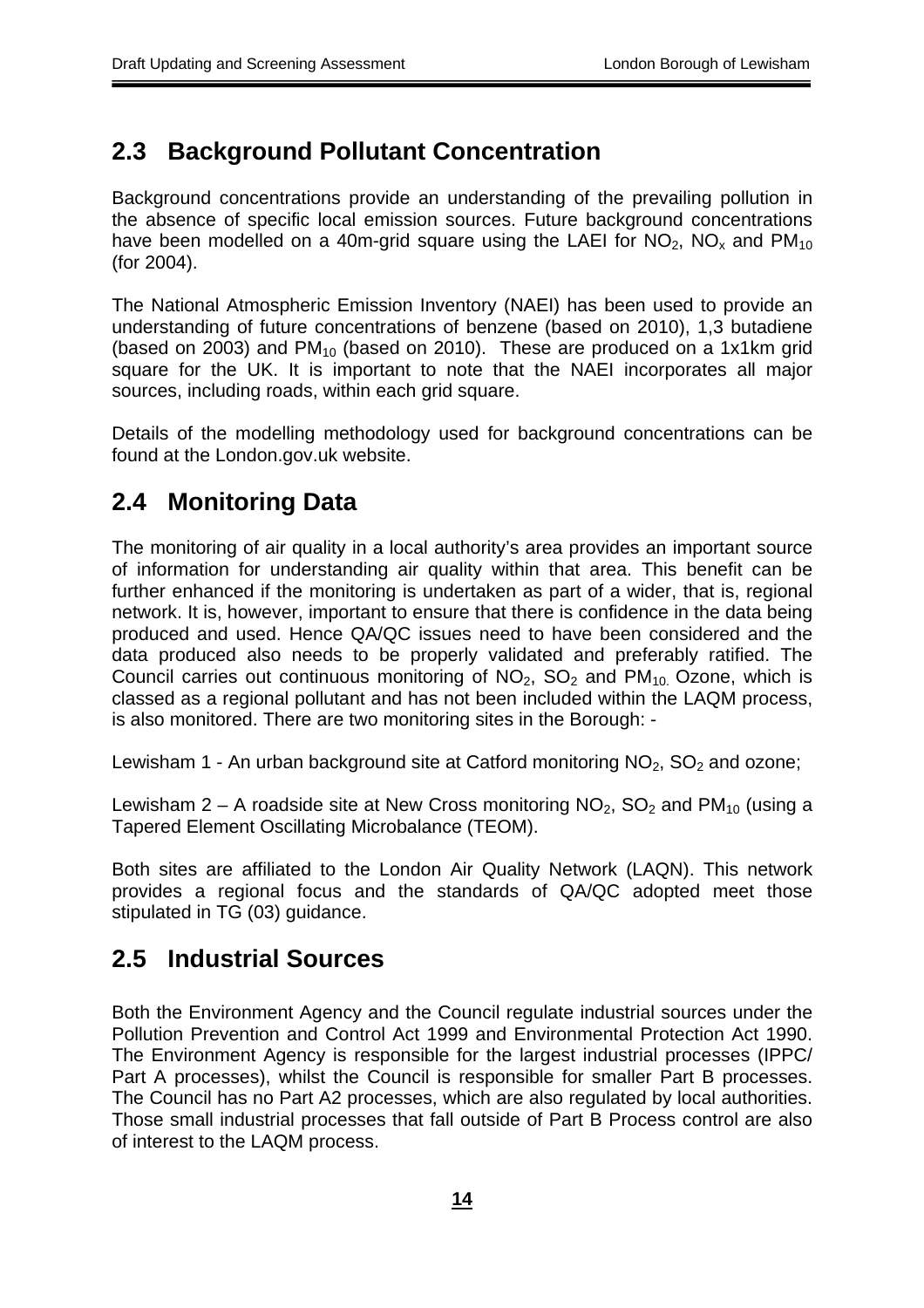## 2.3 Background Pollutant Concentration

Background concentrations provide an understanding of the prevailing pollution in the absence of specific local emission sources. Future background concentrations have been modelled on a 40m-grid square using the LAEI for $NO_2$, $NO_x$ and $PM_{10}$ (for 2004).

The National Atmospheric Emission Inventory (NAEI) has been used to provide an understanding of future concentrations of benzene (based on 2010), 1,3 butadiene (based on 2003) and $PM_{10}$ (based on 2010). These are produced on a 1x1km grid square for the UK. It is important to note that the NAEI incorporates all major sources, including roads, within each grid square.

Details of the modelling methodology used for background concentrations can be found at the London.gov.uk website.

## 2.4 Monitoring Data

The monitoring of air quality in a local authority's area provides an important source of information for understanding air quality within that area. This benefit can be further enhanced if the monitoring is undertaken as part of a wider, that is, regional network. It is, however, important to ensure that there is confidence in the data being produced and used. Hence QA/QC issues need to have been considered and the data produced also needs to be properly validated and preferably ratified. The Council carries out continuous monitoring of $NO_2$, $SO_2$ and $PM_{10.}$ Ozone, which is classed as a regional pollutant and has not been included within the LAQM process, is also monitored. There are two monitoring sites in the Borough: -

Lewisham 1 - An urban background site at Catford monitoring $NO_2$, $SO_2$ and ozone;

Lewisham 2 – A roadside site at New Cross monitoring $NO_2$, $SO_2$ and $PM_{10}$ (using a Tapered Element Oscillating Microbalance (TEOM).

Both sites are affiliated to the London Air Quality Network (LAQN). This network provides a regional focus and the standards of QA/QC adopted meet those stipulated in TG (03) guidance.

## 2.5 Industrial Sources

Both the Environment Agency and the Council regulate industrial sources under the Pollution Prevention and Control Act 1999 and Environmental Protection Act 1990. The Environment Agency is responsible for the largest industrial processes (IPPC/ Part A processes), whilst the Council is responsible for smaller Part B processes. The Council has no Part A2 processes, which are also regulated by local authorities. Those small industrial processes that fall outside of Part B Process control are also of interest to the LAQM process.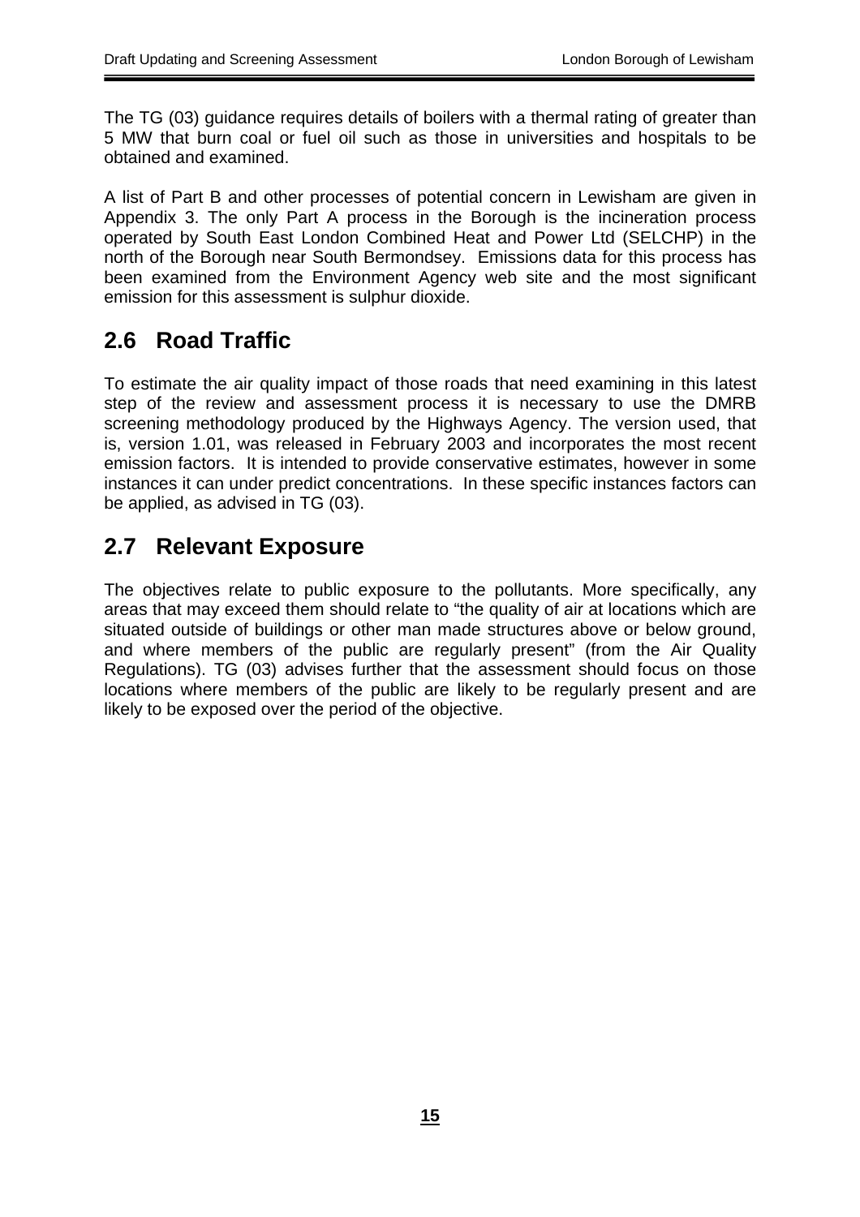The TG (03) guidance requires details of boilers with a thermal rating of greater than 5 MW that burn coal or fuel oil such as those in universities and hospitals to be obtained and examined.

A list of Part B and other processes of potential concern in Lewisham are given in Appendix 3. The only Part A process in the Borough is the incineration process operated by South East London Combined Heat and Power Ltd (SELCHP) in the north of the Borough near South Bermondsey. Emissions data for this process has been examined from the Environment Agency web site and the most significant emission for this assessment is sulphur dioxide.

## 2.6 Road Traffic

To estimate the air quality impact of those roads that need examining in this latest step of the review and assessment process it is necessary to use the DMRB screening methodology produced by the Highways Agency. The version used, that is, version 1.01, was released in February 2003 and incorporates the most recent emission factors. It is intended to provide conservative estimates, however in some instances it can under predict concentrations. In these specific instances factors can be applied, as advised in TG (03).

## 2.7 Relevant Exposure

The objectives relate to public exposure to the pollutants. More specifically, any areas that may exceed them should relate to "the quality of air at locations which are situated outside of buildings or other man made structures above or below ground, and where members of the public are regularly present" (from the Air Quality Regulations). TG (03) advises further that the assessment should focus on those locations where members of the public are likely to be regularly present and are likely to be exposed over the period of the objective.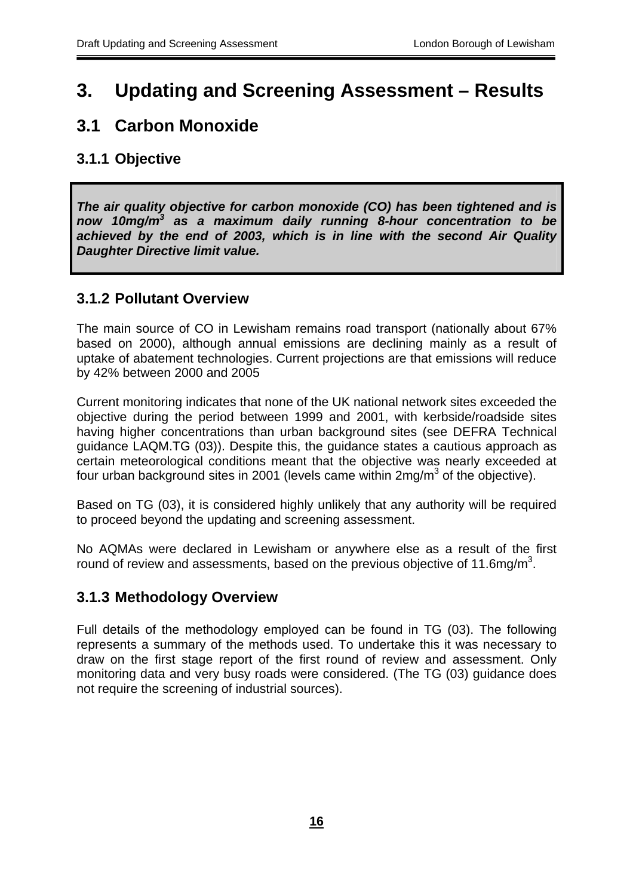# 3. Updating and Screening Assessment – Results

## 3.1 Carbon Monoxide

### 3.1.1 Objective

***The air quality objective for carbon monoxide (CO) has been tightened and is now 10mg/m$^3$ as a maximum daily running 8-hour concentration to be achieved by the end of 2003, which is in line with the second Air Quality Daughter Directive limit value.***

### 3.1.2 Pollutant Overview

The main source of CO in Lewisham remains road transport (nationally about 67% based on 2000), although annual emissions are declining mainly as a result of uptake of abatement technologies. Current projections are that emissions will reduce by 42% between 2000 and 2005

Current monitoring indicates that none of the UK national network sites exceeded the objective during the period between 1999 and 2001, with kerbside/roadside sites having higher concentrations than urban background sites (see DEFRA Technical guidance LAQM.TG (03)). Despite this, the guidance states a cautious approach as certain meteorological conditions meant that the objective was nearly exceeded at four urban background sites in 2001 (levels came within 2mg/m$^3$ of the objective).

Based on TG (03), it is considered highly unlikely that any authority will be required to proceed beyond the updating and screening assessment.

No AQMAs were declared in Lewisham or anywhere else as a result of the first round of review and assessments, based on the previous objective of 11.6mg/m$^3$.

### 3.1.3 Methodology Overview

Full details of the methodology employed can be found in TG (03). The following represents a summary of the methods used. To undertake this it was necessary to draw on the first stage report of the first round of review and assessment. Only monitoring data and very busy roads were considered. (The TG (03) guidance does not require the screening of industrial sources).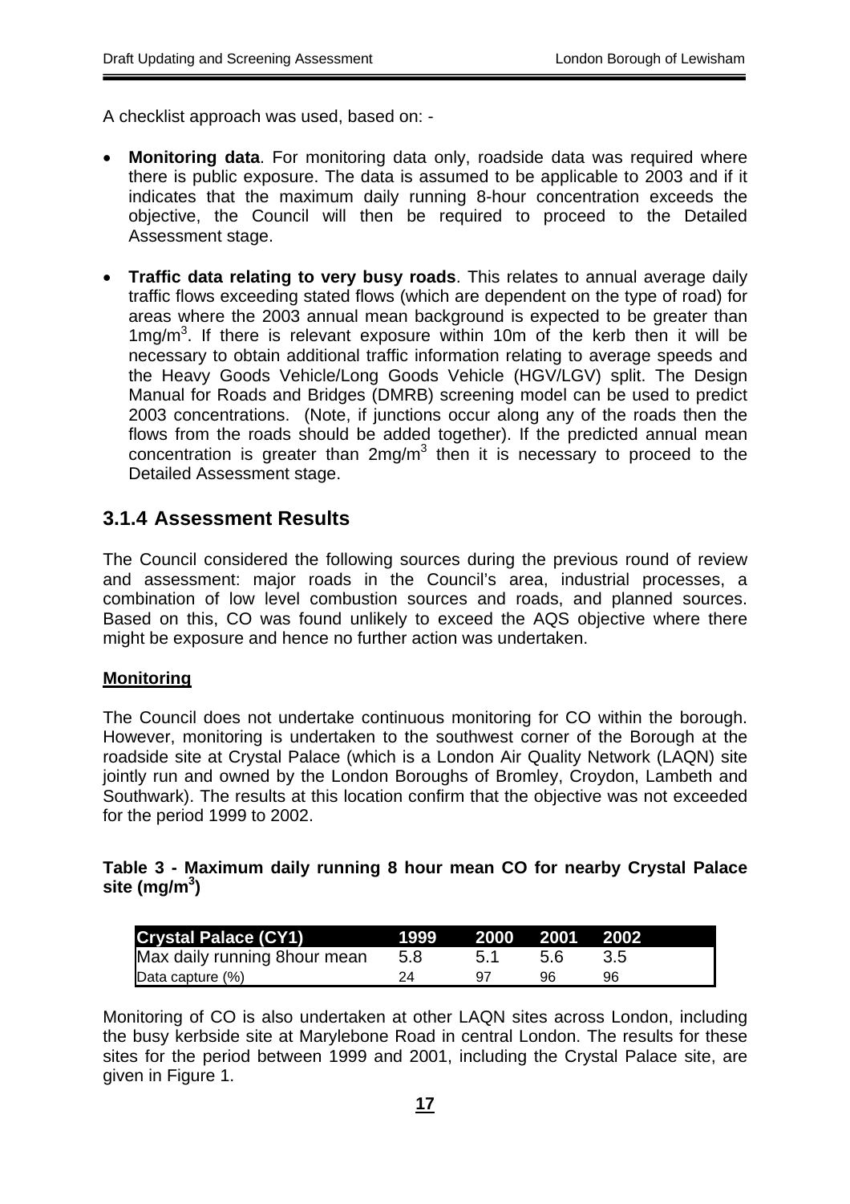A checklist approach was used, based on: -

- **Monitoring data**. For monitoring data only, roadside data was required where there is public exposure. The data is assumed to be applicable to 2003 and if it indicates that the maximum daily running 8-hour concentration exceeds the objective, the Council will then be required to proceed to the Detailed Assessment stage.

- **Traffic data relating to very busy roads**. This relates to annual average daily traffic flows exceeding stated flows (which are dependent on the type of road) for areas where the 2003 annual mean background is expected to be greater than $1mg/m^3$. If there is relevant exposure within 10m of the kerb then it will be necessary to obtain additional traffic information relating to average speeds and the Heavy Goods Vehicle/Long Goods Vehicle (HGV/LGV) split. The Design Manual for Roads and Bridges (DMRB) screening model can be used to predict 2003 concentrations. (Note, if junctions occur along any of the roads then the flows from the roads should be added together). If the predicted annual mean concentration is greater than $2mg/m^3$ then it is necessary to proceed to the Detailed Assessment stage.

### 3.1.4 Assessment Results

The Council considered the following sources during the previous round of review and assessment: major roads in the Council's area, industrial processes, a combination of low level combustion sources and roads, and planned sources. Based on this, CO was found unlikely to exceed the AQS objective where there might be exposure and hence no further action was undertaken.

**Monitoring**

The Council does not undertake continuous monitoring for CO within the borough. However, monitoring is undertaken to the southwest corner of the Borough at the roadside site at Crystal Palace (which is a London Air Quality Network (LAQN) site jointly run and owned by the London Boroughs of Bromley, Croydon, Lambeth and Southwark). The results at this location confirm that the objective was not exceeded for the period 1999 to 2002.

**Table 3 - Maximum daily running 8 hour mean CO for nearby Crystal Palace site ($mg/m^3$)**

| Crystal Palace (CY1) | 1999 | 2000 | 2001 | 2002 |
|---|---|---|---|---|
| Max daily running 8hour mean | 5.8 | 5.1 | 5.6 | 3.5 |
| Data capture (%) | 24 | 97 | 96 | 96 |

Monitoring of CO is also undertaken at other LAQN sites across London, including the busy kerbside site at Marylebone Road in central London. The results for these sites for the period between 1999 and 2001, including the Crystal Palace site, are given in Figure 1.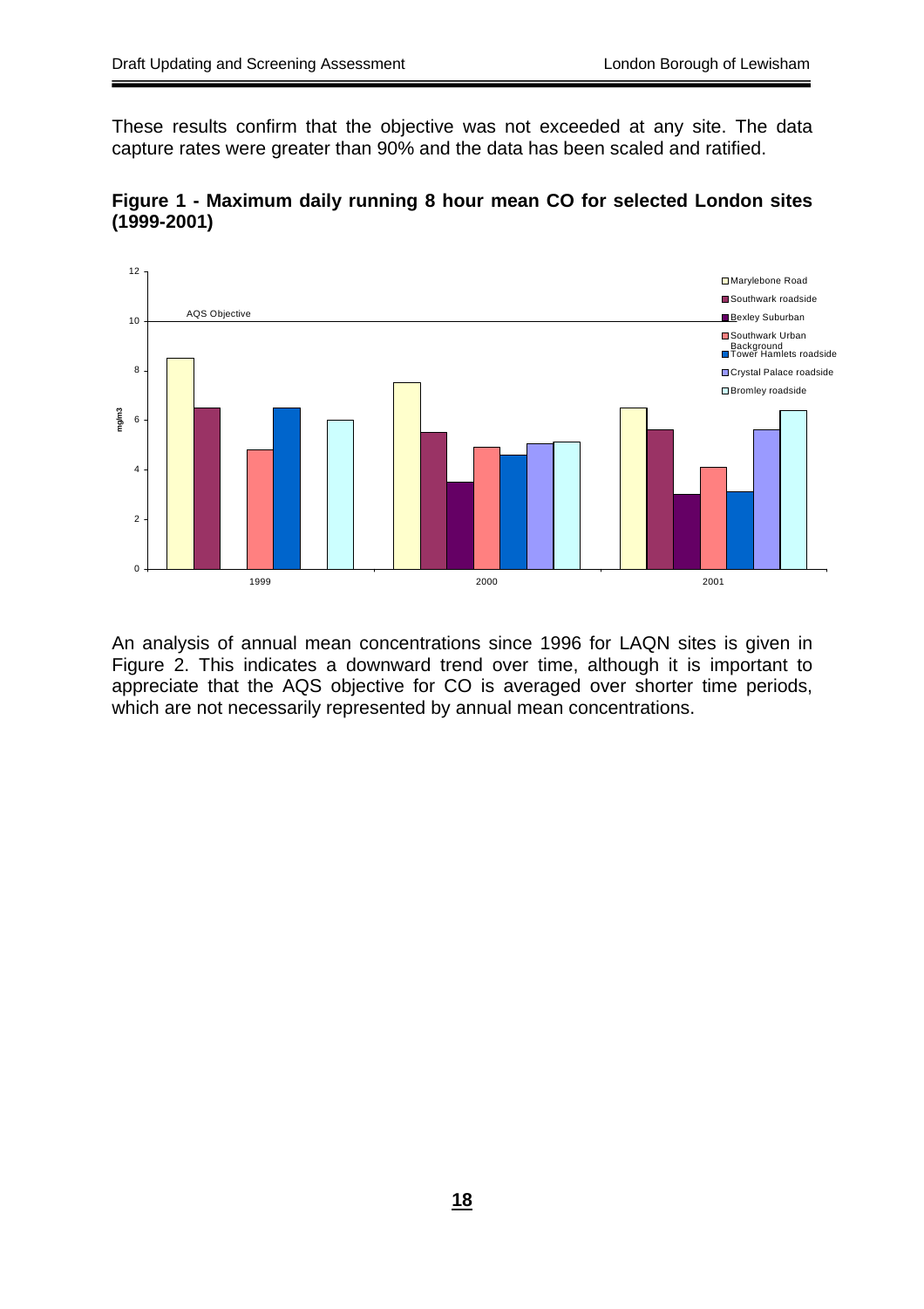These results confirm that the objective was not exceeded at any site. The data capture rates were greater than 90% and the data has been scaled and ratified.

**Figure 1 - Maximum daily running 8 hour mean CO for selected London sites (1999-2001)**

An analysis of annual mean concentrations since 1996 for LAQN sites is given in Figure 2. This indicates a downward trend over time, although it is important to appreciate that the AQS objective for CO is averaged over shorter time periods, which are not necessarily represented by annual mean concentrations.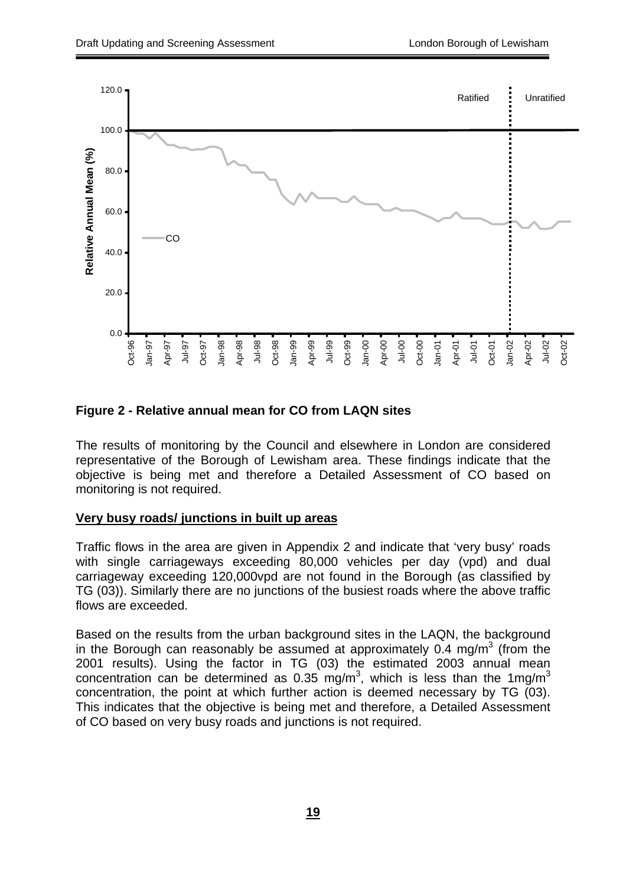**Figure 2 - Relative annual mean for CO from LAQN sites**

The results of monitoring by the Council and elsewhere in London are considered representative of the Borough of Lewisham area. These findings indicate that the objective is being met and therefore a Detailed Assessment of CO based on monitoring is not required.

**Very busy roads/ junctions in built up areas**

Traffic flows in the area are given in Appendix 2 and indicate that 'very busy' roads with single carriageways exceeding 80,000 vehicles per day (vpd) and dual carriageway exceeding 120,000vpd are not found in the Borough (as classified by TG (03)). Similarly there are no junctions of the busiest roads where the above traffic flows are exceeded.

Based on the results from the urban background sites in the LAQN, the background in the Borough can reasonably be assumed at approximately 0.4 $mg/m^3$ (from the 2001 results). Using the factor in TG (03) the estimated 2003 annual mean concentration can be determined as 0.35 $mg/m^3$, which is less than the 1$mg/m^3$ concentration, the point at which further action is deemed necessary by TG (03). This indicates that the objective is being met and therefore, a Detailed Assessment of CO based on very busy roads and junctions is not required.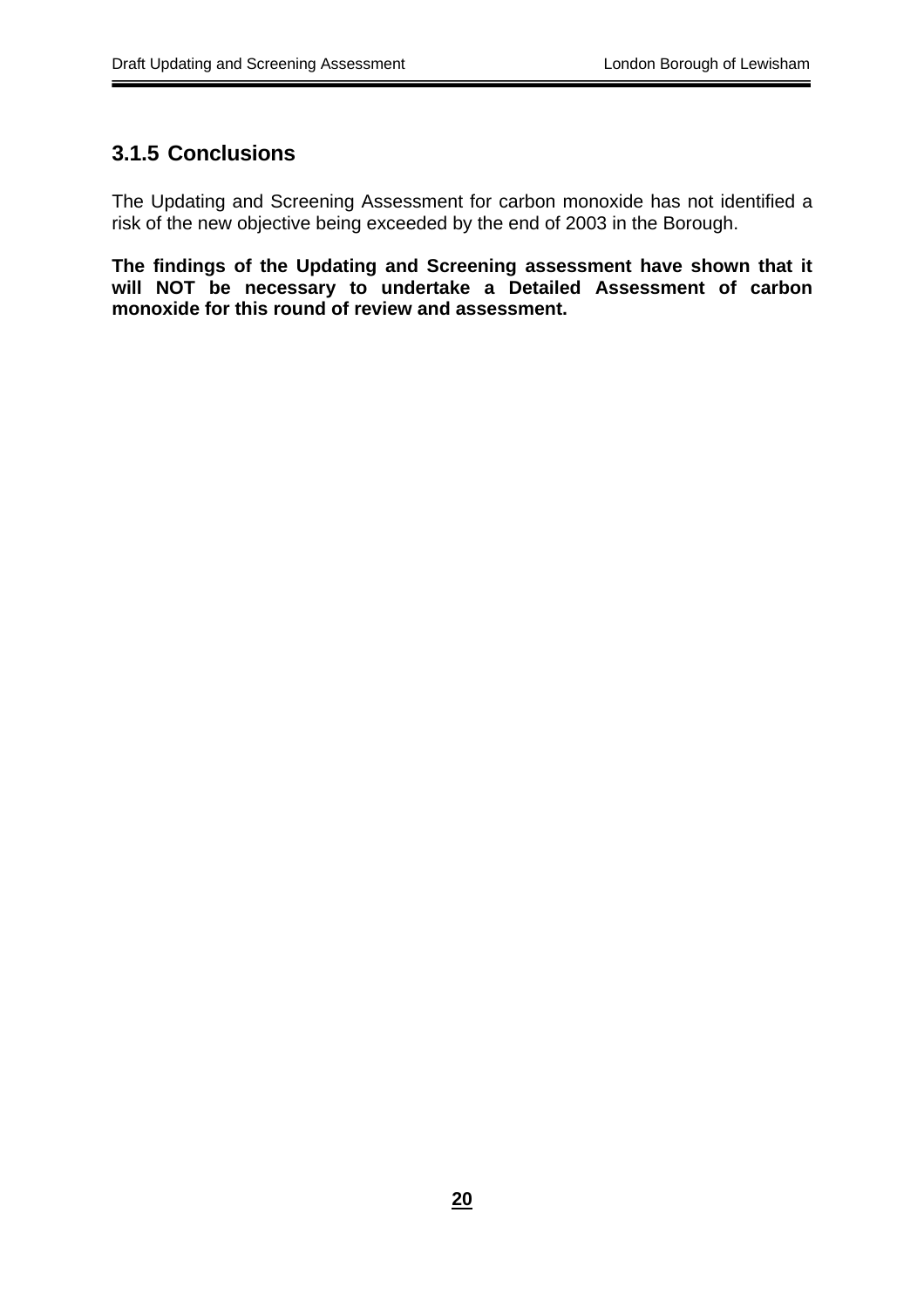### 3.1.5 Conclusions

The Updating and Screening Assessment for carbon monoxide has not identified a risk of the new objective being exceeded by the end of 2003 in the Borough.

**The findings of the Updating and Screening assessment have shown that it will NOT be necessary to undertake a Detailed Assessment of carbon monoxide for this round of review and assessment.**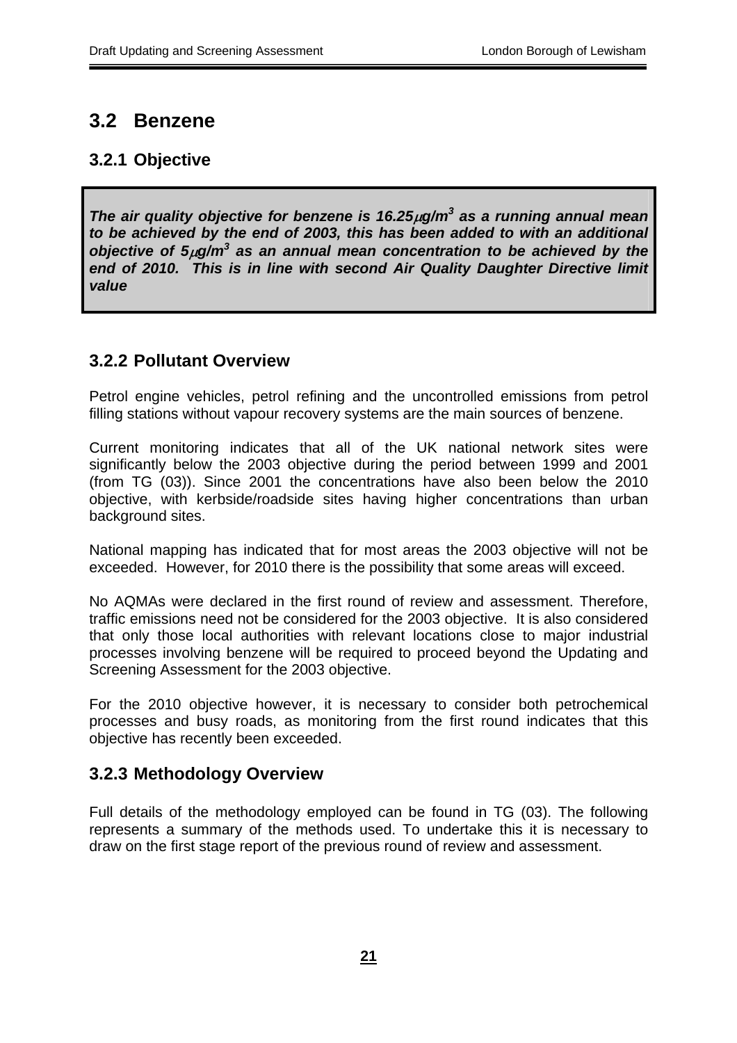## 3.2 Benzene

### 3.2.1 Objective

> ***The air quality objective for benzene is 16.25μg/m$^3$ as a running annual mean to be achieved by the end of 2003, this has been added to with an additional objective of 5μg/m$^3$ as an annual mean concentration to be achieved by the end of 2010. This is in line with second Air Quality Daughter Directive limit value***

### 3.2.2 Pollutant Overview

Petrol engine vehicles, petrol refining and the uncontrolled emissions from petrol filling stations without vapour recovery systems are the main sources of benzene.

Current monitoring indicates that all of the UK national network sites were significantly below the 2003 objective during the period between 1999 and 2001 (from TG (03)). Since 2001 the concentrations have also been below the 2010 objective, with kerbside/roadside sites having higher concentrations than urban background sites.

National mapping has indicated that for most areas the 2003 objective will not be exceeded. However, for 2010 there is the possibility that some areas will exceed.

No AQMAs were declared in the first round of review and assessment. Therefore, traffic emissions need not be considered for the 2003 objective. It is also considered that only those local authorities with relevant locations close to major industrial processes involving benzene will be required to proceed beyond the Updating and Screening Assessment for the 2003 objective.

For the 2010 objective however, it is necessary to consider both petrochemical processes and busy roads, as monitoring from the first round indicates that this objective has recently been exceeded.

### 3.2.3 Methodology Overview

Full details of the methodology employed can be found in TG (03). The following represents a summary of the methods used. To undertake this it is necessary to draw on the first stage report of the previous round of review and assessment.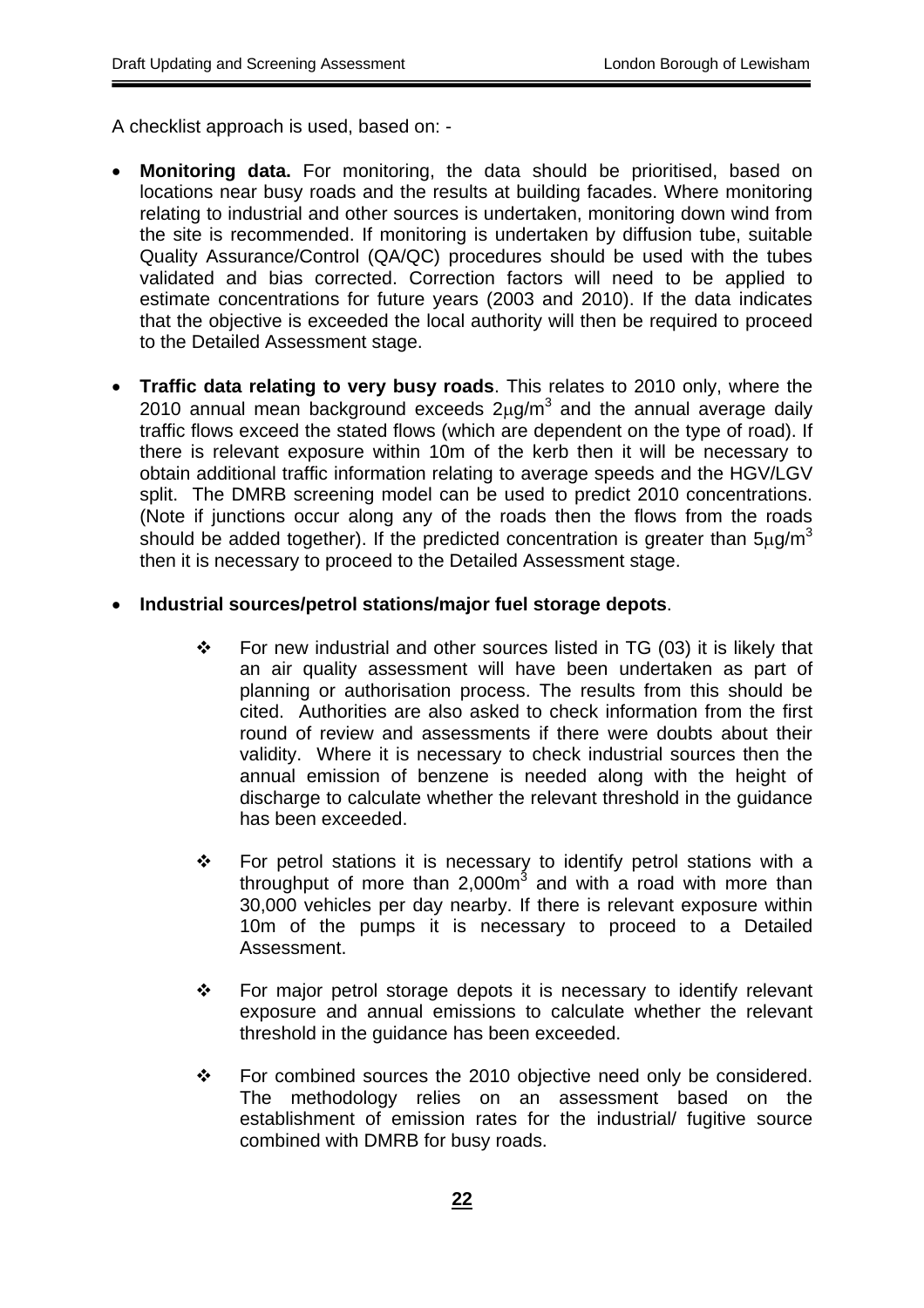A checklist approach is used, based on: -

- **Monitoring data.** For monitoring, the data should be prioritised, based on locations near busy roads and the results at building facades. Where monitoring relating to industrial and other sources is undertaken, monitoring down wind from the site is recommended. If monitoring is undertaken by diffusion tube, suitable Quality Assurance/Control (QA/QC) procedures should be used with the tubes validated and bias corrected. Correction factors will need to be applied to estimate concentrations for future years (2003 and 2010). If the data indicates that the objective is exceeded the local authority will then be required to proceed to the Detailed Assessment stage.

- **Traffic data relating to very busy roads**. This relates to 2010 only, where the 2010 annual mean background exceeds 2μg/m$^3$ and the annual average daily traffic flows exceed the stated flows (which are dependent on the type of road). If there is relevant exposure within 10m of the kerb then it will be necessary to obtain additional traffic information relating to average speeds and the HGV/LGV split. The DMRB screening model can be used to predict 2010 concentrations. (Note if junctions occur along any of the roads then the flows from the roads should be added together). If the predicted concentration is greater than 5μg/m$^3$ then it is necessary to proceed to the Detailed Assessment stage.

- **Industrial sources/petrol stations/major fuel storage depots**.

  - For new industrial and other sources listed in TG (03) it is likely that an air quality assessment will have been undertaken as part of planning or authorisation process. The results from this should be cited. Authorities are also asked to check information from the first round of review and assessments if there were doubts about their validity. Where it is necessary to check industrial sources then the annual emission of benzene is needed along with the height of discharge to calculate whether the relevant threshold in the guidance has been exceeded.

  - For petrol stations it is necessary to identify petrol stations with a throughput of more than 2,000m$^3$ and with a road with more than 30,000 vehicles per day nearby. If there is relevant exposure within 10m of the pumps it is necessary to proceed to a Detailed Assessment.

  - For major petrol storage depots it is necessary to identify relevant exposure and annual emissions to calculate whether the relevant threshold in the guidance has been exceeded.

  - For combined sources the 2010 objective need only be considered. The methodology relies on an assessment based on the establishment of emission rates for the industrial/ fugitive source combined with DMRB for busy roads.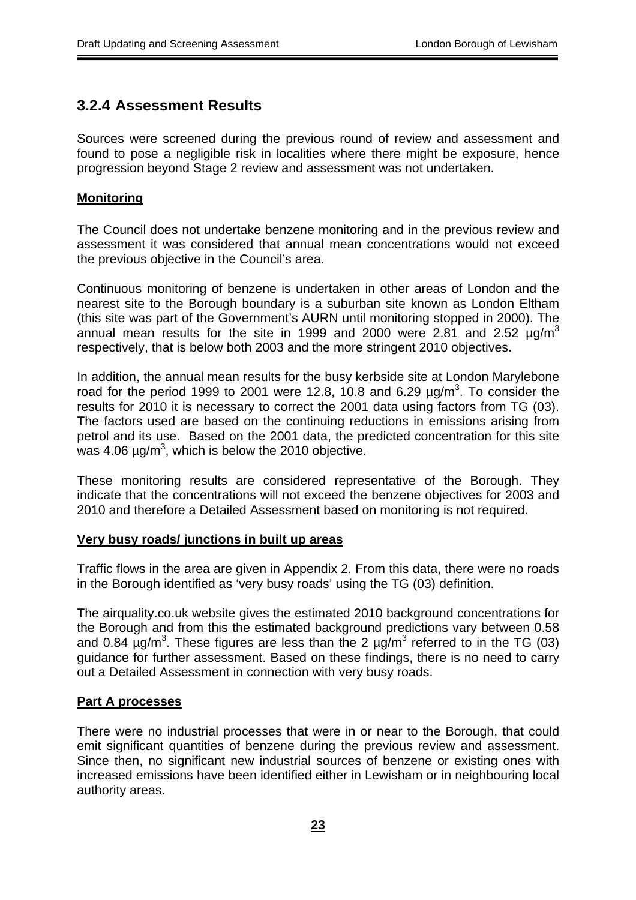### 3.2.4 Assessment Results

Sources were screened during the previous round of review and assessment and found to pose a negligible risk in localities where there might be exposure, hence progression beyond Stage 2 review and assessment was not undertaken.

**Monitoring**

The Council does not undertake benzene monitoring and in the previous review and assessment it was considered that annual mean concentrations would not exceed the previous objective in the Council's area.

Continuous monitoring of benzene is undertaken in other areas of London and the nearest site to the Borough boundary is a suburban site known as London Eltham (this site was part of the Government's AURN until monitoring stopped in 2000). The annual mean results for the site in 1999 and 2000 were 2.81 and 2.52 $\mu g/m^3$ respectively, that is below both 2003 and the more stringent 2010 objectives.

In addition, the annual mean results for the busy kerbside site at London Marylebone road for the period 1999 to 2001 were 12.8, 10.8 and 6.29 $\mu g/m^3$. To consider the results for 2010 it is necessary to correct the 2001 data using factors from TG (03). The factors used are based on the continuing reductions in emissions arising from petrol and its use. Based on the 2001 data, the predicted concentration for this site was 4.06 $\mu g/m^3$, which is below the 2010 objective.

These monitoring results are considered representative of the Borough. They indicate that the concentrations will not exceed the benzene objectives for 2003 and 2010 and therefore a Detailed Assessment based on monitoring is not required.

**Very busy roads/ junctions in built up areas**

Traffic flows in the area are given in Appendix 2. From this data, there were no roads in the Borough identified as 'very busy roads' using the TG (03) definition.

The airquality.co.uk website gives the estimated 2010 background concentrations for the Borough and from this the estimated background predictions vary between 0.58 and 0.84 $\mu g/m^3$. These figures are less than the 2 $\mu g/m^3$ referred to in the TG (03) guidance for further assessment. Based on these findings, there is no need to carry out a Detailed Assessment in connection with very busy roads.

**Part A processes**

There were no industrial processes that were in or near to the Borough, that could emit significant quantities of benzene during the previous review and assessment. Since then, no significant new industrial sources of benzene or existing ones with increased emissions have been identified either in Lewisham or in neighbouring local authority areas.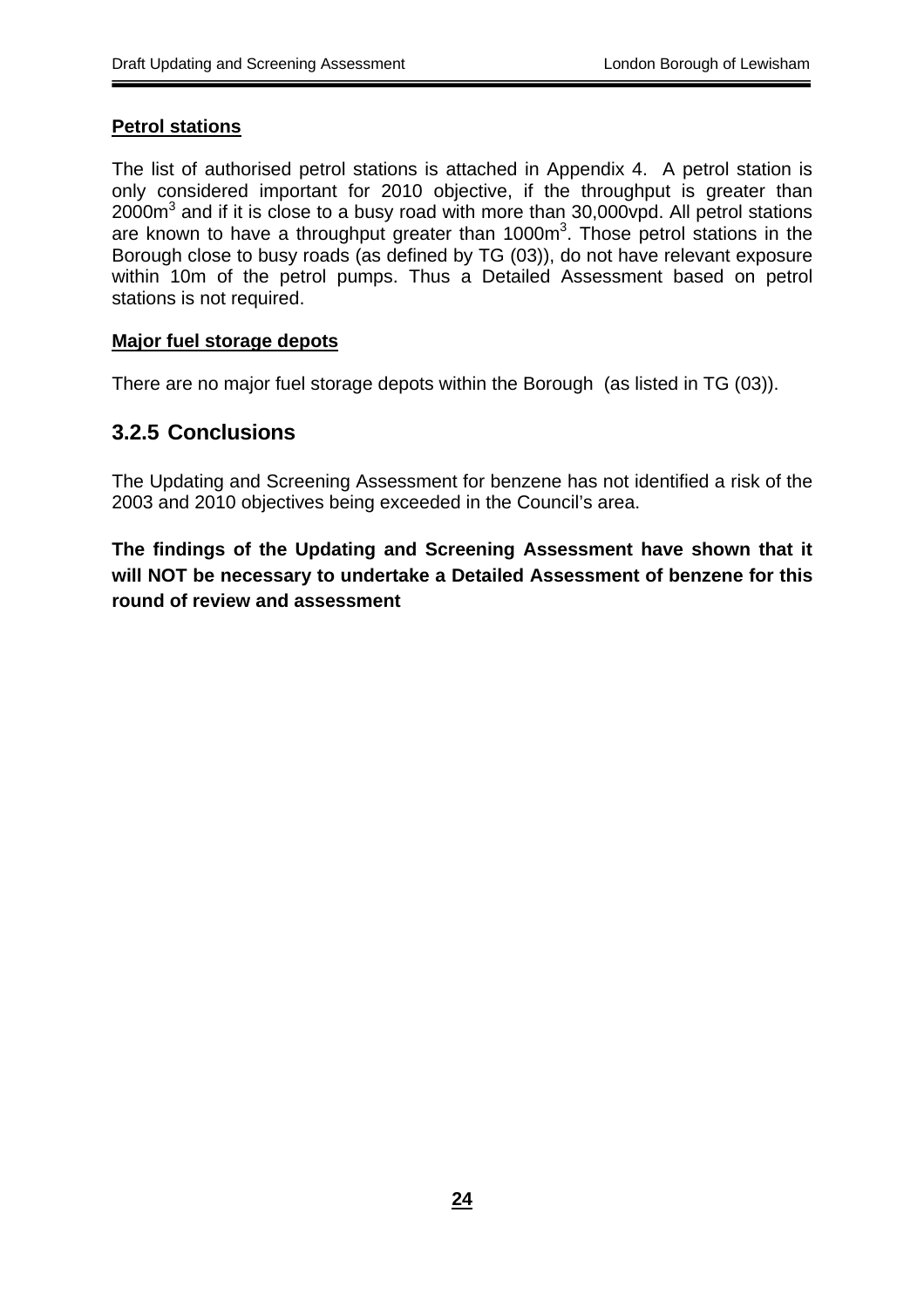**Petrol stations**

The list of authorised petrol stations is attached in Appendix 4. A petrol station is only considered important for 2010 objective, if the throughput is greater than 2000m$^3$ and if it is close to a busy road with more than 30,000vpd. All petrol stations are known to have a throughput greater than 1000m$^3$. Those petrol stations in the Borough close to busy roads (as defined by TG (03)), do not have relevant exposure within 10m of the petrol pumps. Thus a Detailed Assessment based on petrol stations is not required.

**Major fuel storage depots**

There are no major fuel storage depots within the Borough (as listed in TG (03)).

### 3.2.5 Conclusions

The Updating and Screening Assessment for benzene has not identified a risk of the 2003 and 2010 objectives being exceeded in the Council's area.

**The findings of the Updating and Screening Assessment have shown that it will NOT be necessary to undertake a Detailed Assessment of benzene for this round of review and assessment**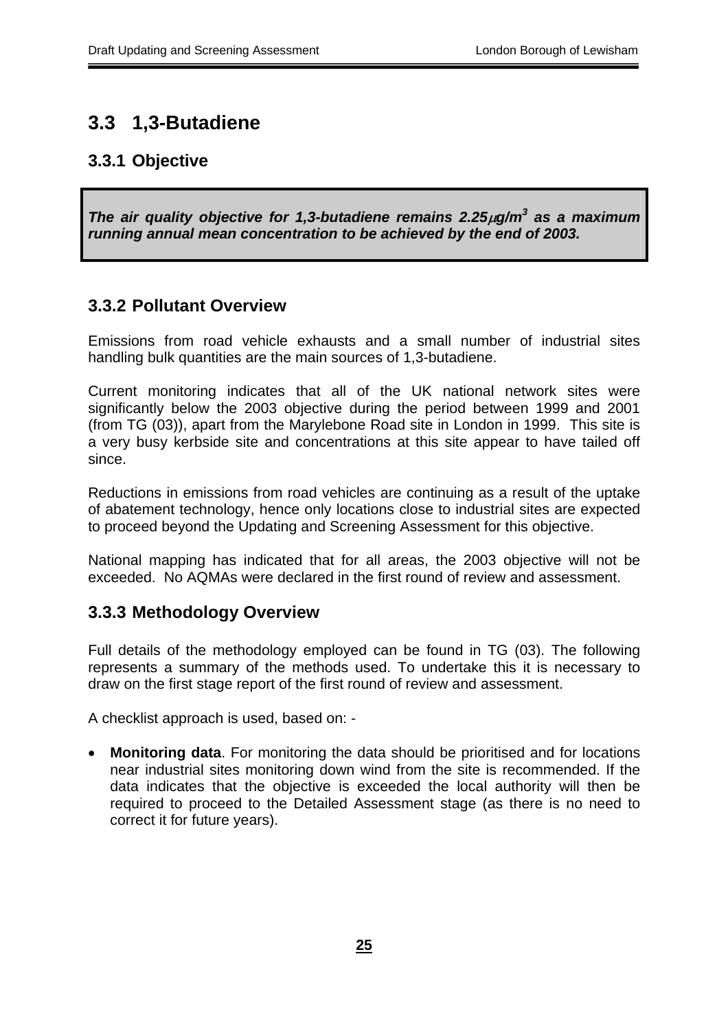## 3.3 1,3-Butadiene

### 3.3.1 Objective

***The air quality objective for 1,3-butadiene remains 2.25$\mu$g/m$^3$ as a maximum running annual mean concentration to be achieved by the end of 2003.***

### 3.3.2 Pollutant Overview

Emissions from road vehicle exhausts and a small number of industrial sites handling bulk quantities are the main sources of 1,3-butadiene.

Current monitoring indicates that all of the UK national network sites were significantly below the 2003 objective during the period between 1999 and 2001 (from TG (03)), apart from the Marylebone Road site in London in 1999. This site is a very busy kerbside site and concentrations at this site appear to have tailed off since.

Reductions in emissions from road vehicles are continuing as a result of the uptake of abatement technology, hence only locations close to industrial sites are expected to proceed beyond the Updating and Screening Assessment for this objective.

National mapping has indicated that for all areas, the 2003 objective will not be exceeded. No AQMAs were declared in the first round of review and assessment.

### 3.3.3 Methodology Overview

Full details of the methodology employed can be found in TG (03). The following represents a summary of the methods used. To undertake this it is necessary to draw on the first stage report of the first round of review and assessment.

A checklist approach is used, based on: -

- **Monitoring data**. For monitoring the data should be prioritised and for locations near industrial sites monitoring down wind from the site is recommended. If the data indicates that the objective is exceeded the local authority will then be required to proceed to the Detailed Assessment stage (as there is no need to correct it for future years).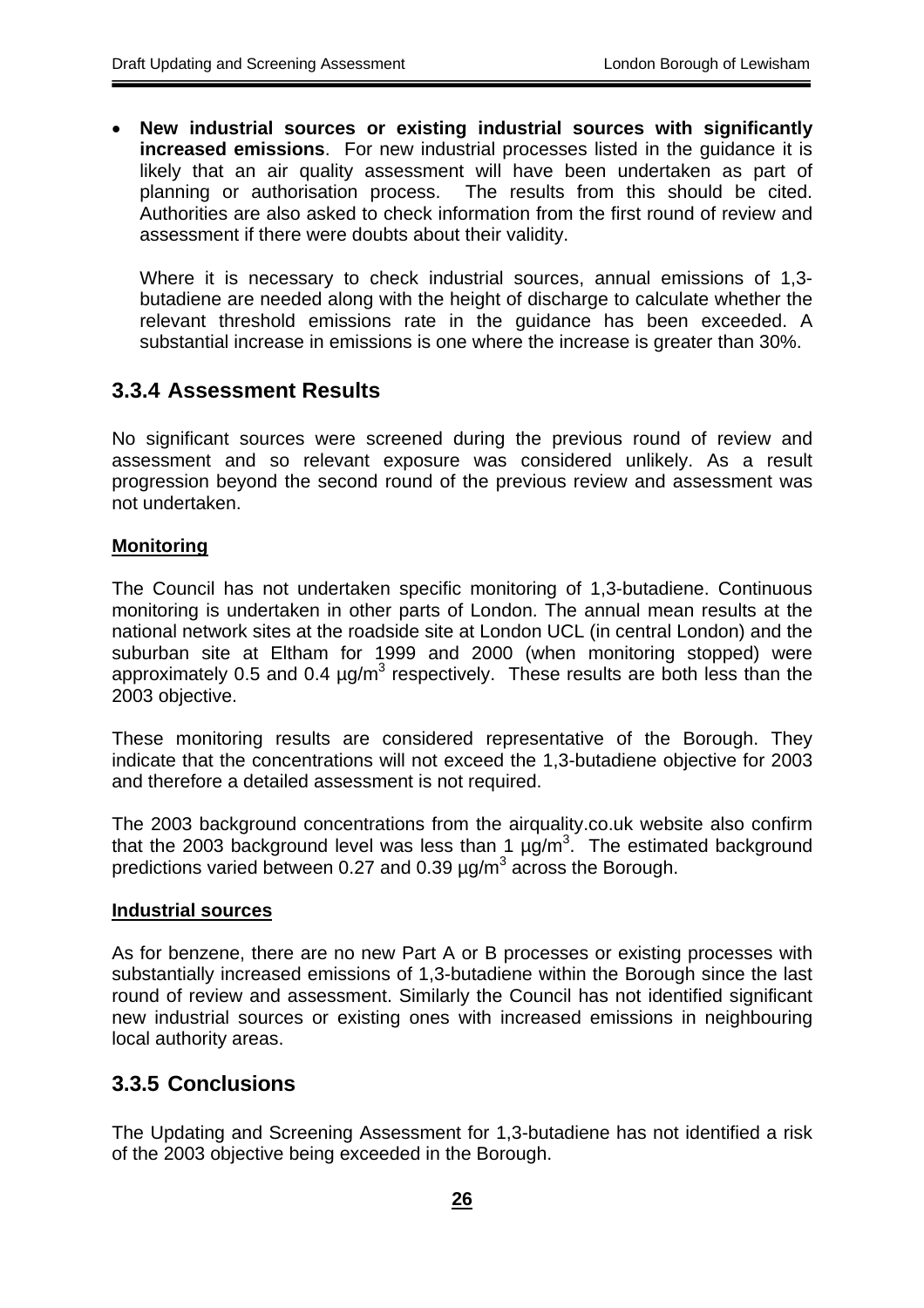- **New industrial sources or existing industrial sources with significantly increased emissions**. For new industrial processes listed in the guidance it is likely that an air quality assessment will have been undertaken as part of planning or authorisation process. The results from this should be cited. Authorities are also asked to check information from the first round of review and assessment if there were doubts about their validity.

  Where it is necessary to check industrial sources, annual emissions of 1,3-butadiene are needed along with the height of discharge to calculate whether the relevant threshold emissions rate in the guidance has been exceeded. A substantial increase in emissions is one where the increase is greater than 30%.

### 3.3.4 Assessment Results

No significant sources were screened during the previous round of review and assessment and so relevant exposure was considered unlikely. As a result progression beyond the second round of the previous review and assessment was not undertaken.

**Monitoring**

The Council has not undertaken specific monitoring of 1,3-butadiene. Continuous monitoring is undertaken in other parts of London. The annual mean results at the national network sites at the roadside site at London UCL (in central London) and the suburban site at Eltham for 1999 and 2000 (when monitoring stopped) were approximately 0.5 and 0.4 µg/m$^3$ respectively. These results are both less than the 2003 objective.

These monitoring results are considered representative of the Borough. They indicate that the concentrations will not exceed the 1,3-butadiene objective for 2003 and therefore a detailed assessment is not required.

The 2003 background concentrations from the airquality.co.uk website also confirm that the 2003 background level was less than 1 µg/m$^3$. The estimated background predictions varied between 0.27 and 0.39 µg/m$^3$ across the Borough.

**Industrial sources**

As for benzene, there are no new Part A or B processes or existing processes with substantially increased emissions of 1,3-butadiene within the Borough since the last round of review and assessment. Similarly the Council has not identified significant new industrial sources or existing ones with increased emissions in neighbouring local authority areas.

### 3.3.5 Conclusions

The Updating and Screening Assessment for 1,3-butadiene has not identified a risk of the 2003 objective being exceeded in the Borough.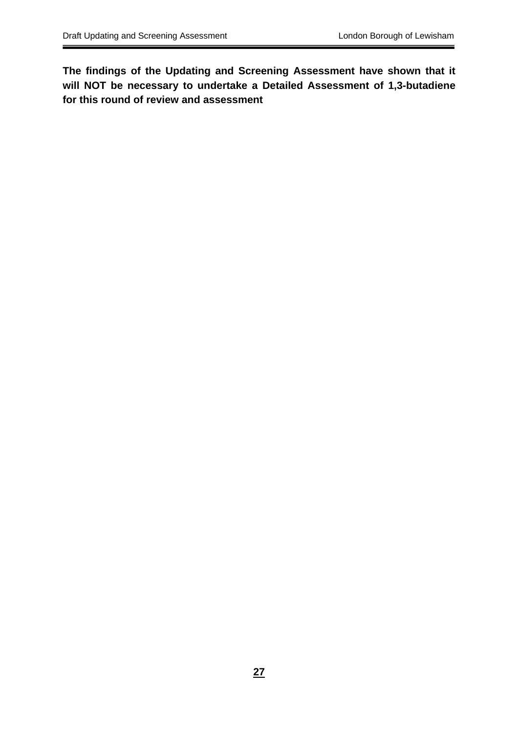**The findings of the Updating and Screening Assessment have shown that it will NOT be necessary to undertake a Detailed Assessment of 1,3-butadiene for this round of review and assessment**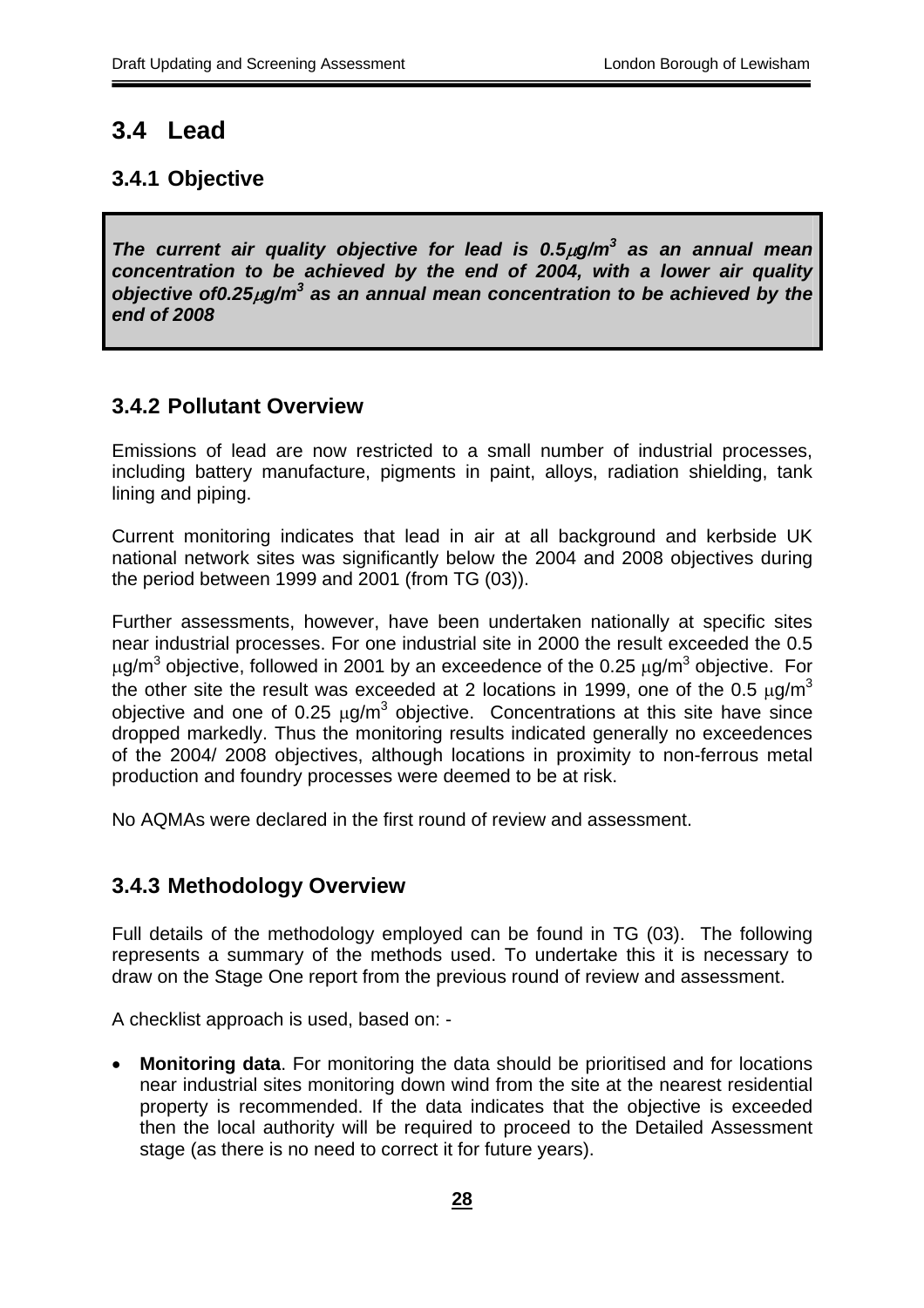## 3.4 Lead

### 3.4.1 Objective

***The current air quality objective for lead is 0.5μg/m³ as an annual mean concentration to be achieved by the end of 2004, with a lower air quality objective of0.25μg/m³ as an annual mean concentration to be achieved by the end of 2008***

### 3.4.2 Pollutant Overview

Emissions of lead are now restricted to a small number of industrial processes, including battery manufacture, pigments in paint, alloys, radiation shielding, tank lining and piping.

Current monitoring indicates that lead in air at all background and kerbside UK national network sites was significantly below the 2004 and 2008 objectives during the period between 1999 and 2001 (from TG (03)).

Further assessments, however, have been undertaken nationally at specific sites near industrial processes. For one industrial site in 2000 the result exceeded the 0.5 $\mu g/m^3$ objective, followed in 2001 by an exceedence of the 0.25 $\mu g/m^3$ objective. For the other site the result was exceeded at 2 locations in 1999, one of the 0.5 $\mu g/m^3$ objective and one of 0.25 $\mu g/m^3$ objective. Concentrations at this site have since dropped markedly. Thus the monitoring results indicated generally no exceedences of the 2004/ 2008 objectives, although locations in proximity to non-ferrous metal production and foundry processes were deemed to be at risk.

No AQMAs were declared in the first round of review and assessment.

### 3.4.3 Methodology Overview

Full details of the methodology employed can be found in TG (03). The following represents a summary of the methods used. To undertake this it is necessary to draw on the Stage One report from the previous round of review and assessment.

A checklist approach is used, based on: -

- **Monitoring data**. For monitoring the data should be prioritised and for locations near industrial sites monitoring down wind from the site at the nearest residential property is recommended. If the data indicates that the objective is exceeded then the local authority will be required to proceed to the Detailed Assessment stage (as there is no need to correct it for future years).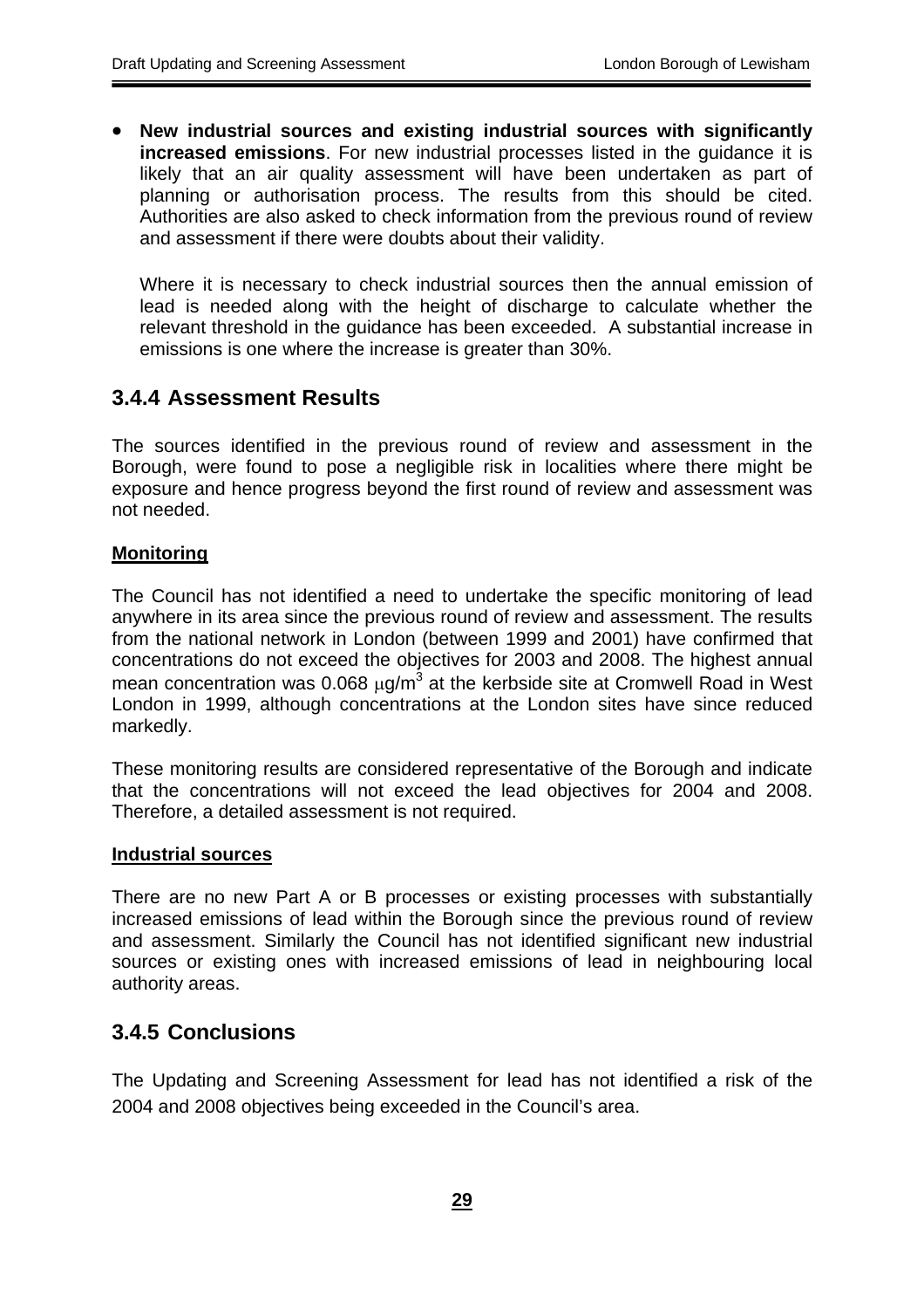- **New industrial sources and existing industrial sources with significantly increased emissions**. For new industrial processes listed in the guidance it is likely that an air quality assessment will have been undertaken as part of planning or authorisation process. The results from this should be cited. Authorities are also asked to check information from the previous round of review and assessment if there were doubts about their validity.

  Where it is necessary to check industrial sources then the annual emission of lead is needed along with the height of discharge to calculate whether the relevant threshold in the guidance has been exceeded. A substantial increase in emissions is one where the increase is greater than 30%.

### 3.4.4 Assessment Results

The sources identified in the previous round of review and assessment in the Borough, were found to pose a negligible risk in localities where there might be exposure and hence progress beyond the first round of review and assessment was not needed.

**Monitoring**

The Council has not identified a need to undertake the specific monitoring of lead anywhere in its area since the previous round of review and assessment. The results from the national network in London (between 1999 and 2001) have confirmed that concentrations do not exceed the objectives for 2003 and 2008. The highest annual mean concentration was 0.068 $\mu g/m^3$ at the kerbside site at Cromwell Road in West London in 1999, although concentrations at the London sites have since reduced markedly.

These monitoring results are considered representative of the Borough and indicate that the concentrations will not exceed the lead objectives for 2004 and 2008. Therefore, a detailed assessment is not required.

**Industrial sources**

There are no new Part A or B processes or existing processes with substantially increased emissions of lead within the Borough since the previous round of review and assessment. Similarly the Council has not identified significant new industrial sources or existing ones with increased emissions of lead in neighbouring local authority areas.

### 3.4.5 Conclusions

The Updating and Screening Assessment for lead has not identified a risk of the 2004 and 2008 objectives being exceeded in the Council's area.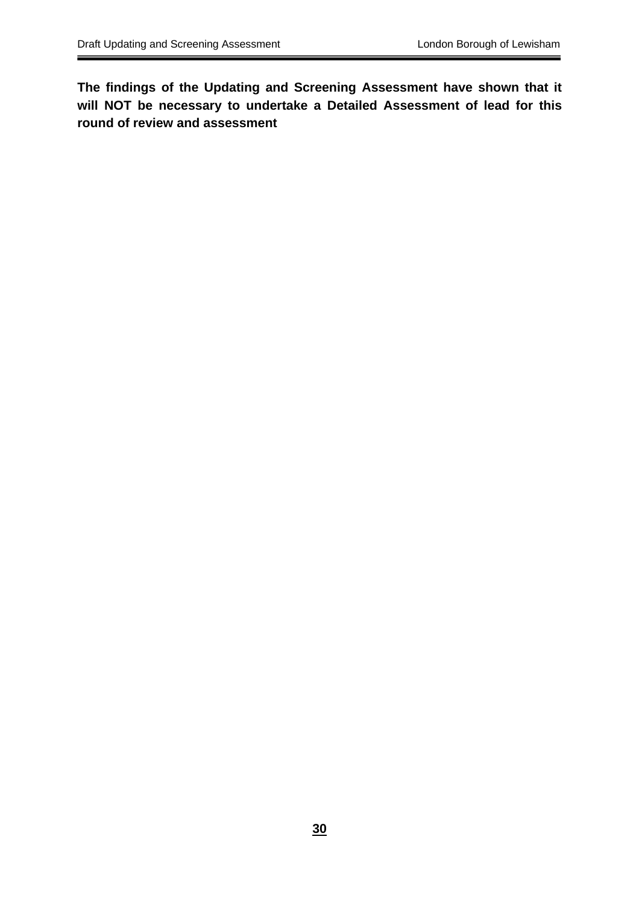**The findings of the Updating and Screening Assessment have shown that it will NOT be necessary to undertake a Detailed Assessment of lead for this round of review and assessment**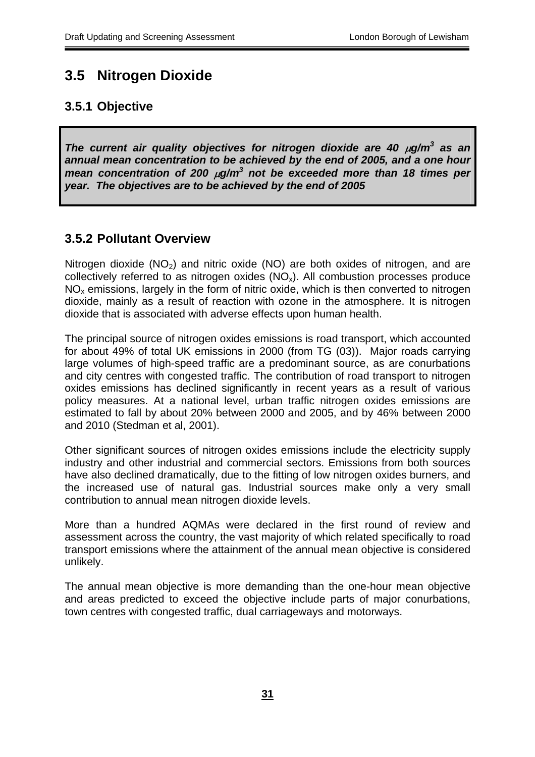## 3.5 Nitrogen Dioxide

### 3.5.1 Objective

***The current air quality objectives for nitrogen dioxide are 40 $\mu g/m^3$ as an annual mean concentration to be achieved by the end of 2005, and a one hour mean concentration of 200 $\mu g/m^3$ not be exceeded more than 18 times per year. The objectives are to be achieved by the end of 2005***

### 3.5.2 Pollutant Overview

Nitrogen dioxide ($NO_2$) and nitric oxide (NO) are both oxides of nitrogen, and are collectively referred to as nitrogen oxides ($NO_x$). All combustion processes produce $NO_x$ emissions, largely in the form of nitric oxide, which is then converted to nitrogen dioxide, mainly as a result of reaction with ozone in the atmosphere. It is nitrogen dioxide that is associated with adverse effects upon human health.

The principal source of nitrogen oxides emissions is road transport, which accounted for about 49% of total UK emissions in 2000 (from TG (03)). Major roads carrying large volumes of high-speed traffic are a predominant source, as are conurbations and city centres with congested traffic. The contribution of road transport to nitrogen oxides emissions has declined significantly in recent years as a result of various policy measures. At a national level, urban traffic nitrogen oxides emissions are estimated to fall by about 20% between 2000 and 2005, and by 46% between 2000 and 2010 (Stedman et al, 2001).

Other significant sources of nitrogen oxides emissions include the electricity supply industry and other industrial and commercial sectors. Emissions from both sources have also declined dramatically, due to the fitting of low nitrogen oxides burners, and the increased use of natural gas. Industrial sources make only a very small contribution to annual mean nitrogen dioxide levels.

More than a hundred AQMAs were declared in the first round of review and assessment across the country, the vast majority of which related specifically to road transport emissions where the attainment of the annual mean objective is considered unlikely.

The annual mean objective is more demanding than the one-hour mean objective and areas predicted to exceed the objective include parts of major conurbations, town centres with congested traffic, dual carriageways and motorways.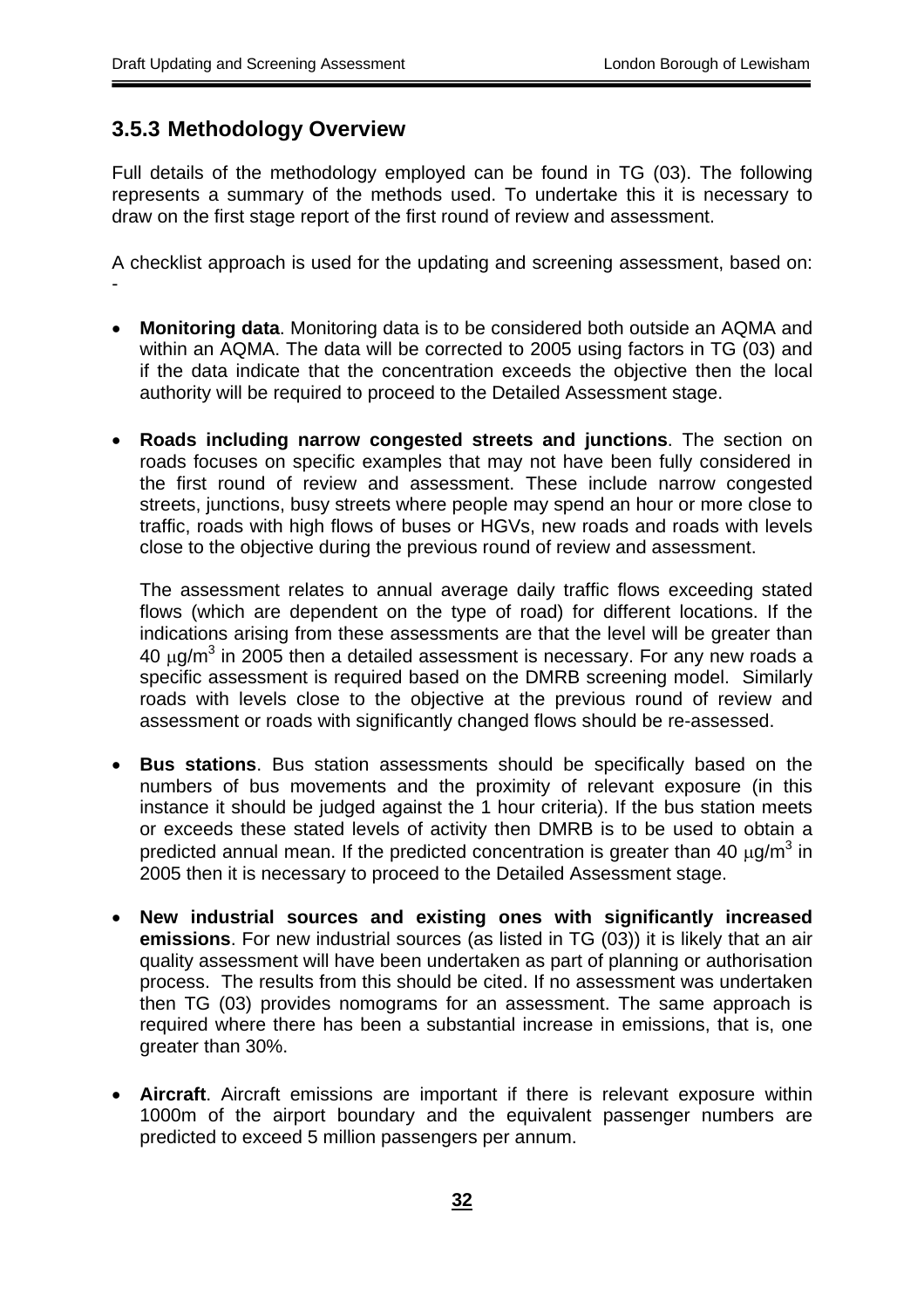### 3.5.3 Methodology Overview

Full details of the methodology employed can be found in TG (03). The following represents a summary of the methods used. To undertake this it is necessary to draw on the first stage report of the first round of review and assessment.

A checklist approach is used for the updating and screening assessment, based on: -

- **Monitoring data**. Monitoring data is to be considered both outside an AQMA and within an AQMA. The data will be corrected to 2005 using factors in TG (03) and if the data indicate that the concentration exceeds the objective then the local authority will be required to proceed to the Detailed Assessment stage.

- **Roads including narrow congested streets and junctions**. The section on roads focuses on specific examples that may not have been fully considered in the first round of review and assessment. These include narrow congested streets, junctions, busy streets where people may spend an hour or more close to traffic, roads with high flows of buses or HGVs, new roads and roads with levels close to the objective during the previous round of review and assessment.

  The assessment relates to annual average daily traffic flows exceeding stated flows (which are dependent on the type of road) for different locations. If the indications arising from these assessments are that the level will be greater than 40 $\mu g/m^3$ in 2005 then a detailed assessment is necessary. For any new roads a specific assessment is required based on the DMRB screening model. Similarly roads with levels close to the objective at the previous round of review and assessment or roads with significantly changed flows should be re-assessed.

- **Bus stations**. Bus station assessments should be specifically based on the numbers of bus movements and the proximity of relevant exposure (in this instance it should be judged against the 1 hour criteria). If the bus station meets or exceeds these stated levels of activity then DMRB is to be used to obtain a predicted annual mean. If the predicted concentration is greater than 40 $\mu g/m^3$ in 2005 then it is necessary to proceed to the Detailed Assessment stage.

- **New industrial sources and existing ones with significantly increased emissions**. For new industrial sources (as listed in TG (03)) it is likely that an air quality assessment will have been undertaken as part of planning or authorisation process. The results from this should be cited. If no assessment was undertaken then TG (03) provides nomograms for an assessment. The same approach is required where there has been a substantial increase in emissions, that is, one greater than 30%.

- **Aircraft**. Aircraft emissions are important if there is relevant exposure within 1000m of the airport boundary and the equivalent passenger numbers are predicted to exceed 5 million passengers per annum.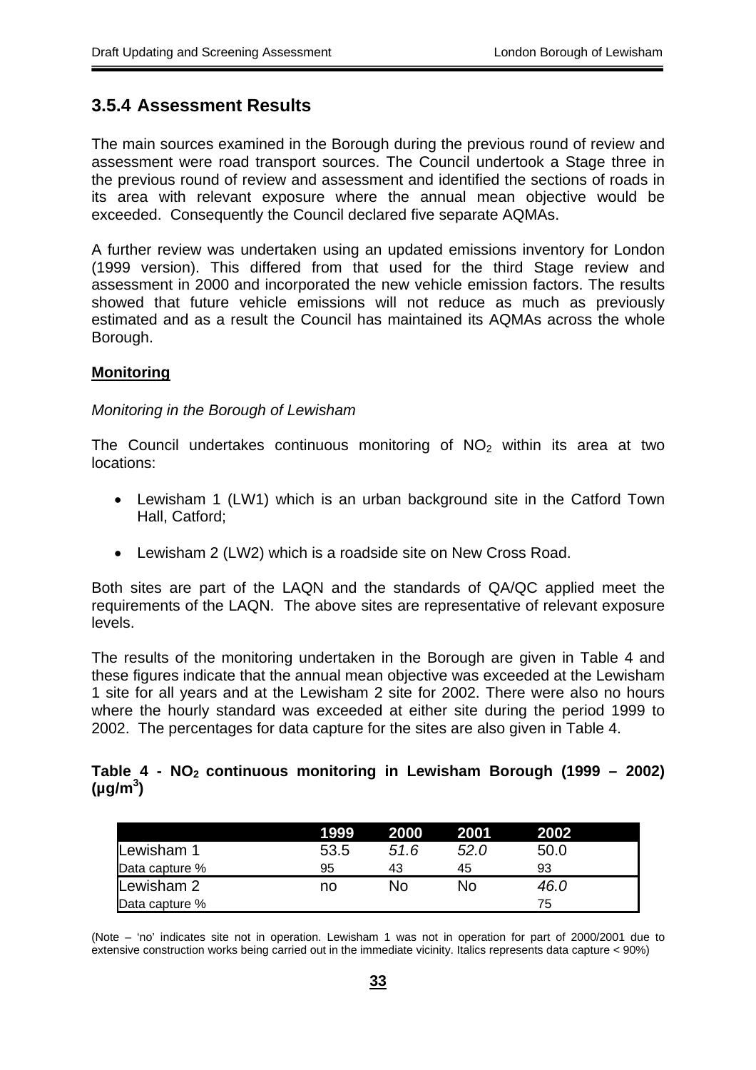## 3.5.4 Assessment Results

The main sources examined in the Borough during the previous round of review and assessment were road transport sources. The Council undertook a Stage three in the previous round of review and assessment and identified the sections of roads in its area with relevant exposure where the annual mean objective would be exceeded. Consequently the Council declared five separate AQMAs.

A further review was undertaken using an updated emissions inventory for London (1999 version). This differed from that used for the third Stage review and assessment in 2000 and incorporated the new vehicle emission factors. The results showed that future vehicle emissions will not reduce as much as previously estimated and as a result the Council has maintained its AQMAs across the whole Borough.

**Monitoring**

*Monitoring in the Borough of Lewisham*

The Council undertakes continuous monitoring of $NO_2$ within its area at two locations:

- Lewisham 1 (LW1) which is an urban background site in the Catford Town Hall, Catford;
- Lewisham 2 (LW2) which is a roadside site on New Cross Road.

Both sites are part of the LAQN and the standards of QA/QC applied meet the requirements of the LAQN. The above sites are representative of relevant exposure levels.

The results of the monitoring undertaken in the Borough are given in Table 4 and these figures indicate that the annual mean objective was exceeded at the Lewisham 1 site for all years and at the Lewisham 2 site for 2002. There were also no hours where the hourly standard was exceeded at either site during the period 1999 to 2002. The percentages for data capture for the sites are also given in Table 4.

**Table 4 - $NO_2$ continuous monitoring in Lewisham Borough (1999 – 2002) (µg/m$^3$)**

| | 1999 | 2000 | 2001 | 2002 |
|---|---|---|---|---|
| Lewisham 1 | 53.5 | *51.6* | *52.0* | 50.0 |
| Data capture % | 95 | 43 | 45 | 93 |
| Lewisham 2 | no | No | No | *46.0* |
| Data capture % | | | | 75 |

(Note – 'no' indicates site not in operation. Lewisham 1 was not in operation for part of 2000/2001 due to extensive construction works being carried out in the immediate vicinity. Italics represents data capture < 90%)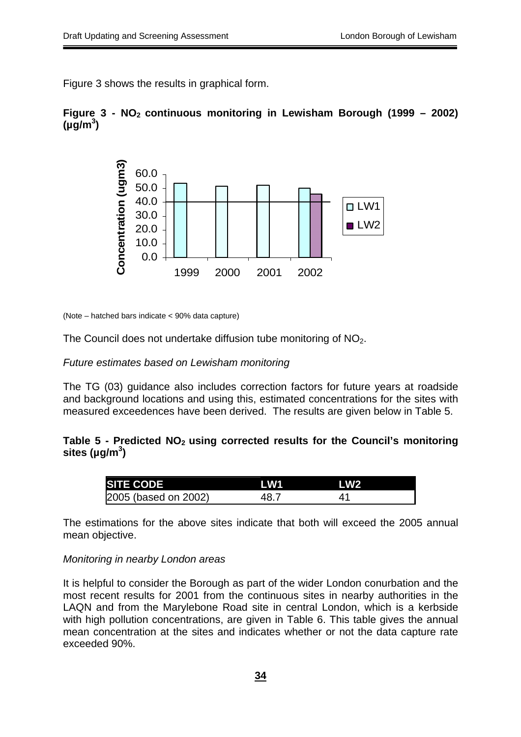Figure 3 shows the results in graphical form.

**Figure 3 - $NO_2$ continuous monitoring in Lewisham Borough (1999 – 2002) ($\mu g/m^3$)**

(Note – hatched bars indicate < 90% data capture)

The Council does not undertake diffusion tube monitoring of $NO_2$.

*Future estimates based on Lewisham monitoring*

The TG (03) guidance also includes correction factors for future years at roadside and background locations and using this, estimated concentrations for the sites with measured exceedences have been derived. The results are given below in Table 5.

**Table 5 - Predicted $NO_2$ using corrected results for the Council's monitoring sites ($\mu g/m^3$)**

| SITE CODE | LW1 | LW2 |
|---|---|---|
| 2005 (based on 2002) | 48.7 | 41 |

The estimations for the above sites indicate that both will exceed the 2005 annual mean objective.

*Monitoring in nearby London areas*

It is helpful to consider the Borough as part of the wider London conurbation and the most recent results for 2001 from the continuous sites in nearby authorities in the LAQN and from the Marylebone Road site in central London, which is a kerbside with high pollution concentrations, are given in Table 6. This table gives the annual mean concentration at the sites and indicates whether or not the data capture rate exceeded 90%.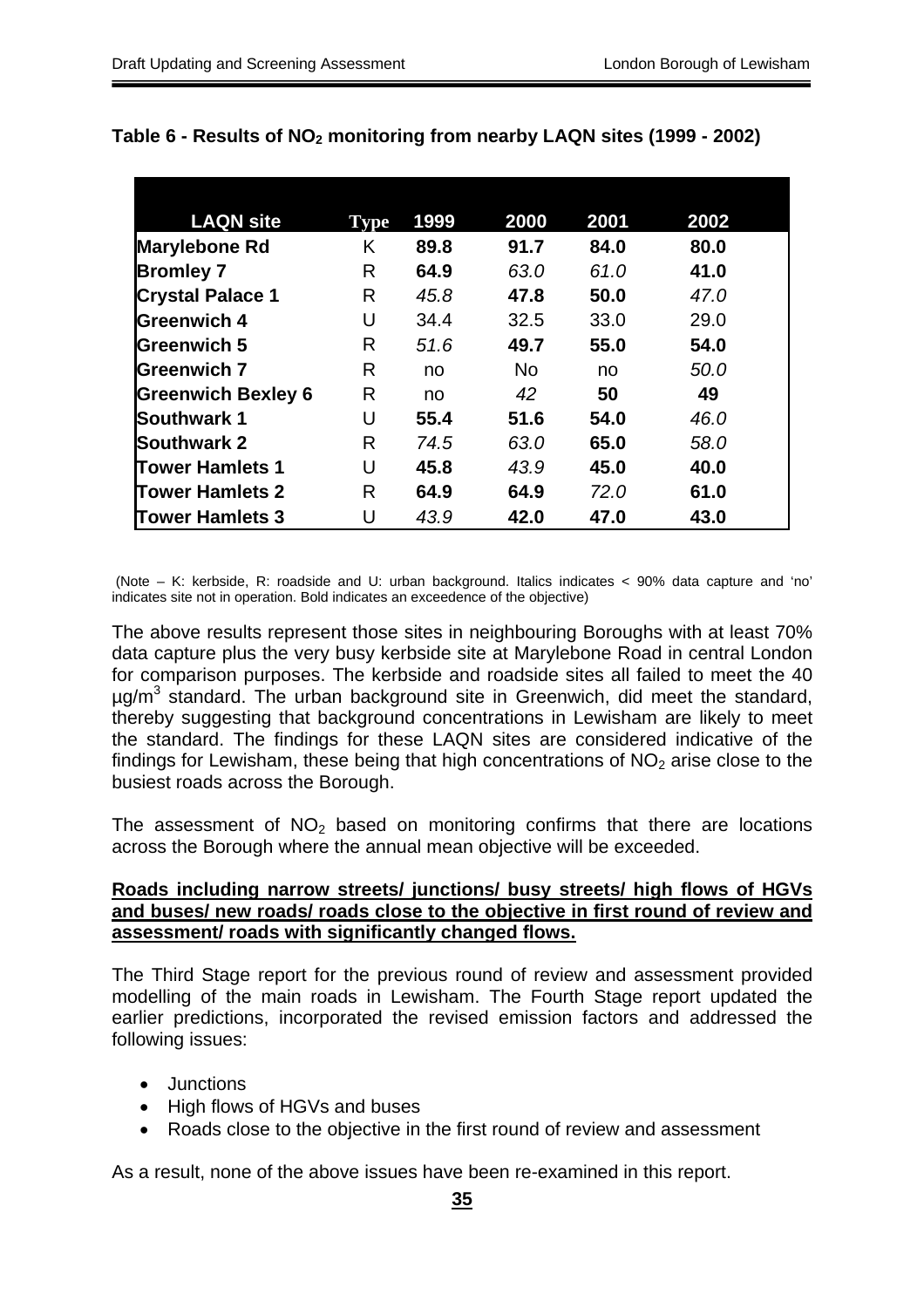**Table 6 - Results of $NO_2$ monitoring from nearby LAQN sites (1999 - 2002)**

| LAQN site | Type | 1999 | 2000 | 2001 | 2002 |
|---|---|---|---|---|---|
| **Marylebone Rd** | K | **89.8** | **91.7** | **84.0** | **80.0** |
| **Bromley 7** | R | **64.9** | *63.0* | *61.0* | **41.0** |
| **Crystal Palace 1** | R | *45.8* | **47.8** | **50.0** | *47.0* |
| **Greenwich 4** | U | 34.4 | 32.5 | 33.0 | 29.0 |
| **Greenwich 5** | R | *51.6* | **49.7** | **55.0** | **54.0** |
| **Greenwich 7** | R | no | No | no | *50.0* |
| **Greenwich Bexley 6** | R | no | *42* | **50** | **49** |
| **Southwark 1** | U | **55.4** | **51.6** | **54.0** | *46.0* |
| **Southwark 2** | R | *74.5* | *63.0* | **65.0** | *58.0* |
| **Tower Hamlets 1** | U | **45.8** | *43.9* | **45.0** | **40.0** |
| **Tower Hamlets 2** | R | **64.9** | **64.9** | *72.0* | **61.0** |
| **Tower Hamlets 3** | U | *43.9* | **42.0** | **47.0** | **43.0** |

(Note – K: kerbside, R: roadside and U: urban background. Italics indicates < 90% data capture and 'no' indicates site not in operation. Bold indicates an exceedence of the objective)

The above results represent those sites in neighbouring Boroughs with at least 70% data capture plus the very busy kerbside site at Marylebone Road in central London for comparison purposes. The kerbside and roadside sites all failed to meet the 40 µg/m$^3$ standard. The urban background site in Greenwich, did meet the standard, thereby suggesting that background concentrations in Lewisham are likely to meet the standard. The findings for these LAQN sites are considered indicative of the findings for Lewisham, these being that high concentrations of $NO_2$ arise close to the busiest roads across the Borough.

The assessment of $NO_2$ based on monitoring confirms that there are locations across the Borough where the annual mean objective will be exceeded.

**<u>Roads including narrow streets/ junctions/ busy streets/ high flows of HGVs and buses/ new roads/ roads close to the objective in first round of review and assessment/ roads with significantly changed flows.</u>**

The Third Stage report for the previous round of review and assessment provided modelling of the main roads in Lewisham. The Fourth Stage report updated the earlier predictions, incorporated the revised emission factors and addressed the following issues:

- Junctions
- High flows of HGVs and buses
- Roads close to the objective in the first round of review and assessment

As a result, none of the above issues have been re-examined in this report.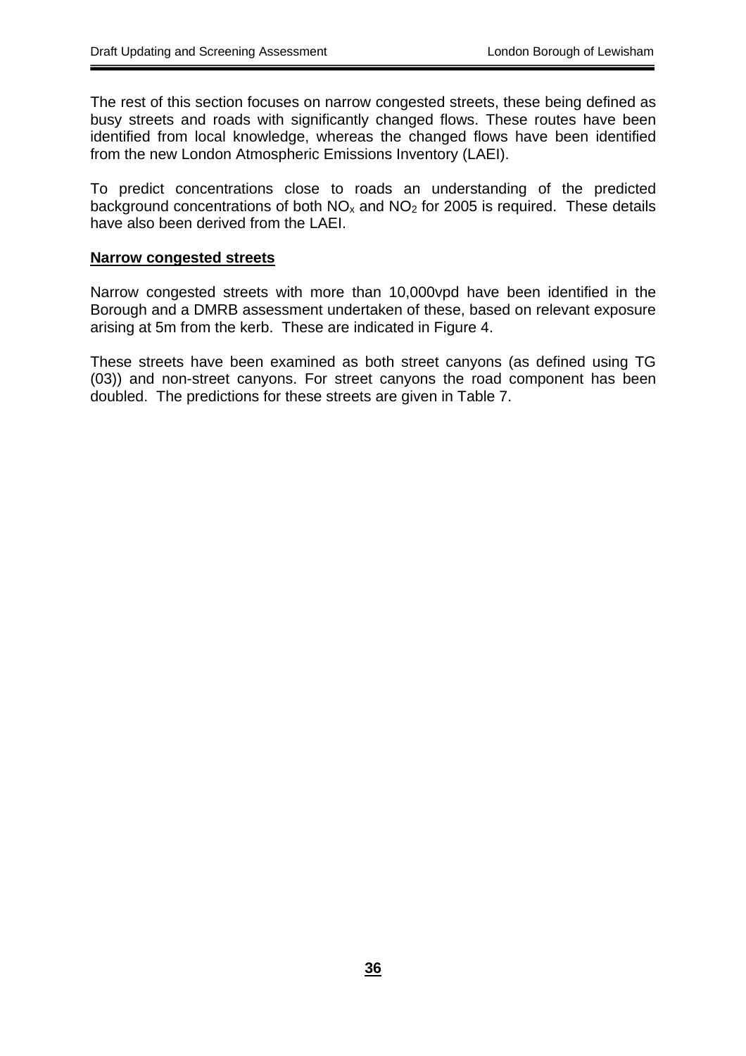The rest of this section focuses on narrow congested streets, these being defined as busy streets and roads with significantly changed flows. These routes have been identified from local knowledge, whereas the changed flows have been identified from the new London Atmospheric Emissions Inventory (LAEI).

To predict concentrations close to roads an understanding of the predicted background concentrations of both $NO_x$ and $NO_2$ for 2005 is required. These details have also been derived from the LAEI.

**Narrow congested streets**

Narrow congested streets with more than 10,000vpd have been identified in the Borough and a DMRB assessment undertaken of these, based on relevant exposure arising at 5m from the kerb. These are indicated in Figure 4.

These streets have been examined as both street canyons (as defined using TG (03)) and non-street canyons. For street canyons the road component has been doubled. The predictions for these streets are given in Table 7.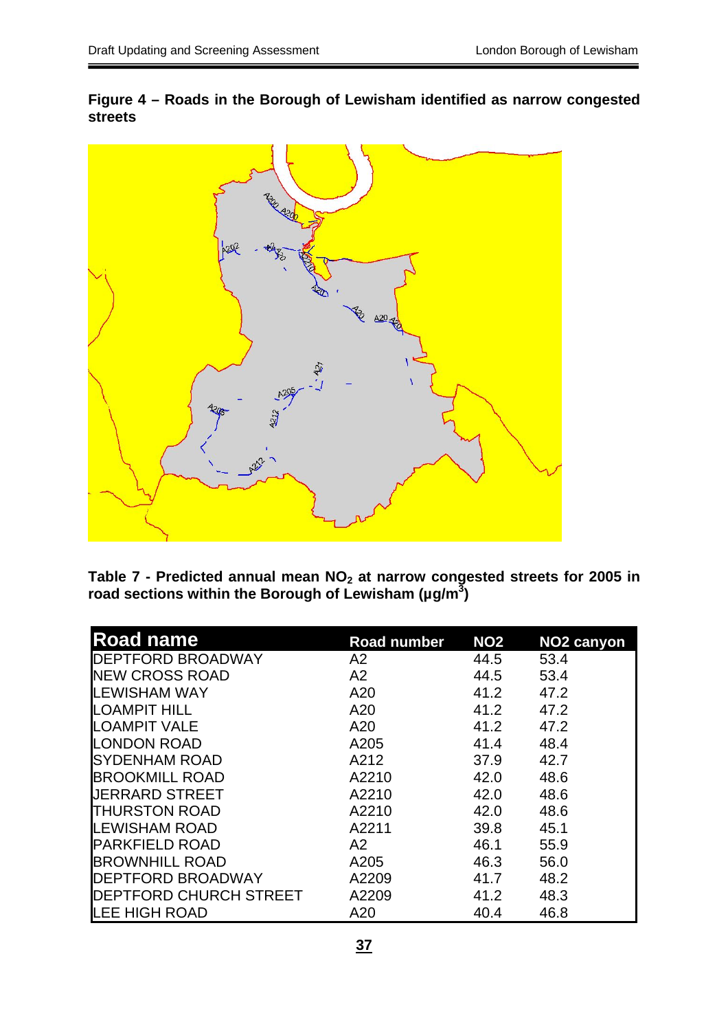**Figure 4 – Roads in the Borough of Lewisham identified as narrow congested streets**

**Table 7 - Predicted annual mean $NO_2$ at narrow congested streets for 2005 in road sections within the Borough of Lewisham (µg/m$^3$)**

| Road name | Road number | NO2 | NO2 canyon |
|---|---|---|---|
| DEPTFORD BROADWAY | A2 | 44.5 | 53.4 |
| NEW CROSS ROAD | A2 | 44.5 | 53.4 |
| LEWISHAM WAY | A20 | 41.2 | 47.2 |
| LOAMPIT HILL | A20 | 41.2 | 47.2 |
| LOAMPIT VALE | A20 | 41.2 | 47.2 |
| LONDON ROAD | A205 | 41.4 | 48.4 |
| SYDENHAM ROAD | A212 | 37.9 | 42.7 |
| BROOKMILL ROAD | A2210 | 42.0 | 48.6 |
| JERRARD STREET | A2210 | 42.0 | 48.6 |
| THURSTON ROAD | A2210 | 42.0 | 48.6 |
| LEWISHAM ROAD | A2211 | 39.8 | 45.1 |
| PARKFIELD ROAD | A2 | 46.1 | 55.9 |
| BROWNHILL ROAD | A205 | 46.3 | 56.0 |
| DEPTFORD BROADWAY | A2209 | 41.7 | 48.2 |
| DEPTFORD CHURCH STREET | A2209 | 41.2 | 48.3 |
| LEE HIGH ROAD | A20 | 40.4 | 46.8 |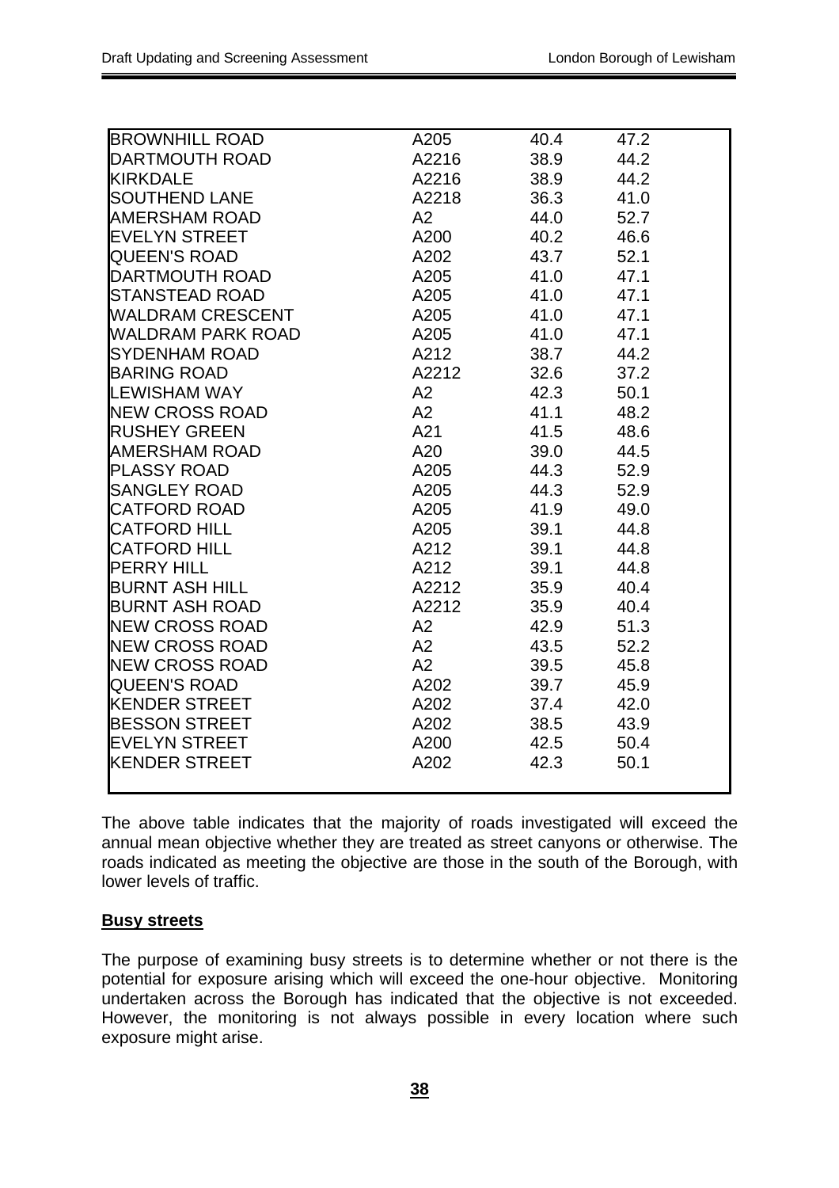| | | | |
|---|---|---|---|
| BROWNHILL ROAD | A205 | 40.4 | 47.2 |
| DARTMOUTH ROAD | A2216 | 38.9 | 44.2 |
| KIRKDALE | A2216 | 38.9 | 44.2 |
| SOUTHEND LANE | A2218 | 36.3 | 41.0 |
| AMERSHAM ROAD | A2 | 44.0 | 52.7 |
| EVELYN STREET | A200 | 40.2 | 46.6 |
| QUEEN'S ROAD | A202 | 43.7 | 52.1 |
| DARTMOUTH ROAD | A205 | 41.0 | 47.1 |
| STANSTEAD ROAD | A205 | 41.0 | 47.1 |
| WALDRAM CRESCENT | A205 | 41.0 | 47.1 |
| WALDRAM PARK ROAD | A205 | 41.0 | 47.1 |
| SYDENHAM ROAD | A212 | 38.7 | 44.2 |
| BARING ROAD | A2212 | 32.6 | 37.2 |
| LEWISHAM WAY | A2 | 42.3 | 50.1 |
| NEW CROSS ROAD | A2 | 41.1 | 48.2 |
| RUSHEY GREEN | A21 | 41.5 | 48.6 |
| AMERSHAM ROAD | A20 | 39.0 | 44.5 |
| PLASSY ROAD | A205 | 44.3 | 52.9 |
| SANGLEY ROAD | A205 | 44.3 | 52.9 |
| CATFORD ROAD | A205 | 41.9 | 49.0 |
| CATFORD HILL | A205 | 39.1 | 44.8 |
| CATFORD HILL | A212 | 39.1 | 44.8 |
| PERRY HILL | A212 | 39.1 | 44.8 |
| BURNT ASH HILL | A2212 | 35.9 | 40.4 |
| BURNT ASH ROAD | A2212 | 35.9 | 40.4 |
| NEW CROSS ROAD | A2 | 42.9 | 51.3 |
| NEW CROSS ROAD | A2 | 43.5 | 52.2 |
| NEW CROSS ROAD | A2 | 39.5 | 45.8 |
| QUEEN'S ROAD | A202 | 39.7 | 45.9 |
| KENDER STREET | A202 | 37.4 | 42.0 |
| BESSON STREET | A202 | 38.5 | 43.9 |
| EVELYN STREET | A200 | 42.5 | 50.4 |
| KENDER STREET | A202 | 42.3 | 50.1 |

The above table indicates that the majority of roads investigated will exceed the annual mean objective whether they are treated as street canyons or otherwise. The roads indicated as meeting the objective are those in the south of the Borough, with lower levels of traffic.

**Busy streets**

The purpose of examining busy streets is to determine whether or not there is the potential for exposure arising which will exceed the one-hour objective. Monitoring undertaken across the Borough has indicated that the objective is not exceeded. However, the monitoring is not always possible in every location where such exposure might arise.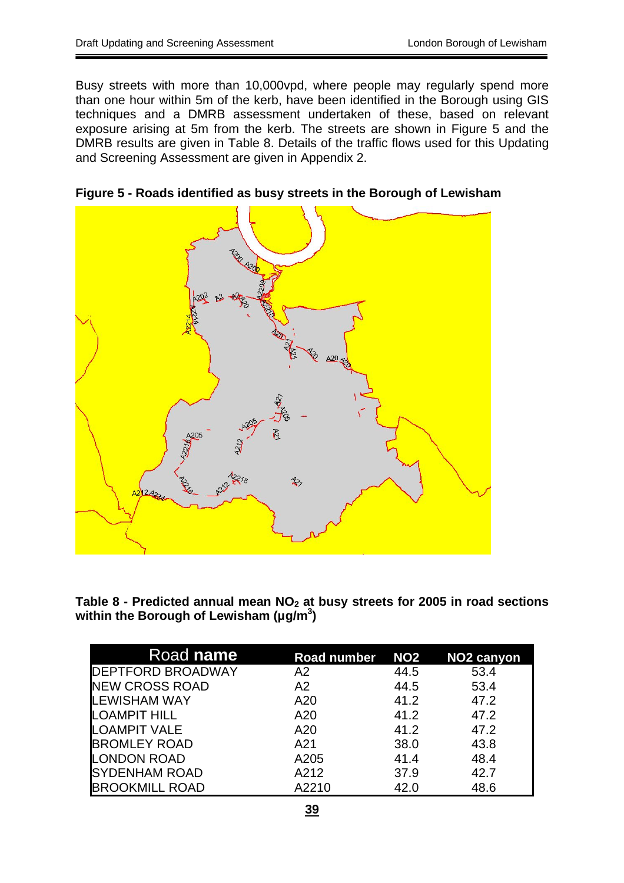Busy streets with more than 10,000vpd, where people may regularly spend more than one hour within 5m of the kerb, have been identified in the Borough using GIS techniques and a DMRB assessment undertaken of these, based on relevant exposure arising at 5m from the kerb. The streets are shown in Figure 5 and the DMRB results are given in Table 8. Details of the traffic flows used for this Updating and Screening Assessment are given in Appendix 2.

**Figure 5 - Roads identified as busy streets in the Borough of Lewisham**

**Table 8 - Predicted annual mean $NO_2$ at busy streets for 2005 in road sections within the Borough of Lewisham (µg/m$^3$)**

| Road **name** | Road number | NO2 | NO2 canyon |
|---|---|---|---|
| DEPTFORD BROADWAY | A2 | 44.5 | 53.4 |
| NEW CROSS ROAD | A2 | 44.5 | 53.4 |
| LEWISHAM WAY | A20 | 41.2 | 47.2 |
| LOAMPIT HILL | A20 | 41.2 | 47.2 |
| LOAMPIT VALE | A20 | 41.2 | 47.2 |
| BROMLEY ROAD | A21 | 38.0 | 43.8 |
| LONDON ROAD | A205 | 41.4 | 48.4 |
| SYDENHAM ROAD | A212 | 37.9 | 42.7 |
| BROOKMILL ROAD | A2210 | 42.0 | 48.6 |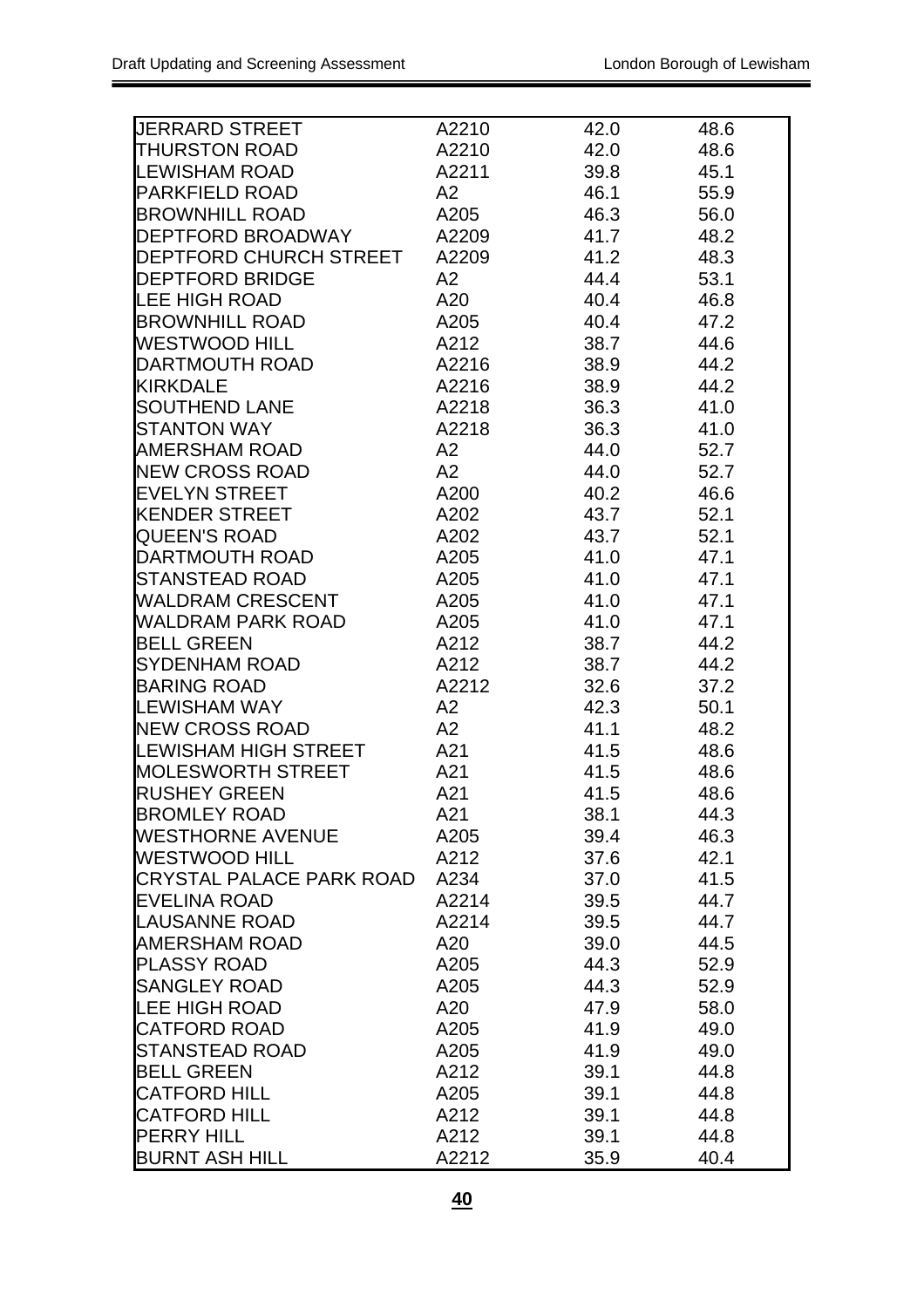| | | | |
|---|---|---|---|
| JERRARD STREET | A2210 | 42.0 | 48.6 |
| THURSTON ROAD | A2210 | 42.0 | 48.6 |
| LEWISHAM ROAD | A2211 | 39.8 | 45.1 |
| PARKFIELD ROAD | A2 | 46.1 | 55.9 |
| BROWNHILL ROAD | A205 | 46.3 | 56.0 |
| DEPTFORD BROADWAY | A2209 | 41.7 | 48.2 |
| DEPTFORD CHURCH STREET | A2209 | 41.2 | 48.3 |
| DEPTFORD BRIDGE | A2 | 44.4 | 53.1 |
| LEE HIGH ROAD | A20 | 40.4 | 46.8 |
| BROWNHILL ROAD | A205 | 40.4 | 47.2 |
| WESTWOOD HILL | A212 | 38.7 | 44.6 |
| DARTMOUTH ROAD | A2216 | 38.9 | 44.2 |
| KIRKDALE | A2216 | 38.9 | 44.2 |
| SOUTHEND LANE | A2218 | 36.3 | 41.0 |
| STANTON WAY | A2218 | 36.3 | 41.0 |
| AMERSHAM ROAD | A2 | 44.0 | 52.7 |
| NEW CROSS ROAD | A2 | 44.0 | 52.7 |
| EVELYN STREET | A200 | 40.2 | 46.6 |
| KENDER STREET | A202 | 43.7 | 52.1 |
| QUEEN'S ROAD | A202 | 43.7 | 52.1 |
| DARTMOUTH ROAD | A205 | 41.0 | 47.1 |
| STANSTEAD ROAD | A205 | 41.0 | 47.1 |
| WALDRAM CRESCENT | A205 | 41.0 | 47.1 |
| WALDRAM PARK ROAD | A205 | 41.0 | 47.1 |
| BELL GREEN | A212 | 38.7 | 44.2 |
| SYDENHAM ROAD | A212 | 38.7 | 44.2 |
| BARING ROAD | A2212 | 32.6 | 37.2 |
| LEWISHAM WAY | A2 | 42.3 | 50.1 |
| NEW CROSS ROAD | A2 | 41.1 | 48.2 |
| LEWISHAM HIGH STREET | A21 | 41.5 | 48.6 |
| MOLESWORTH STREET | A21 | 41.5 | 48.6 |
| RUSHEY GREEN | A21 | 41.5 | 48.6 |
| BROMLEY ROAD | A21 | 38.1 | 44.3 |
| WESTHORNE AVENUE | A205 | 39.4 | 46.3 |
| WESTWOOD HILL | A212 | 37.6 | 42.1 |
| CRYSTAL PALACE PARK ROAD | A234 | 37.0 | 41.5 |
| EVELINA ROAD | A2214 | 39.5 | 44.7 |
| LAUSANNE ROAD | A2214 | 39.5 | 44.7 |
| AMERSHAM ROAD | A20 | 39.0 | 44.5 |
| PLASSY ROAD | A205 | 44.3 | 52.9 |
| SANGLEY ROAD | A205 | 44.3 | 52.9 |
| LEE HIGH ROAD | A20 | 47.9 | 58.0 |
| CATFORD ROAD | A205 | 41.9 | 49.0 |
| STANSTEAD ROAD | A205 | 41.9 | 49.0 |
| BELL GREEN | A212 | 39.1 | 44.8 |
| CATFORD HILL | A205 | 39.1 | 44.8 |
| CATFORD HILL | A212 | 39.1 | 44.8 |
| PERRY HILL | A212 | 39.1 | 44.8 |
| BURNT ASH HILL | A2212 | 35.9 | 40.4 |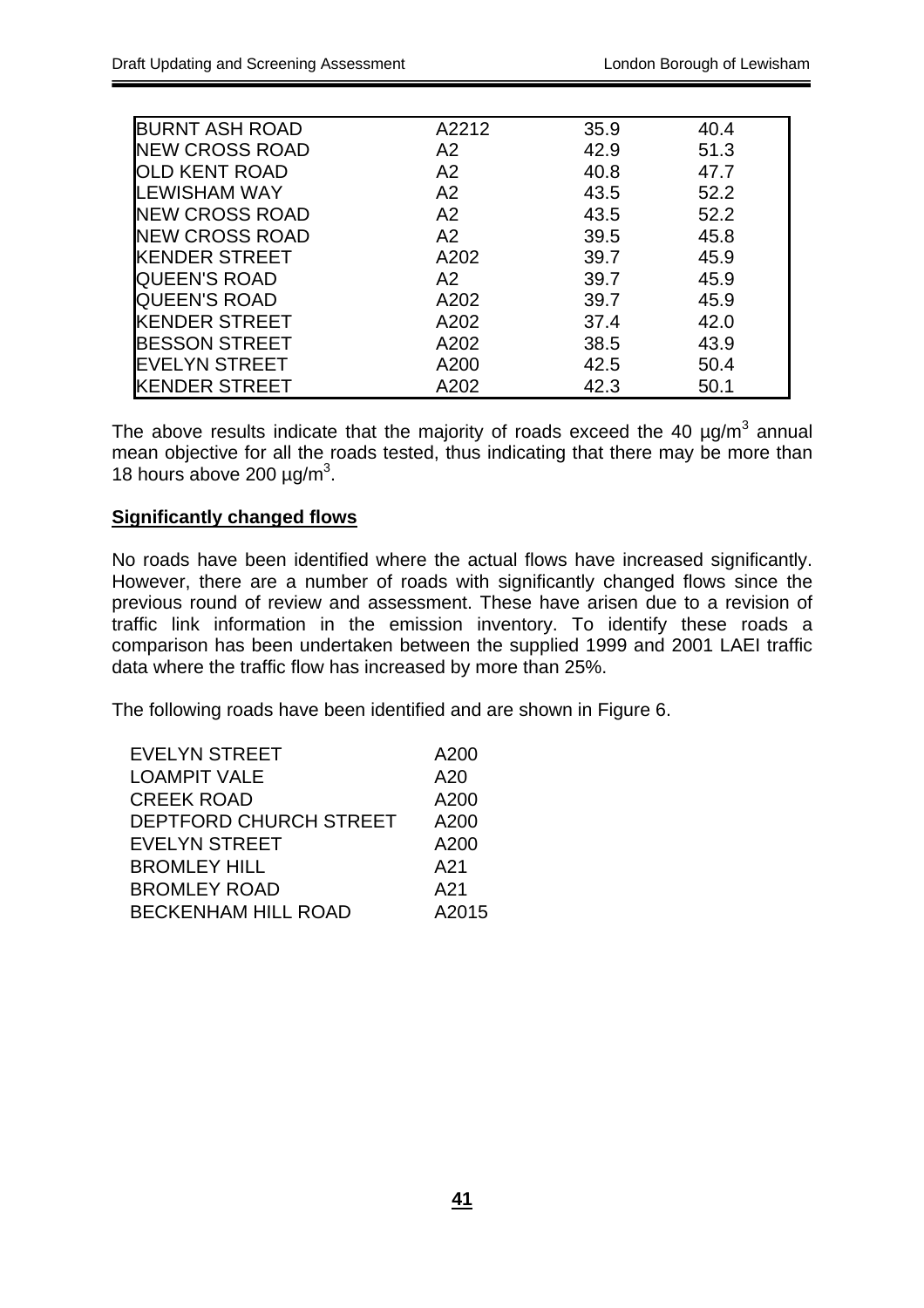| | | | |
|---|---|---|---|
| BURNT ASH ROAD | A2212 | 35.9 | 40.4 |
| NEW CROSS ROAD | A2 | 42.9 | 51.3 |
| OLD KENT ROAD | A2 | 40.8 | 47.7 |
| LEWISHAM WAY | A2 | 43.5 | 52.2 |
| NEW CROSS ROAD | A2 | 43.5 | 52.2 |
| NEW CROSS ROAD | A2 | 39.5 | 45.8 |
| KENDER STREET | A202 | 39.7 | 45.9 |
| QUEEN'S ROAD | A2 | 39.7 | 45.9 |
| QUEEN'S ROAD | A202 | 39.7 | 45.9 |
| KENDER STREET | A202 | 37.4 | 42.0 |
| BESSON STREET | A202 | 38.5 | 43.9 |
| EVELYN STREET | A200 | 42.5 | 50.4 |
| KENDER STREET | A202 | 42.3 | 50.1 |

The above results indicate that the majority of roads exceed the 40 µg/m$^3$ annual mean objective for all the roads tested, thus indicating that there may be more than 18 hours above 200 µg/m$^3$.

**Significantly changed flows**

No roads have been identified where the actual flows have increased significantly. However, there are a number of roads with significantly changed flows since the previous round of review and assessment. These have arisen due to a revision of traffic link information in the emission inventory. To identify these roads a comparison has been undertaken between the supplied 1999 and 2001 LAEI traffic data where the traffic flow has increased by more than 25%.

The following roads have been identified and are shown in Figure 6.

| | |
|---|---|
| EVELYN STREET | A200 |
| LOAMPIT VALE | A20 |
| CREEK ROAD | A200 |
| DEPTFORD CHURCH STREET | A200 |
| EVELYN STREET | A200 |
| BROMLEY HILL | A21 |
| BROMLEY ROAD | A21 |
| BECKENHAM HILL ROAD | A2015 |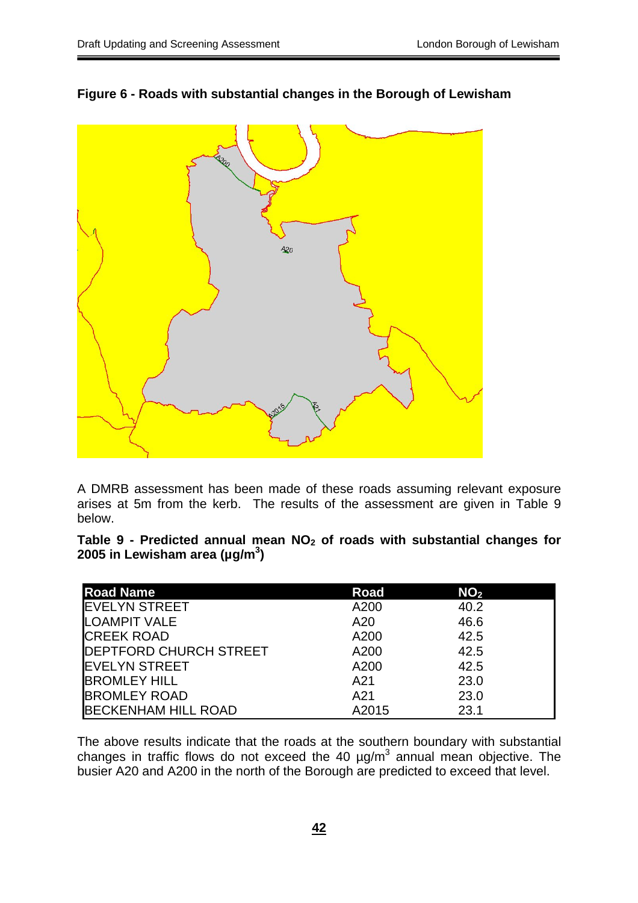**Figure 6 - Roads with substantial changes in the Borough of Lewisham**

A DMRB assessment has been made of these roads assuming relevant exposure arises at 5m from the kerb. The results of the assessment are given in Table 9 below.

**Table 9 - Predicted annual mean $NO_2$ of roads with substantial changes for 2005 in Lewisham area ($\mu g/m^3$)**

| Road Name | Road | $NO_2$ |
|---|---|---|
| EVELYN STREET | A200 | 40.2 |
| LOAMPIT VALE | A20 | 46.6 |
| CREEK ROAD | A200 | 42.5 |
| DEPTFORD CHURCH STREET | A200 | 42.5 |
| EVELYN STREET | A200 | 42.5 |
| BROMLEY HILL | A21 | 23.0 |
| BROMLEY ROAD | A21 | 23.0 |
| BECKENHAM HILL ROAD | A2015 | 23.1 |

The above results indicate that the roads at the southern boundary with substantial changes in traffic flows do not exceed the 40 $\mu g/m^3$ annual mean objective. The busier A20 and A200 in the north of the Borough are predicted to exceed that level.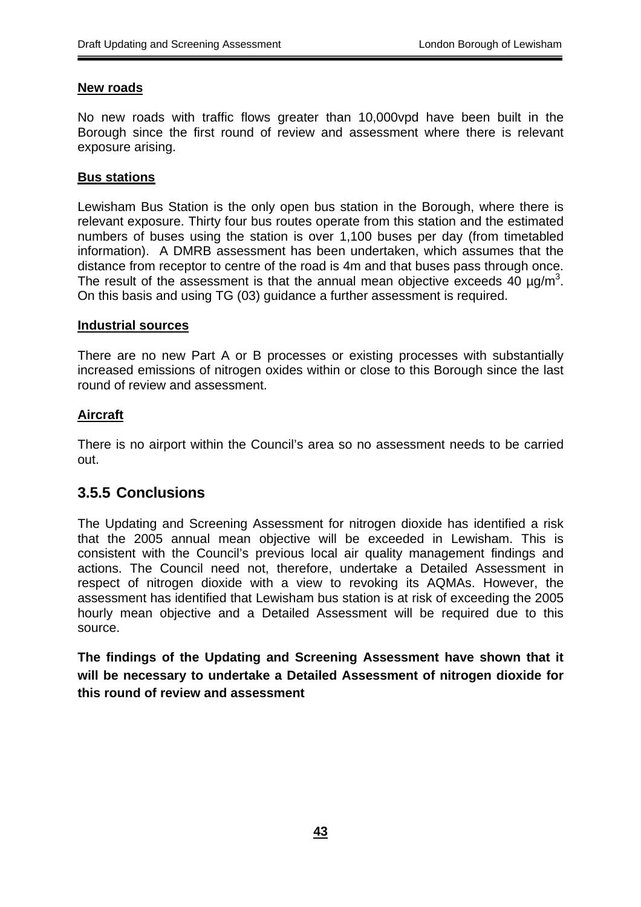**New roads**

No new roads with traffic flows greater than 10,000vpd have been built in the Borough since the first round of review and assessment where there is relevant exposure arising.

**Bus stations**

Lewisham Bus Station is the only open bus station in the Borough, where there is relevant exposure. Thirty four bus routes operate from this station and the estimated numbers of buses using the station is over 1,100 buses per day (from timetabled information). A DMRB assessment has been undertaken, which assumes that the distance from receptor to centre of the road is 4m and that buses pass through once. The result of the assessment is that the annual mean objective exceeds 40 µg/m$^3$. On this basis and using TG (03) guidance a further assessment is required.

**Industrial sources**

There are no new Part A or B processes or existing processes with substantially increased emissions of nitrogen oxides within or close to this Borough since the last round of review and assessment.

**Aircraft**

There is no airport within the Council's area so no assessment needs to be carried out.

### 3.5.5 Conclusions

The Updating and Screening Assessment for nitrogen dioxide has identified a risk that the 2005 annual mean objective will be exceeded in Lewisham. This is consistent with the Council's previous local air quality management findings and actions. The Council need not, therefore, undertake a Detailed Assessment in respect of nitrogen dioxide with a view to revoking its AQMAs. However, the assessment has identified that Lewisham bus station is at risk of exceeding the 2005 hourly mean objective and a Detailed Assessment will be required due to this source.

**The findings of the Updating and Screening Assessment have shown that it will be necessary to undertake a Detailed Assessment of nitrogen dioxide for this round of review and assessment**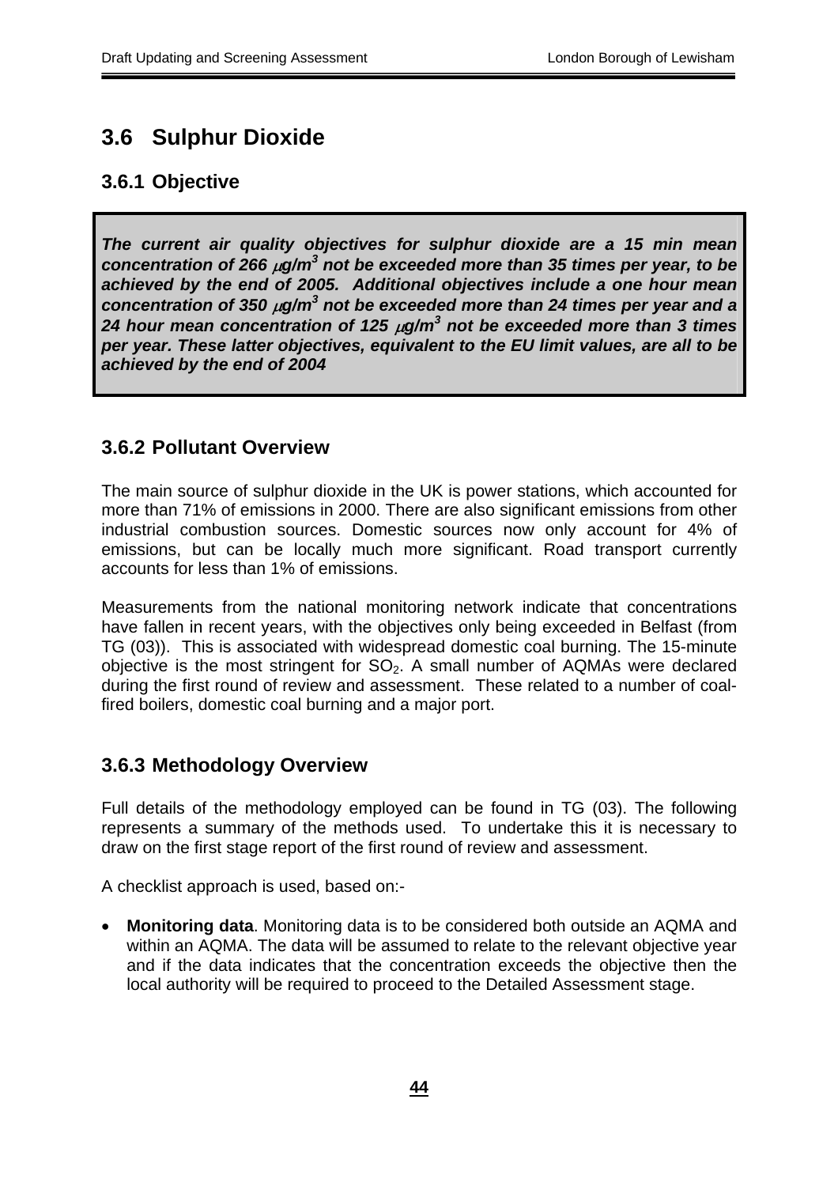## 3.6 Sulphur Dioxide

### 3.6.1 Objective

***The current air quality objectives for sulphur dioxide are a 15 min mean concentration of 266 $\mu g/m^3$ not be exceeded more than 35 times per year, to be achieved by the end of 2005. Additional objectives include a one hour mean concentration of 350 $\mu g/m^3$ not be exceeded more than 24 times per year and a 24 hour mean concentration of 125 $\mu g/m^3$ not be exceeded more than 3 times per year. These latter objectives, equivalent to the EU limit values, are all to be achieved by the end of 2004***

### 3.6.2 Pollutant Overview

The main source of sulphur dioxide in the UK is power stations, which accounted for more than 71% of emissions in 2000. There are also significant emissions from other industrial combustion sources. Domestic sources now only account for 4% of emissions, but can be locally much more significant. Road transport currently accounts for less than 1% of emissions.

Measurements from the national monitoring network indicate that concentrations have fallen in recent years, with the objectives only being exceeded in Belfast (from TG (03)). This is associated with widespread domestic coal burning. The 15-minute objective is the most stringent for $SO_2$. A small number of AQMAs were declared during the first round of review and assessment. These related to a number of coal-fired boilers, domestic coal burning and a major port.

### 3.6.3 Methodology Overview

Full details of the methodology employed can be found in TG (03). The following represents a summary of the methods used. To undertake this it is necessary to draw on the first stage report of the first round of review and assessment.

A checklist approach is used, based on:-

- **Monitoring data**. Monitoring data is to be considered both outside an AQMA and within an AQMA. The data will be assumed to relate to the relevant objective year and if the data indicates that the concentration exceeds the objective then the local authority will be required to proceed to the Detailed Assessment stage.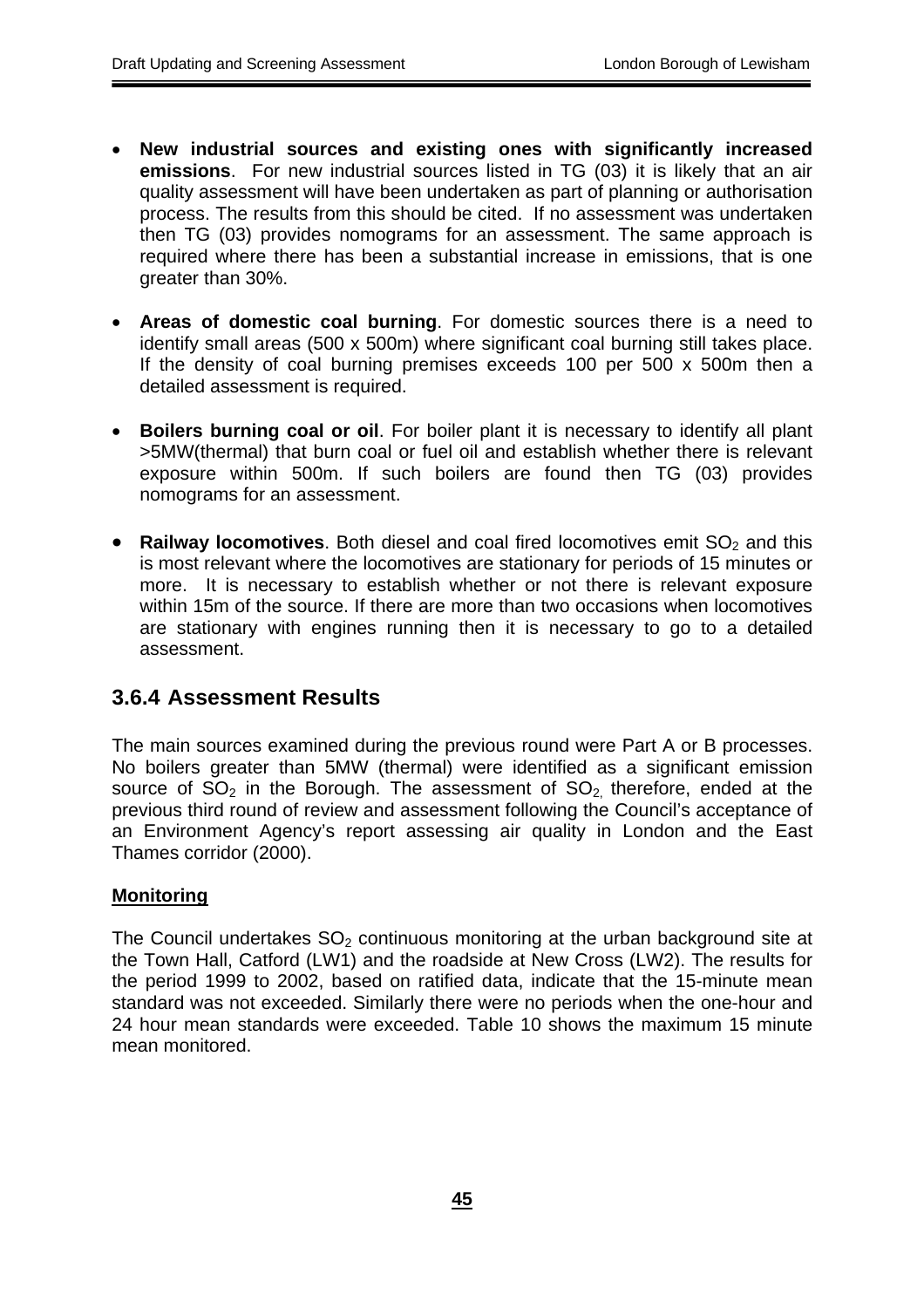- **New industrial sources and existing ones with significantly increased emissions**. For new industrial sources listed in TG (03) it is likely that an air quality assessment will have been undertaken as part of planning or authorisation process. The results from this should be cited. If no assessment was undertaken then TG (03) provides nomograms for an assessment. The same approach is required where there has been a substantial increase in emissions, that is one greater than 30%.

- **Areas of domestic coal burning**. For domestic sources there is a need to identify small areas (500 x 500m) where significant coal burning still takes place. If the density of coal burning premises exceeds 100 per 500 x 500m then a detailed assessment is required.

- **Boilers burning coal or oil**. For boiler plant it is necessary to identify all plant >5MW(thermal) that burn coal or fuel oil and establish whether there is relevant exposure within 500m. If such boilers are found then TG (03) provides nomograms for an assessment.

- **Railway locomotives**. Both diesel and coal fired locomotives emit $SO_2$ and this is most relevant where the locomotives are stationary for periods of 15 minutes or more. It is necessary to establish whether or not there is relevant exposure within 15m of the source. If there are more than two occasions when locomotives are stationary with engines running then it is necessary to go to a detailed assessment.

### 3.6.4 Assessment Results

The main sources examined during the previous round were Part A or B processes. No boilers greater than 5MW (thermal) were identified as a significant emission source of $SO_2$ in the Borough. The assessment of $SO_2$, therefore, ended at the previous third round of review and assessment following the Council's acceptance of an Environment Agency's report assessing air quality in London and the East Thames corridor (2000).

**Monitoring**

The Council undertakes $SO_2$ continuous monitoring at the urban background site at the Town Hall, Catford (LW1) and the roadside at New Cross (LW2). The results for the period 1999 to 2002, based on ratified data, indicate that the 15-minute mean standard was not exceeded. Similarly there were no periods when the one-hour and 24 hour mean standards were exceeded. Table 10 shows the maximum 15 minute mean monitored.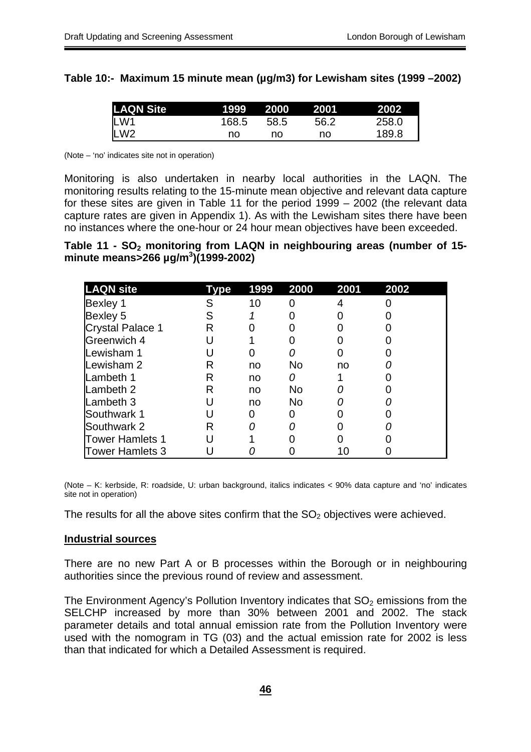**Table 10:- Maximum 15 minute mean (µg/m3) for Lewisham sites (1999 –2002)**

| LAQN Site | 1999 | 2000 | 2001 | 2002 |
|---|---|---|---|---|
| LW1 | 168.5 | 58.5 | 56.2 | 258.0 |
| LW2 | no | no | no | 189.8 |

(Note – 'no' indicates site not in operation)

Monitoring is also undertaken in nearby local authorities in the LAQN. The monitoring results relating to the 15-minute mean objective and relevant data capture for these sites are given in Table 11 for the period 1999 – 2002 (the relevant data capture rates are given in Appendix 1). As with the Lewisham sites there have been no instances where the one-hour or 24 hour mean objectives have been exceeded.

**Table 11 - $SO_2$ monitoring from LAQN in neighbouring areas (number of 15-minute means>266 µg/m$^3$)(1999-2002)**

| LAQN site | Type | 1999 | 2000 | 2001 | 2002 |
|---|---|---|---|---|---|
| Bexley 1 | S | 10 | 0 | 4 | 0 |
| Bexley 5 | S | *1* | 0 | 0 | 0 |
| Crystal Palace 1 | R | 0 | 0 | 0 | 0 |
| Greenwich 4 | U | 1 | 0 | 0 | 0 |
| Lewisham 1 | U | 0 | *0* | 0 | 0 |
| Lewisham 2 | R | no | No | no | *0* |
| Lambeth 1 | R | no | *0* | 1 | 0 |
| Lambeth 2 | R | no | No | *0* | 0 |
| Lambeth 3 | U | no | No | *0* | *0* |
| Southwark 1 | U | 0 | 0 | 0 | 0 |
| Southwark 2 | R | *0* | *0* | 0 | *0* |
| Tower Hamlets 1 | U | 1 | 0 | 0 | 0 |
| Tower Hamlets 3 | U | *0* | 0 | 10 | 0 |

(Note – K: kerbside, R: roadside, U: urban background, italics indicates < 90% data capture and 'no' indicates site not in operation)

The results for all the above sites confirm that the $SO_2$ objectives were achieved.

**Industrial sources**

There are no new Part A or B processes within the Borough or in neighbouring authorities since the previous round of review and assessment.

The Environment Agency's Pollution Inventory indicates that $SO_2$ emissions from the SELCHP increased by more than 30% between 2001 and 2002. The stack parameter details and total annual emission rate from the Pollution Inventory were used with the nomogram in TG (03) and the actual emission rate for 2002 is less than that indicated for which a Detailed Assessment is required.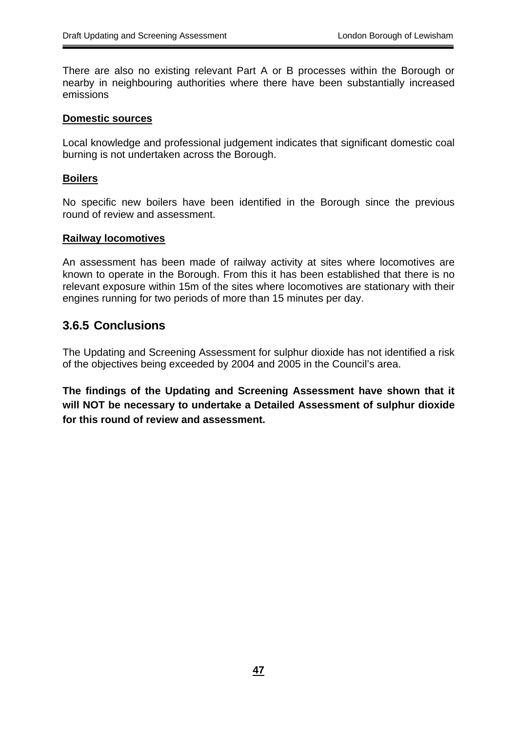There are also no existing relevant Part A or B processes within the Borough or nearby in neighbouring authorities where there have been substantially increased emissions

**Domestic sources**

Local knowledge and professional judgement indicates that significant domestic coal burning is not undertaken across the Borough.

**Boilers**

No specific new boilers have been identified in the Borough since the previous round of review and assessment.

**Railway locomotives**

An assessment has been made of railway activity at sites where locomotives are known to operate in the Borough. From this it has been established that there is no relevant exposure within 15m of the sites where locomotives are stationary with their engines running for two periods of more than 15 minutes per day.

### 3.6.5 Conclusions

The Updating and Screening Assessment for sulphur dioxide has not identified a risk of the objectives being exceeded by 2004 and 2005 in the Council's area.

**The findings of the Updating and Screening Assessment have shown that it will NOT be necessary to undertake a Detailed Assessment of sulphur dioxide for this round of review and assessment.**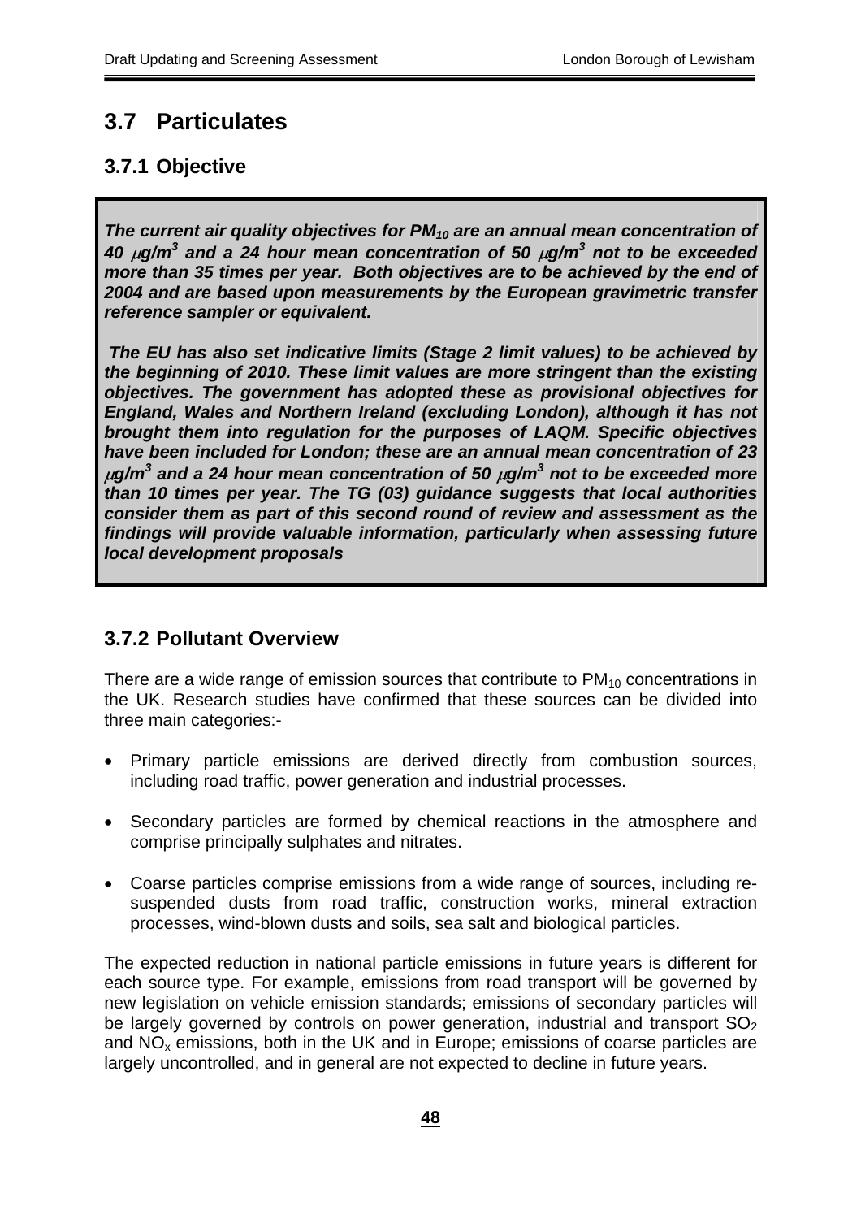## 3.7 Particulates

### 3.7.1 Objective

***The current air quality objectives for $PM_{10}$ are an annual mean concentration of 40 $\mu g/m^3$ and a 24 hour mean concentration of 50 $\mu g/m^3$ not to be exceeded more than 35 times per year. Both objectives are to be achieved by the end of 2004 and are based upon measurements by the European gravimetric transfer reference sampler or equivalent.***

***The EU has also set indicative limits (Stage 2 limit values) to be achieved by the beginning of 2010. These limit values are more stringent than the existing objectives. The government has adopted these as provisional objectives for England, Wales and Northern Ireland (excluding London), although it has not brought them into regulation for the purposes of LAQM. Specific objectives have been included for London; these are an annual mean concentration of 23 $\mu g/m^3$ and a 24 hour mean concentration of 50 $\mu g/m^3$ not to be exceeded more than 10 times per year. The TG (03) guidance suggests that local authorities consider them as part of this second round of review and assessment as the findings will provide valuable information, particularly when assessing future local development proposals***

### 3.7.2 Pollutant Overview

There are a wide range of emission sources that contribute to $PM_{10}$ concentrations in the UK. Research studies have confirmed that these sources can be divided into three main categories:-

- Primary particle emissions are derived directly from combustion sources, including road traffic, power generation and industrial processes.
- Secondary particles are formed by chemical reactions in the atmosphere and comprise principally sulphates and nitrates.
- Coarse particles comprise emissions from a wide range of sources, including re-suspended dusts from road traffic, construction works, mineral extraction processes, wind-blown dusts and soils, sea salt and biological particles.

The expected reduction in national particle emissions in future years is different for each source type. For example, emissions from road transport will be governed by new legislation on vehicle emission standards; emissions of secondary particles will be largely governed by controls on power generation, industrial and transport $SO_2$ and $NO_x$ emissions, both in the UK and in Europe; emissions of coarse particles are largely uncontrolled, and in general are not expected to decline in future years.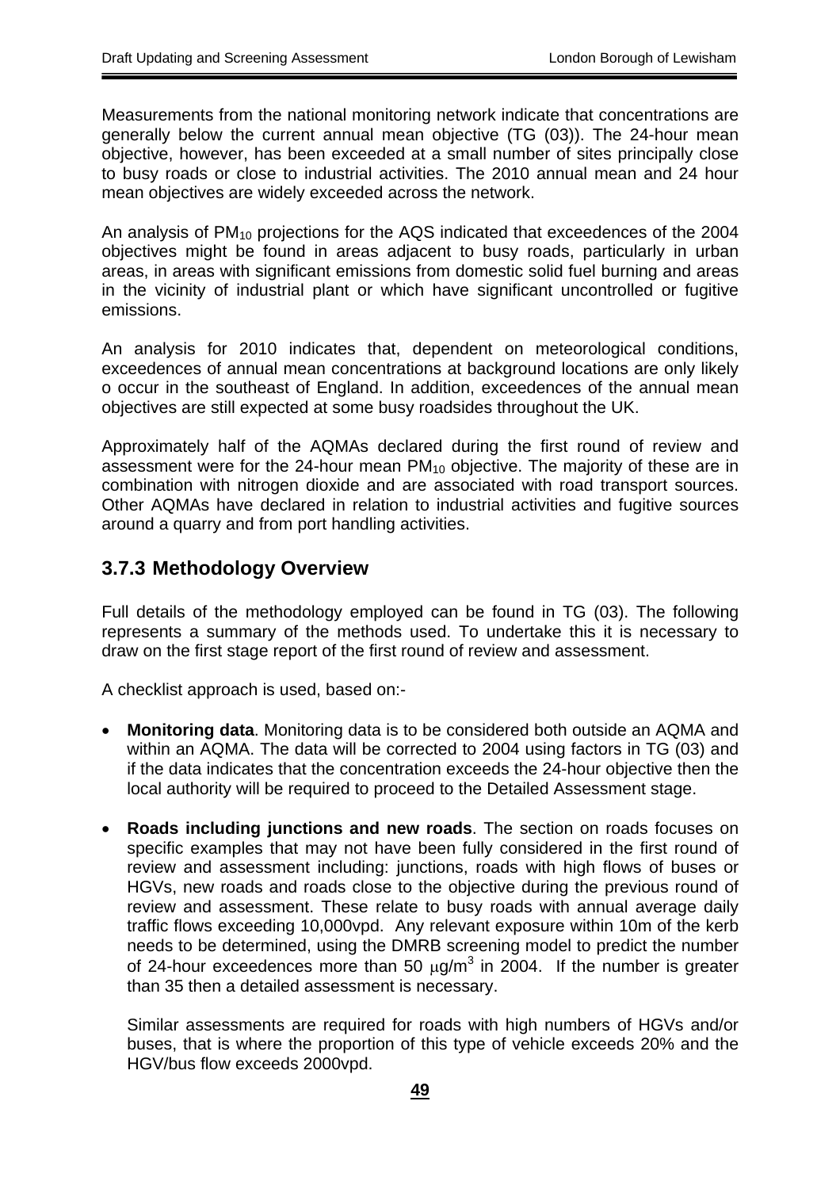Measurements from the national monitoring network indicate that concentrations are generally below the current annual mean objective (TG (03)). The 24-hour mean objective, however, has been exceeded at a small number of sites principally close to busy roads or close to industrial activities. The 2010 annual mean and 24 hour mean objectives are widely exceeded across the network.

An analysis of $PM_{10}$ projections for the AQS indicated that exceedences of the 2004 objectives might be found in areas adjacent to busy roads, particularly in urban areas, in areas with significant emissions from domestic solid fuel burning and areas in the vicinity of industrial plant or which have significant uncontrolled or fugitive emissions.

An analysis for 2010 indicates that, dependent on meteorological conditions, exceedences of annual mean concentrations at background locations are only likely o occur in the southeast of England. In addition, exceedences of the annual mean objectives are still expected at some busy roadsides throughout the UK.

Approximately half of the AQMAs declared during the first round of review and assessment were for the 24-hour mean $PM_{10}$ objective. The majority of these are in combination with nitrogen dioxide and are associated with road transport sources. Other AQMAs have declared in relation to industrial activities and fugitive sources around a quarry and from port handling activities.

### 3.7.3 Methodology Overview

Full details of the methodology employed can be found in TG (03). The following represents a summary of the methods used. To undertake this it is necessary to draw on the first stage report of the first round of review and assessment.

A checklist approach is used, based on:-

- **Monitoring data**. Monitoring data is to be considered both outside an AQMA and within an AQMA. The data will be corrected to 2004 using factors in TG (03) and if the data indicates that the concentration exceeds the 24-hour objective then the local authority will be required to proceed to the Detailed Assessment stage.

- **Roads including junctions and new roads**. The section on roads focuses on specific examples that may not have been fully considered in the first round of review and assessment including: junctions, roads with high flows of buses or HGVs, new roads and roads close to the objective during the previous round of review and assessment. These relate to busy roads with annual average daily traffic flows exceeding 10,000vpd. Any relevant exposure within 10m of the kerb needs to be determined, using the DMRB screening model to predict the number of 24-hour exceedences more than 50 $\mu g/m^3$ in 2004. If the number is greater than 35 then a detailed assessment is necessary.

  Similar assessments are required for roads with high numbers of HGVs and/or buses, that is where the proportion of this type of vehicle exceeds 20% and the HGV/bus flow exceeds 2000vpd.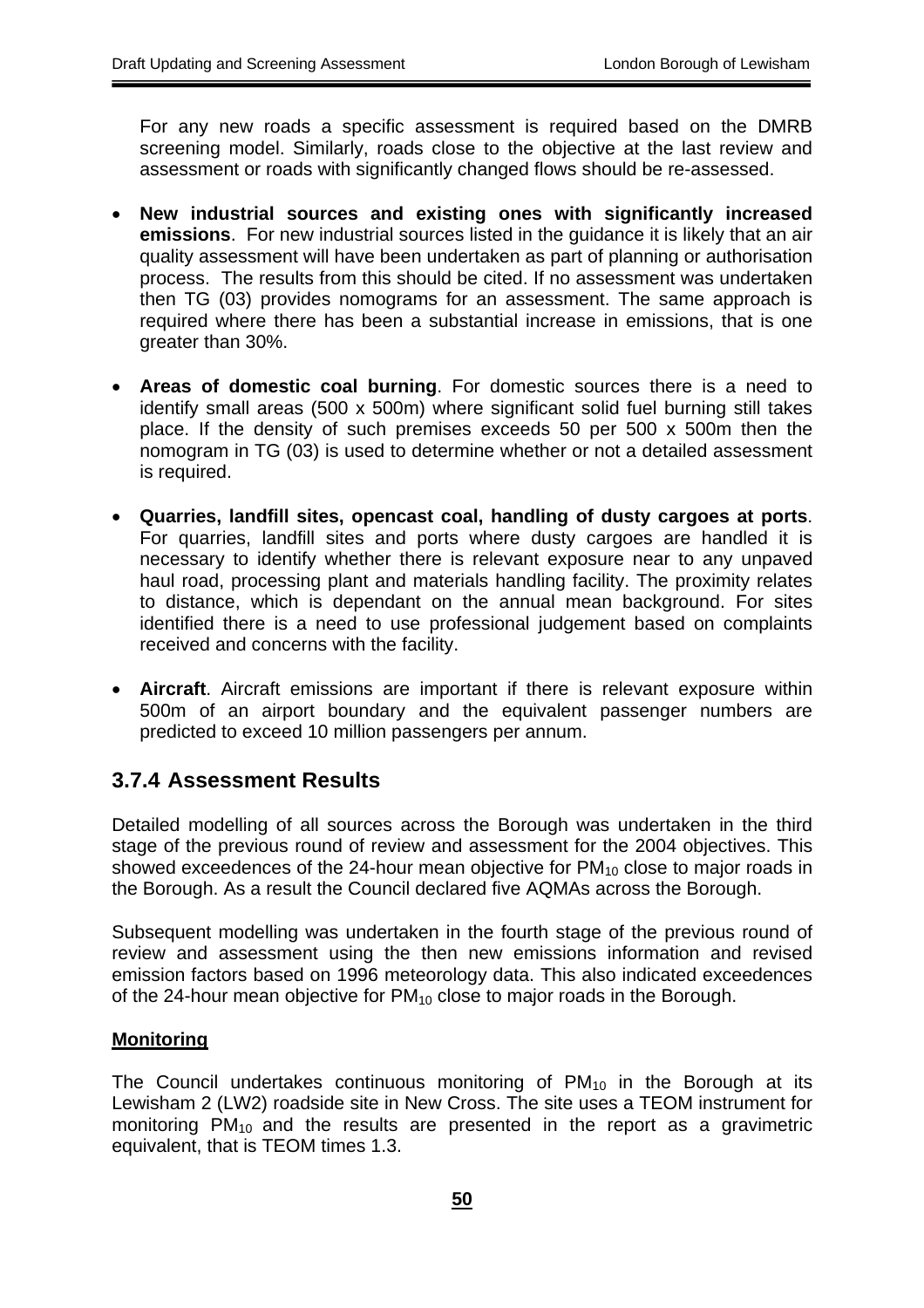For any new roads a specific assessment is required based on the DMRB screening model. Similarly, roads close to the objective at the last review and assessment or roads with significantly changed flows should be re-assessed.

- **New industrial sources and existing ones with significantly increased emissions**. For new industrial sources listed in the guidance it is likely that an air quality assessment will have been undertaken as part of planning or authorisation process. The results from this should be cited. If no assessment was undertaken then TG (03) provides nomograms for an assessment. The same approach is required where there has been a substantial increase in emissions, that is one greater than 30%.

- **Areas of domestic coal burning**. For domestic sources there is a need to identify small areas (500 x 500m) where significant solid fuel burning still takes place. If the density of such premises exceeds 50 per 500 x 500m then the nomogram in TG (03) is used to determine whether or not a detailed assessment is required.

- **Quarries, landfill sites, opencast coal, handling of dusty cargoes at ports**. For quarries, landfill sites and ports where dusty cargoes are handled it is necessary to identify whether there is relevant exposure near to any unpaved haul road, processing plant and materials handling facility. The proximity relates to distance, which is dependant on the annual mean background. For sites identified there is a need to use professional judgement based on complaints received and concerns with the facility.

- **Aircraft**. Aircraft emissions are important if there is relevant exposure within 500m of an airport boundary and the equivalent passenger numbers are predicted to exceed 10 million passengers per annum.

### 3.7.4 Assessment Results

Detailed modelling of all sources across the Borough was undertaken in the third stage of the previous round of review and assessment for the 2004 objectives. This showed exceedences of the 24-hour mean objective for $PM_{10}$ close to major roads in the Borough. As a result the Council declared five AQMAs across the Borough.

Subsequent modelling was undertaken in the fourth stage of the previous round of review and assessment using the then new emissions information and revised emission factors based on 1996 meteorology data. This also indicated exceedences of the 24-hour mean objective for $PM_{10}$ close to major roads in the Borough.

**Monitoring**

The Council undertakes continuous monitoring of $PM_{10}$ in the Borough at its Lewisham 2 (LW2) roadside site in New Cross. The site uses a TEOM instrument for monitoring $PM_{10}$ and the results are presented in the report as a gravimetric equivalent, that is TEOM times 1.3.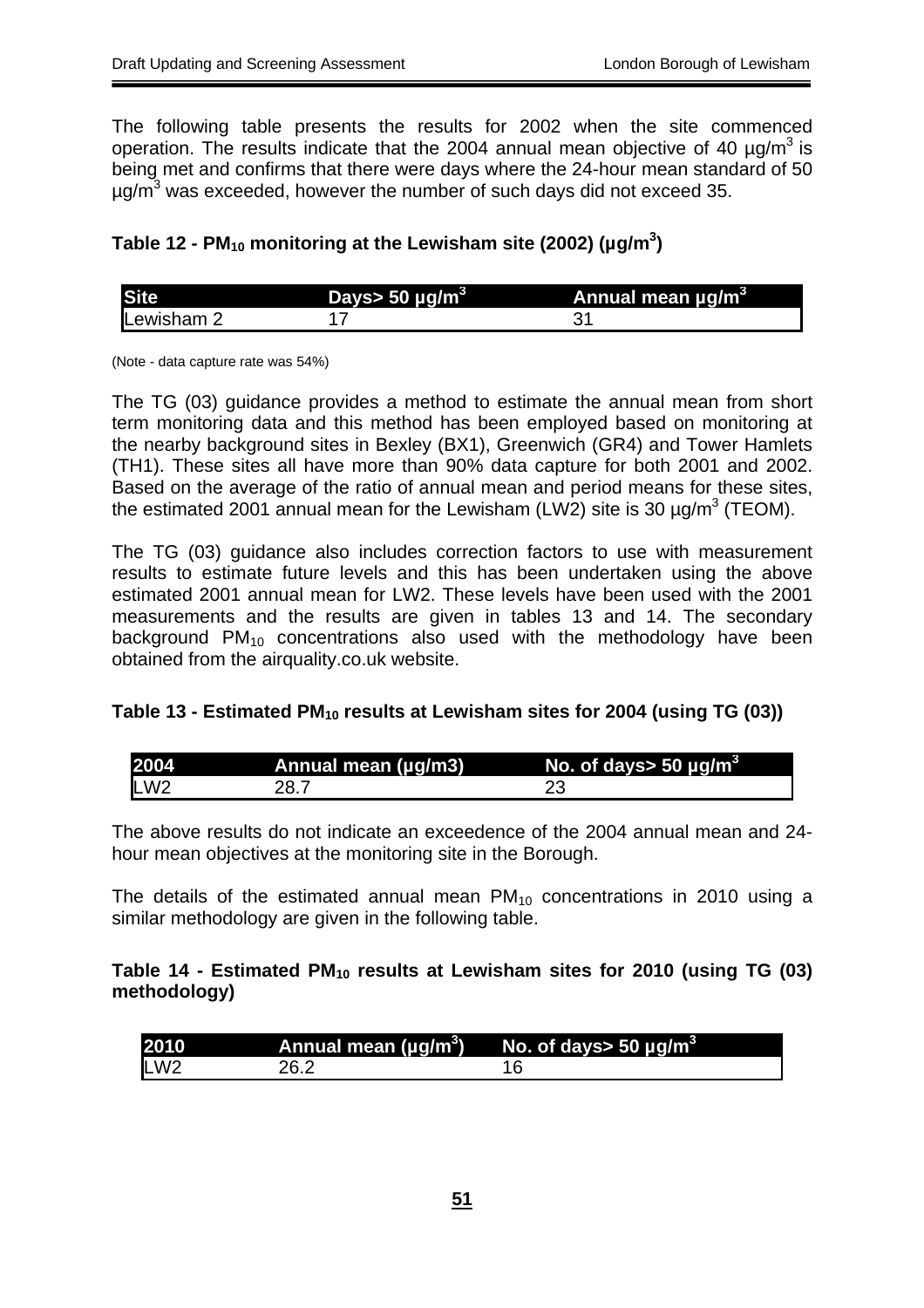The following table presents the results for 2002 when the site commenced operation. The results indicate that the 2004 annual mean objective of 40 µg/m$^3$ is being met and confirms that there were days where the 24-hour mean standard of 50 µg/m$^3$ was exceeded, however the number of such days did not exceed 35.

**Table 12 - $PM_{10}$ monitoring at the Lewisham site (2002) (µg/m$^3$)**

| Site | Days> 50 µg/m$^3$ | Annual mean µg/m$^3$ |
|---|---|---|
| Lewisham 2 | 17 | 31 |

(Note - data capture rate was 54%)

The TG (03) guidance provides a method to estimate the annual mean from short term monitoring data and this method has been employed based on monitoring at the nearby background sites in Bexley (BX1), Greenwich (GR4) and Tower Hamlets (TH1). These sites all have more than 90% data capture for both 2001 and 2002. Based on the average of the ratio of annual mean and period means for these sites, the estimated 2001 annual mean for the Lewisham (LW2) site is 30 µg/m$^3$ (TEOM).

The TG (03) guidance also includes correction factors to use with measurement results to estimate future levels and this has been undertaken using the above estimated 2001 annual mean for LW2. These levels have been used with the 2001 measurements and the results are given in tables 13 and 14. The secondary background $PM_{10}$ concentrations also used with the methodology have been obtained from the airquality.co.uk website.

**Table 13 - Estimated $PM_{10}$ results at Lewisham sites for 2004 (using TG (03))**

| 2004 | Annual mean (µg/m3) | No. of days> 50 µg/m$^3$ |
|---|---|---|
| LW2 | 28.7 | 23 |

The above results do not indicate an exceedence of the 2004 annual mean and 24-hour mean objectives at the monitoring site in the Borough.

The details of the estimated annual mean $PM_{10}$ concentrations in 2010 using a similar methodology are given in the following table.

**Table 14 - Estimated $PM_{10}$ results at Lewisham sites for 2010 (using TG (03) methodology)**

| 2010 | Annual mean (µg/m$^3$) | No. of days> 50 µg/m$^3$ |
|---|---|---|
| LW2 | 26.2 | 16 |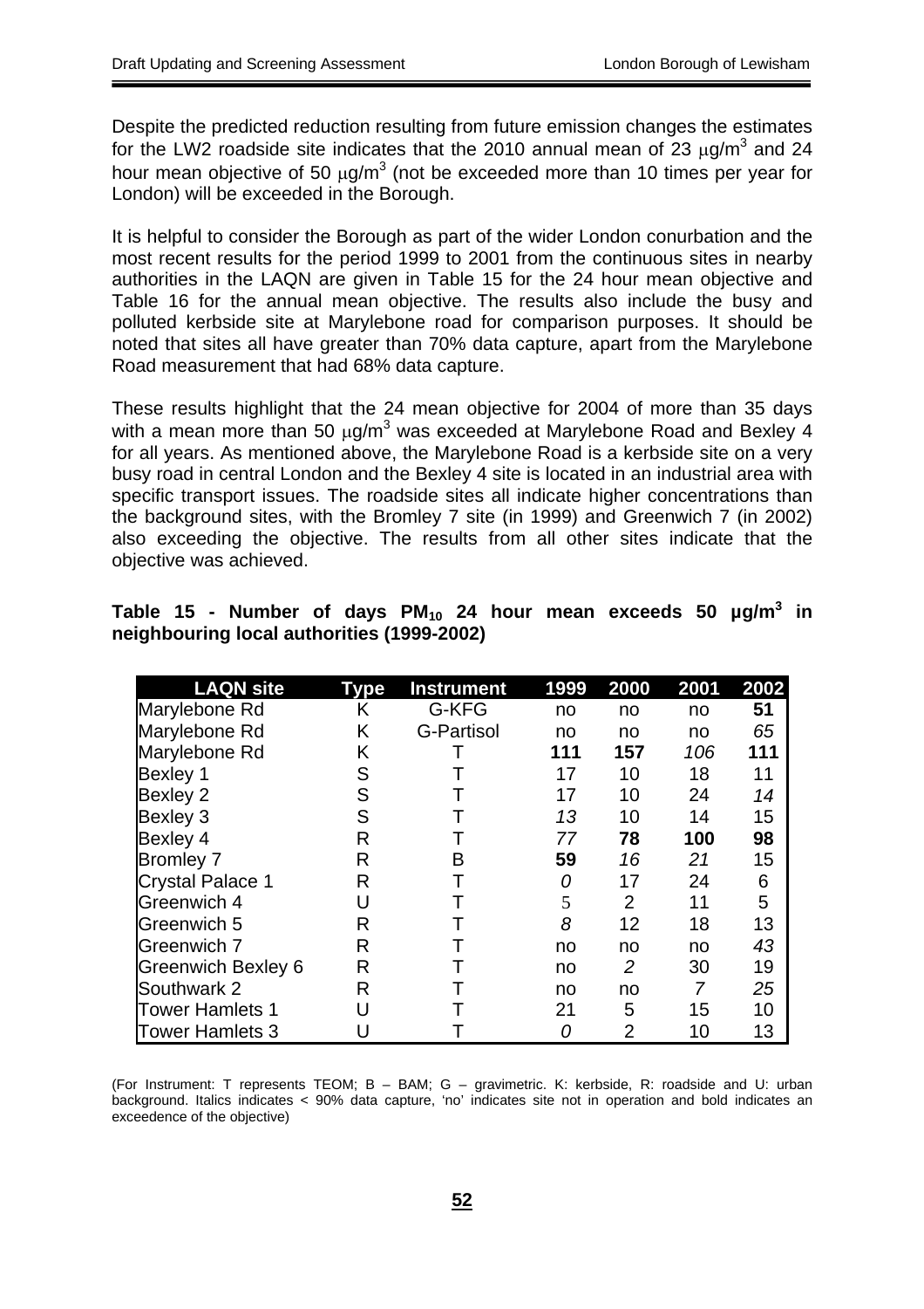Despite the predicted reduction resulting from future emission changes the estimates for the LW2 roadside site indicates that the 2010 annual mean of 23 $\mu g/m^3$ and 24 hour mean objective of 50 $\mu g/m^3$ (not be exceeded more than 10 times per year for London) will be exceeded in the Borough.

It is helpful to consider the Borough as part of the wider London conurbation and the most recent results for the period 1999 to 2001 from the continuous sites in nearby authorities in the LAQN are given in Table 15 for the 24 hour mean objective and Table 16 for the annual mean objective. The results also include the busy and polluted kerbside site at Marylebone road for comparison purposes. It should be noted that sites all have greater than 70% data capture, apart from the Marylebone Road measurement that had 68% data capture.

These results highlight that the 24 mean objective for 2004 of more than 35 days with a mean more than 50 $\mu g/m^3$ was exceeded at Marylebone Road and Bexley 4 for all years. As mentioned above, the Marylebone Road is a kerbside site on a very busy road in central London and the Bexley 4 site is located in an industrial area with specific transport issues. The roadside sites all indicate higher concentrations than the background sites, with the Bromley 7 site (in 1999) and Greenwich 7 (in 2002) also exceeding the objective. The results from all other sites indicate that the objective was achieved.

**Table 15 - Number of days $PM_{10}$ 24 hour mean exceeds 50 $\mu g/m^3$ in neighbouring local authorities (1999-2002)**

| LAQN site | Type | Instrument | 1999 | 2000 | 2001 | 2002 |
|---|---|---|---|---|---|---|
| Marylebone Rd | K | G-KFG | no | no | no | **51** |
| Marylebone Rd | K | G-Partisol | no | no | no | *65* |
| Marylebone Rd | K | T | **111** | **157** | *106* | **111** |
| Bexley 1 | S | T | 17 | 10 | 18 | 11 |
| Bexley 2 | S | T | 17 | 10 | 24 | *14* |
| Bexley 3 | S | T | *13* | 10 | 14 | 15 |
| Bexley 4 | R | T | *77* | **78** | **100** | **98** |
| Bromley 7 | R | B | **59** | *16* | *21* | 15 |
| Crystal Palace 1 | R | T | *0* | 17 | 24 | 6 |
| Greenwich 4 | U | T | 5 | 2 | 11 | 5 |
| Greenwich 5 | R | T | *8* | 12 | 18 | 13 |
| Greenwich 7 | R | T | no | no | no | *43* |
| Greenwich Bexley 6 | R | T | no | *2* | 30 | 19 |
| Southwark 2 | R | T | no | no | *7* | *25* |
| Tower Hamlets 1 | U | T | 21 | 5 | 15 | 10 |
| Tower Hamlets 3 | U | T | *0* | 2 | 10 | 13 |

(For Instrument: T represents TEOM; B – BAM; G – gravimetric. K: kerbside, R: roadside and U: urban background. Italics indicates < 90% data capture, 'no' indicates site not in operation and bold indicates an exceedence of the objective)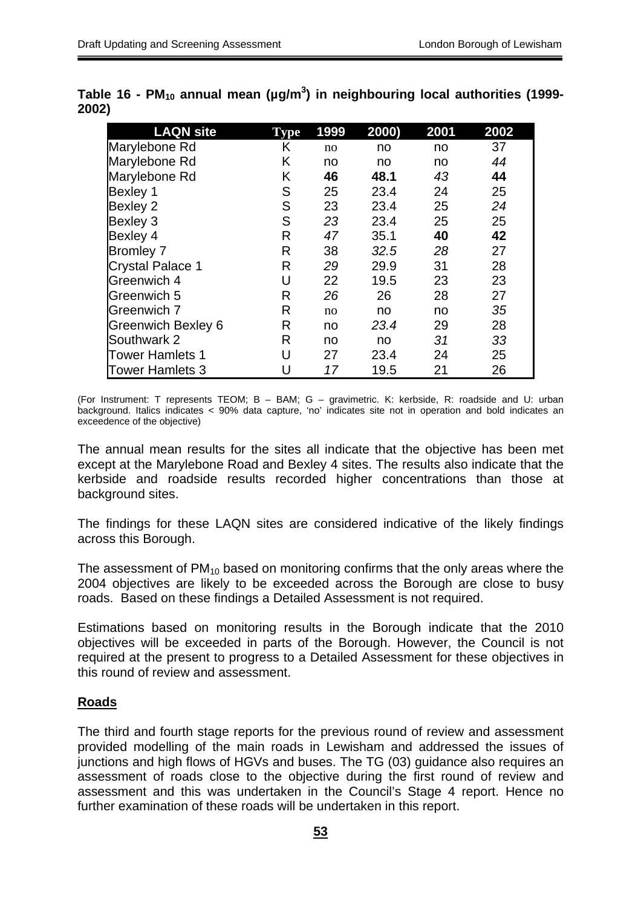**Table 16 - $PM_{10}$ annual mean ($\mu g/m^3$) in neighbouring local authorities (1999-2002)**

| LAQN site | Type | 1999 | 2000) | 2001 | 2002 |
|---|---|---|---|---|---|
| Marylebone Rd | K | no | no | no | 37 |
| Marylebone Rd | K | no | no | no | *44* |
| Marylebone Rd | K | **46** | **48.1** | *43* | **44** |
| Bexley 1 | S | 25 | 23.4 | 24 | 25 |
| Bexley 2 | S | 23 | 23.4 | 25 | *24* |
| Bexley 3 | S | *23* | 23.4 | 25 | 25 |
| Bexley 4 | R | *47* | 35.1 | **40** | **42** |
| Bromley 7 | R | 38 | *32.5* | *28* | 27 |
| Crystal Palace 1 | R | *29* | 29.9 | 31 | 28 |
| Greenwich 4 | U | 22 | 19.5 | 23 | 23 |
| Greenwich 5 | R | *26* | 26 | 28 | 27 |
| Greenwich 7 | R | no | no | no | *35* |
| Greenwich Bexley 6 | R | no | *23.4* | 29 | 28 |
| Southwark 2 | R | no | no | *31* | *33* |
| Tower Hamlets 1 | U | 27 | 23.4 | 24 | 25 |
| Tower Hamlets 3 | U | *17* | 19.5 | 21 | 26 |

(For Instrument: T represents TEOM; B – BAM; G – gravimetric. K: kerbside, R: roadside and U: urban background. Italics indicates < 90% data capture, 'no' indicates site not in operation and bold indicates an exceedence of the objective)

The annual mean results for the sites all indicate that the objective has been met except at the Marylebone Road and Bexley 4 sites. The results also indicate that the kerbside and roadside results recorded higher concentrations than those at background sites.

The findings for these LAQN sites are considered indicative of the likely findings across this Borough.

The assessment of $PM_{10}$ based on monitoring confirms that the only areas where the 2004 objectives are likely to be exceeded across the Borough are close to busy roads. Based on these findings a Detailed Assessment is not required.

Estimations based on monitoring results in the Borough indicate that the 2010 objectives will be exceeded in parts of the Borough. However, the Council is not required at the present to progress to a Detailed Assessment for these objectives in this round of review and assessment.

**Roads**

The third and fourth stage reports for the previous round of review and assessment provided modelling of the main roads in Lewisham and addressed the issues of junctions and high flows of HGVs and buses. The TG (03) guidance also requires an assessment of roads close to the objective during the first round of review and assessment and this was undertaken in the Council's Stage 4 report. Hence no further examination of these roads will be undertaken in this report.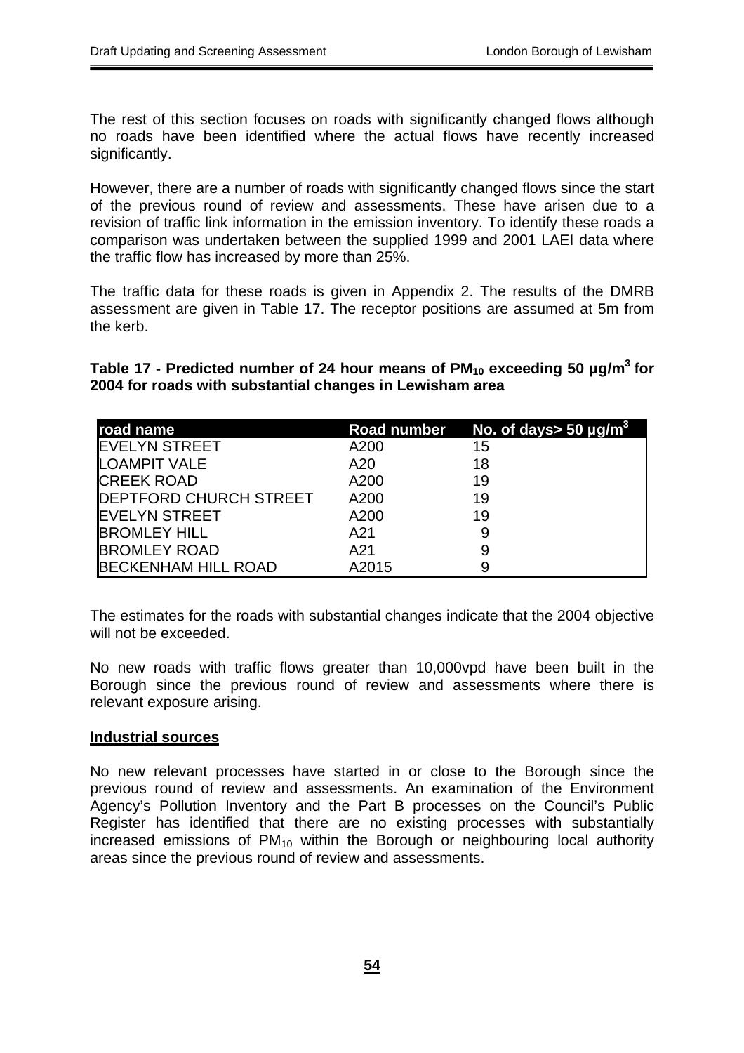The rest of this section focuses on roads with significantly changed flows although no roads have been identified where the actual flows have recently increased significantly.

However, there are a number of roads with significantly changed flows since the start of the previous round of review and assessments. These have arisen due to a revision of traffic link information in the emission inventory. To identify these roads a comparison was undertaken between the supplied 1999 and 2001 LAEI data where the traffic flow has increased by more than 25%.

The traffic data for these roads is given in Appendix 2. The results of the DMRB assessment are given in Table 17. The receptor positions are assumed at 5m from the kerb.

**Table 17 - Predicted number of 24 hour means of $PM_{10}$ exceeding 50 µg/m$^3$ for 2004 for roads with substantial changes in Lewisham area**

| road name | Road number | No. of days> 50 µg/m$^3$ |
|---|---|---|
| EVELYN STREET | A200 | 15 |
| LOAMPIT VALE | A20 | 18 |
| CREEK ROAD | A200 | 19 |
| DEPTFORD CHURCH STREET | A200 | 19 |
| EVELYN STREET | A200 | 19 |
| BROMLEY HILL | A21 | 9 |
| BROMLEY ROAD | A21 | 9 |
| BECKENHAM HILL ROAD | A2015 | 9 |

The estimates for the roads with substantial changes indicate that the 2004 objective will not be exceeded.

No new roads with traffic flows greater than 10,000vpd have been built in the Borough since the previous round of review and assessments where there is relevant exposure arising.

**Industrial sources**

No new relevant processes have started in or close to the Borough since the previous round of review and assessments. An examination of the Environment Agency's Pollution Inventory and the Part B processes on the Council's Public Register has identified that there are no existing processes with substantially increased emissions of $PM_{10}$ within the Borough or neighbouring local authority areas since the previous round of review and assessments.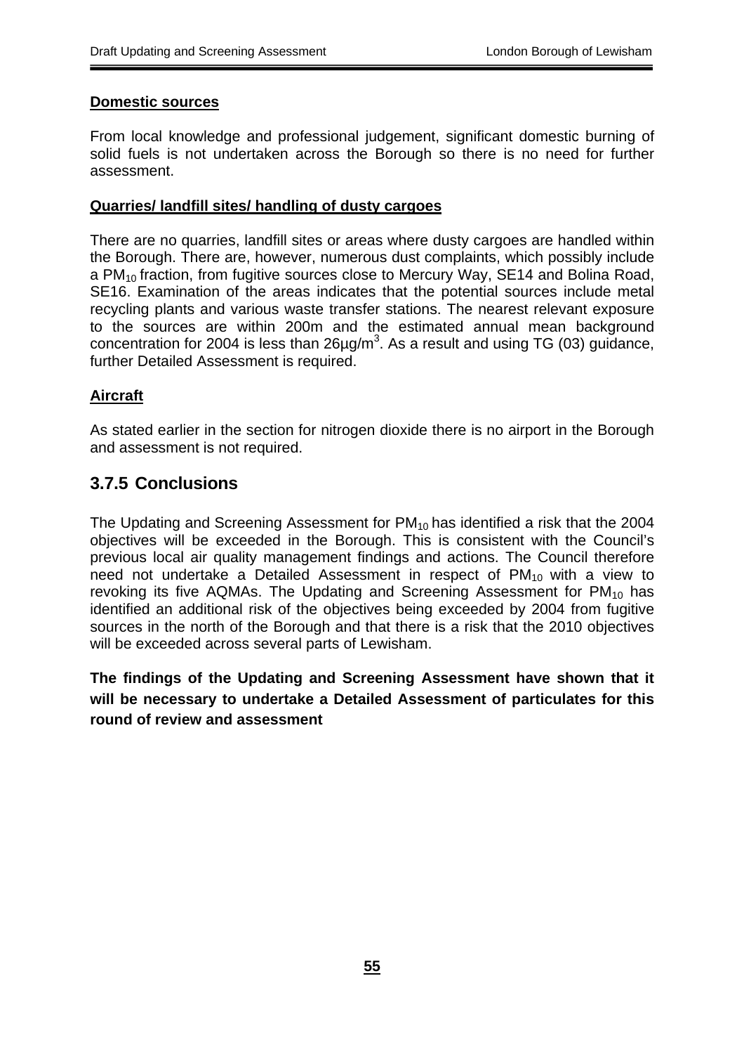**Domestic sources**

From local knowledge and professional judgement, significant domestic burning of solid fuels is not undertaken across the Borough so there is no need for further assessment.

**Quarries/ landfill sites/ handling of dusty cargoes**

There are no quarries, landfill sites or areas where dusty cargoes are handled within the Borough. There are, however, numerous dust complaints, which possibly include a $PM_{10}$ fraction, from fugitive sources close to Mercury Way, SE14 and Bolina Road, SE16. Examination of the areas indicates that the potential sources include metal recycling plants and various waste transfer stations. The nearest relevant exposure to the sources are within 200m and the estimated annual mean background concentration for 2004 is less than $26\mu g/m^3$. As a result and using TG (03) guidance, further Detailed Assessment is required.

**Aircraft**

As stated earlier in the section for nitrogen dioxide there is no airport in the Borough and assessment is not required.

### 3.7.5 Conclusions

The Updating and Screening Assessment for $PM_{10}$ has identified a risk that the 2004 objectives will be exceeded in the Borough. This is consistent with the Council's previous local air quality management findings and actions. The Council therefore need not undertake a Detailed Assessment in respect of $PM_{10}$ with a view to revoking its five AQMAs. The Updating and Screening Assessment for $PM_{10}$ has identified an additional risk of the objectives being exceeded by 2004 from fugitive sources in the north of the Borough and that there is a risk that the 2010 objectives will be exceeded across several parts of Lewisham.

**The findings of the Updating and Screening Assessment have shown that it will be necessary to undertake a Detailed Assessment of particulates for this round of review and assessment**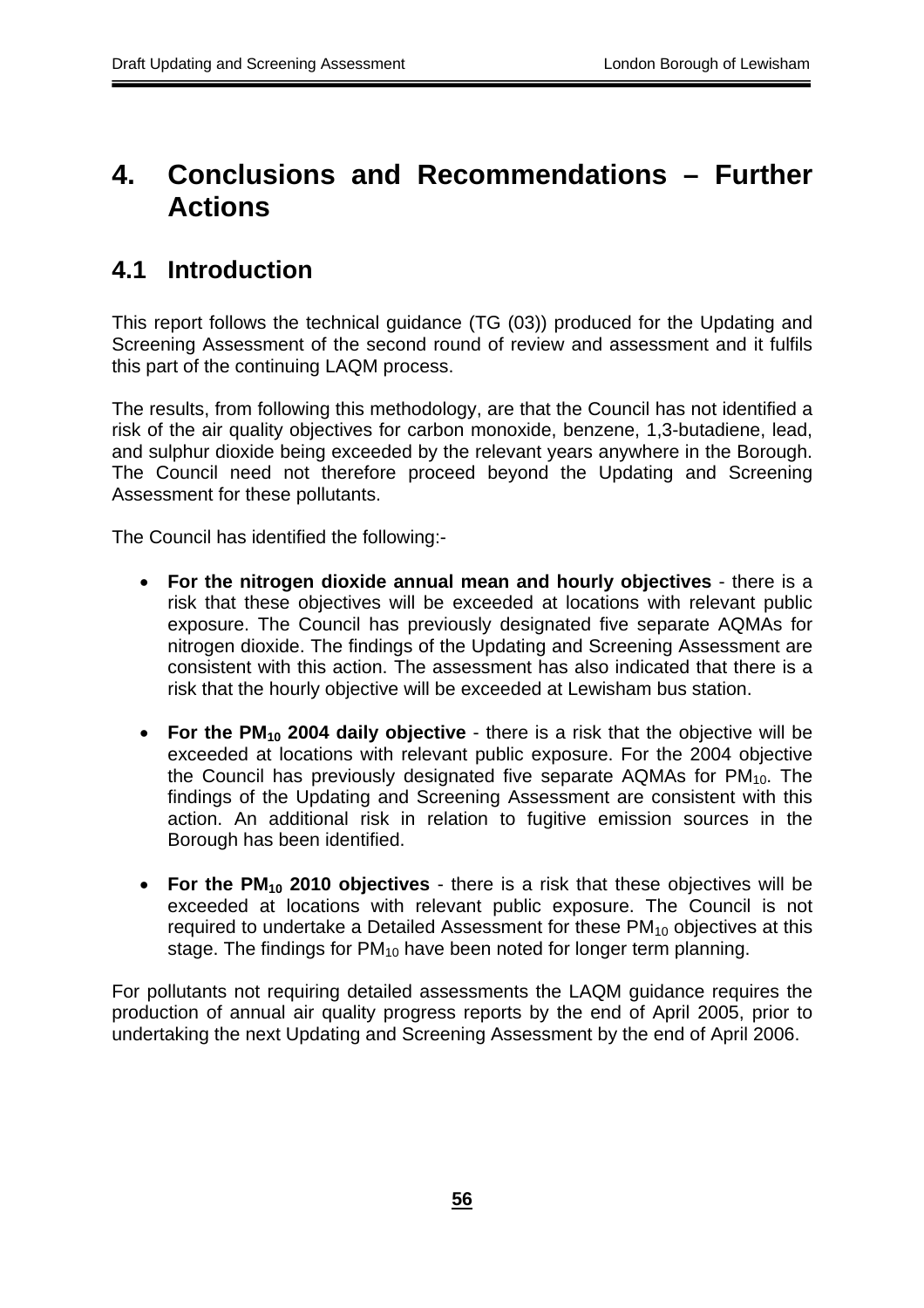# 4. Conclusions and Recommendations – Further Actions

## 4.1 Introduction

This report follows the technical guidance (TG (03)) produced for the Updating and Screening Assessment of the second round of review and assessment and it fulfils this part of the continuing LAQM process.

The results, from following this methodology, are that the Council has not identified a risk of the air quality objectives for carbon monoxide, benzene, 1,3-butadiene, lead, and sulphur dioxide being exceeded by the relevant years anywhere in the Borough. The Council need not therefore proceed beyond the Updating and Screening Assessment for these pollutants.

The Council has identified the following:-

- **For the nitrogen dioxide annual mean and hourly objectives** - there is a risk that these objectives will be exceeded at locations with relevant public exposure. The Council has previously designated five separate AQMAs for nitrogen dioxide. The findings of the Updating and Screening Assessment are consistent with this action. The assessment has also indicated that there is a risk that the hourly objective will be exceeded at Lewisham bus station.

- **For the $PM_{10}$ 2004 daily objective** - there is a risk that the objective will be exceeded at locations with relevant public exposure. For the 2004 objective the Council has previously designated five separate AQMAs for $PM_{10}$. The findings of the Updating and Screening Assessment are consistent with this action. An additional risk in relation to fugitive emission sources in the Borough has been identified.

- **For the $PM_{10}$ 2010 objectives** - there is a risk that these objectives will be exceeded at locations with relevant public exposure. The Council is not required to undertake a Detailed Assessment for these $PM_{10}$ objectives at this stage. The findings for $PM_{10}$ have been noted for longer term planning.

For pollutants not requiring detailed assessments the LAQM guidance requires the production of annual air quality progress reports by the end of April 2005, prior to undertaking the next Updating and Screening Assessment by the end of April 2006.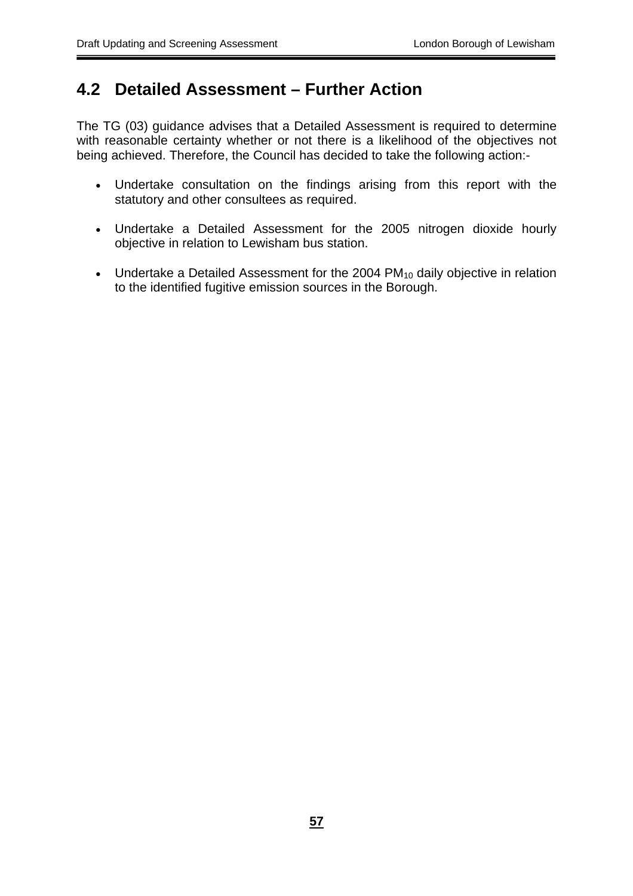## 4.2 Detailed Assessment – Further Action

The TG (03) guidance advises that a Detailed Assessment is required to determine with reasonable certainty whether or not there is a likelihood of the objectives not being achieved. Therefore, the Council has decided to take the following action:-

- Undertake consultation on the findings arising from this report with the statutory and other consultees as required.
- Undertake a Detailed Assessment for the 2005 nitrogen dioxide hourly objective in relation to Lewisham bus station.
- Undertake a Detailed Assessment for the 2004 $PM_{10}$ daily objective in relation to the identified fugitive emission sources in the Borough.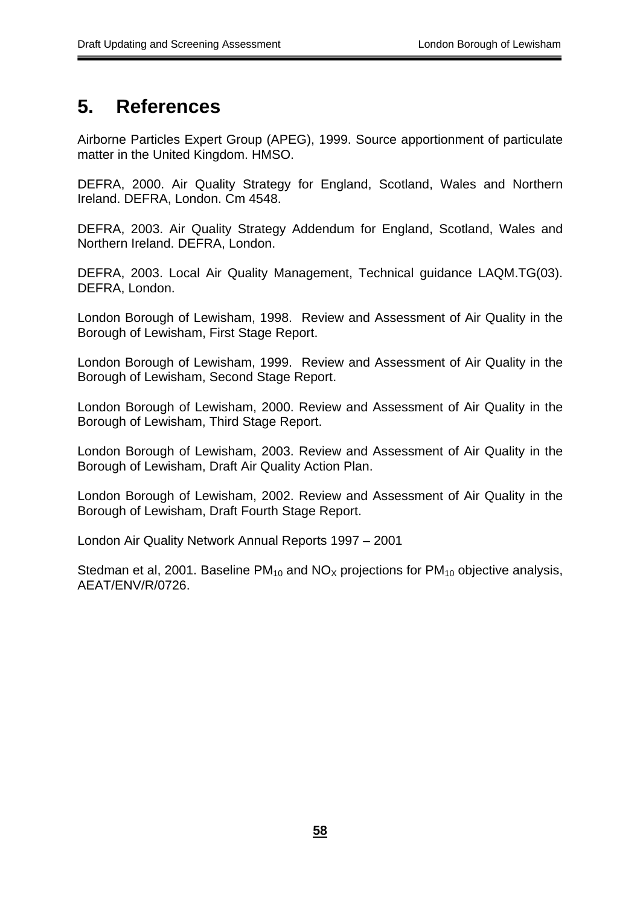# 5. References

Airborne Particles Expert Group (APEG), 1999. Source apportionment of particulate matter in the United Kingdom. HMSO.

DEFRA, 2000. Air Quality Strategy for England, Scotland, Wales and Northern Ireland. DEFRA, London. Cm 4548.

DEFRA, 2003. Air Quality Strategy Addendum for England, Scotland, Wales and Northern Ireland. DEFRA, London.

DEFRA, 2003. Local Air Quality Management, Technical guidance LAQM.TG(03). DEFRA, London.

London Borough of Lewisham, 1998. Review and Assessment of Air Quality in the Borough of Lewisham, First Stage Report.

London Borough of Lewisham, 1999. Review and Assessment of Air Quality in the Borough of Lewisham, Second Stage Report.

London Borough of Lewisham, 2000. Review and Assessment of Air Quality in the Borough of Lewisham, Third Stage Report.

London Borough of Lewisham, 2003. Review and Assessment of Air Quality in the Borough of Lewisham, Draft Air Quality Action Plan.

London Borough of Lewisham, 2002. Review and Assessment of Air Quality in the Borough of Lewisham, Draft Fourth Stage Report.

London Air Quality Network Annual Reports 1997 – 2001

Stedman et al, 2001. Baseline $PM_{10}$ and $NO_X$ projections for $PM_{10}$ objective analysis, AEAT/ENV/R/0726.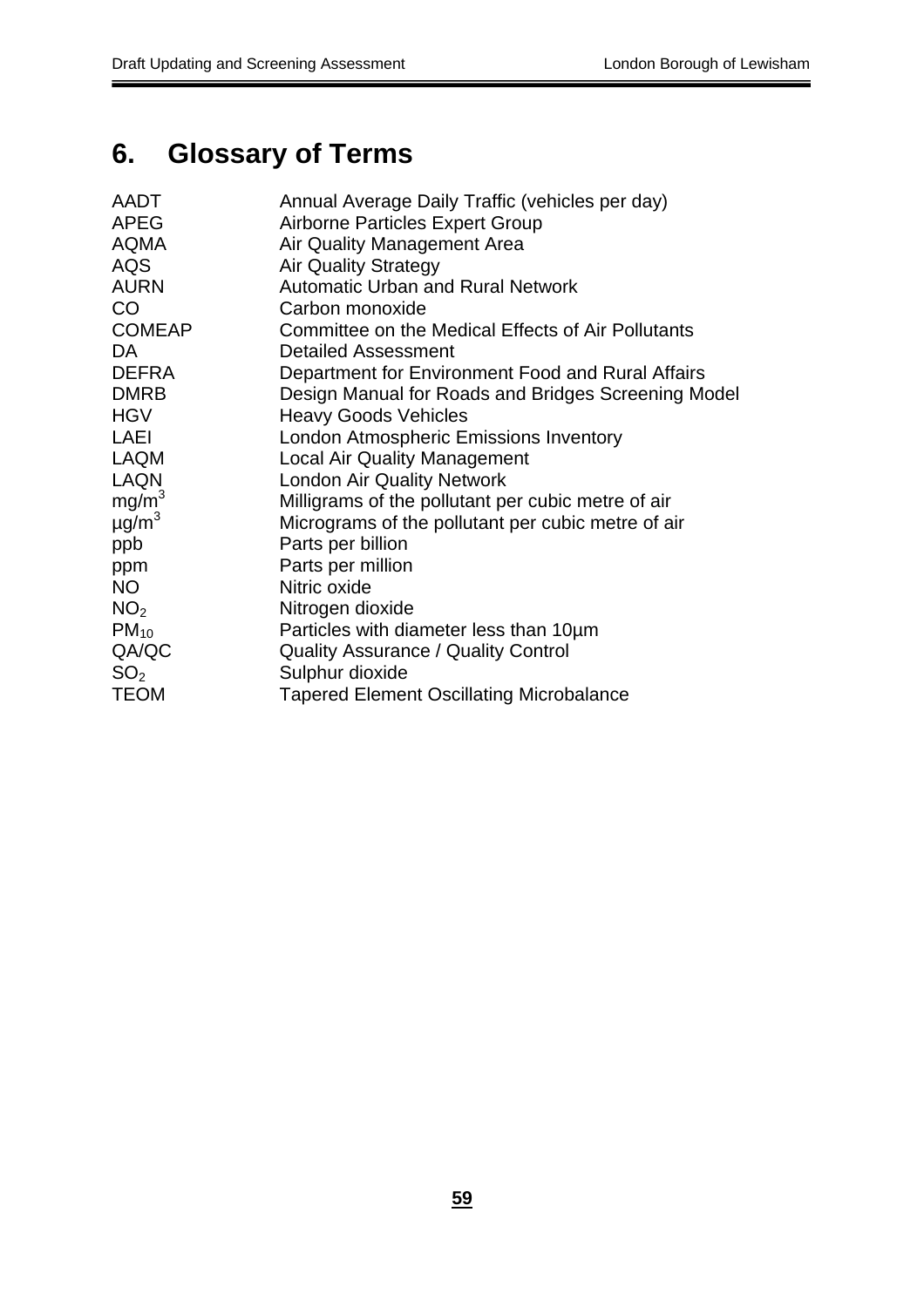# 6. Glossary of Terms

| | |
|---|---|
| AADT | Annual Average Daily Traffic (vehicles per day) |
| APEG | Airborne Particles Expert Group |
| AQMA | Air Quality Management Area |
| AQS | Air Quality Strategy |
| AURN | Automatic Urban and Rural Network |
| CO | Carbon monoxide |
| COMEAP | Committee on the Medical Effects of Air Pollutants |
| DA | Detailed Assessment |
| DEFRA | Department for Environment Food and Rural Affairs |
| DMRB | Design Manual for Roads and Bridges Screening Model |
| HGV | Heavy Goods Vehicles |
| LAEI | London Atmospheric Emissions Inventory |
| LAQM | Local Air Quality Management |
| LAQN | London Air Quality Network |
| $mg/m^3$ | Milligrams of the pollutant per cubic metre of air |
| $\mu g/m^3$ | Micrograms of the pollutant per cubic metre of air |
| ppb | Parts per billion |
| ppm | Parts per million |
| NO | Nitric oxide |
| $NO_2$ | Nitrogen dioxide |
| $PM_{10}$ | Particles with diameter less than 10µm |
| QA/QC | Quality Assurance / Quality Control |
| $SO_2$ | Sulphur dioxide |
| TEOM | Tapered Element Oscillating Microbalance |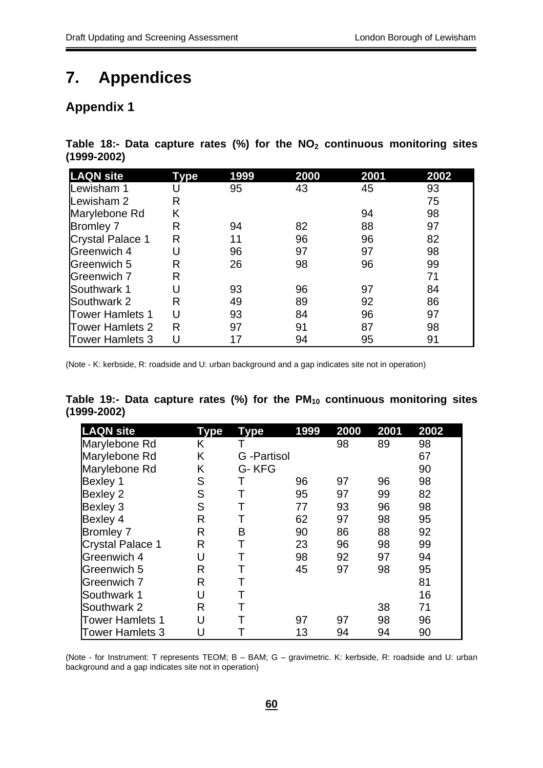# 7. Appendices

## Appendix 1

**Table 18:- Data capture rates (%) for the $NO_2$ continuous monitoring sites (1999-2002)**

| LAQN site | Type | 1999 | 2000 | 2001 | 2002 |
|---|---|---|---|---|---|
| Lewisham 1 | U | 95 | 43 | 45 | 93 |
| Lewisham 2 | R | | | | 75 |
| Marylebone Rd | K | | | 94 | 98 |
| Bromley 7 | R | 94 | 82 | 88 | 97 |
| Crystal Palace 1 | R | 11 | 96 | 96 | 82 |
| Greenwich 4 | U | 96 | 97 | 97 | 98 |
| Greenwich 5 | R | 26 | 98 | 96 | 99 |
| Greenwich 7 | R | | | | 71 |
| Southwark 1 | U | 93 | 96 | 97 | 84 |
| Southwark 2 | R | 49 | 89 | 92 | 86 |
| Tower Hamlets 1 | U | 93 | 84 | 96 | 97 |
| Tower Hamlets 2 | R | 97 | 91 | 87 | 98 |
| Tower Hamlets 3 | U | 17 | 94 | 95 | 91 |

(Note - K: kerbside, R: roadside and U: urban background and a gap indicates site not in operation)

**Table 19:- Data capture rates (%) for the $PM_{10}$ continuous monitoring sites (1999-2002)**

| LAQN site | Type | Type | 1999 | 2000 | 2001 | 2002 |
|---|---|---|---|---|---|---|
| Marylebone Rd | K | T | | 98 | 89 | 98 |
| Marylebone Rd | K | G -Partisol | | | | 67 |
| Marylebone Rd | K | G- KFG | | | | 90 |
| Bexley 1 | S | T | 96 | 97 | 96 | 98 |
| Bexley 2 | S | T | 95 | 97 | 99 | 82 |
| Bexley 3 | S | T | 77 | 93 | 96 | 98 |
| Bexley 4 | R | T | 62 | 97 | 98 | 95 |
| Bromley 7 | R | B | 90 | 86 | 88 | 92 |
| Crystal Palace 1 | R | T | 23 | 96 | 98 | 99 |
| Greenwich 4 | U | T | 98 | 92 | 97 | 94 |
| Greenwich 5 | R | T | 45 | 97 | 98 | 95 |
| Greenwich 7 | R | T | | | | 81 |
| Southwark 1 | U | T | | | | 16 |
| Southwark 2 | R | T | | | 38 | 71 |
| Tower Hamlets 1 | U | T | 97 | 97 | 98 | 96 |
| Tower Hamlets 3 | U | T | 13 | 94 | 94 | 90 |

(Note - for Instrument: T represents TEOM; B – BAM; G – gravimetric. K: kerbside, R: roadside and U: urban background and a gap indicates site not in operation)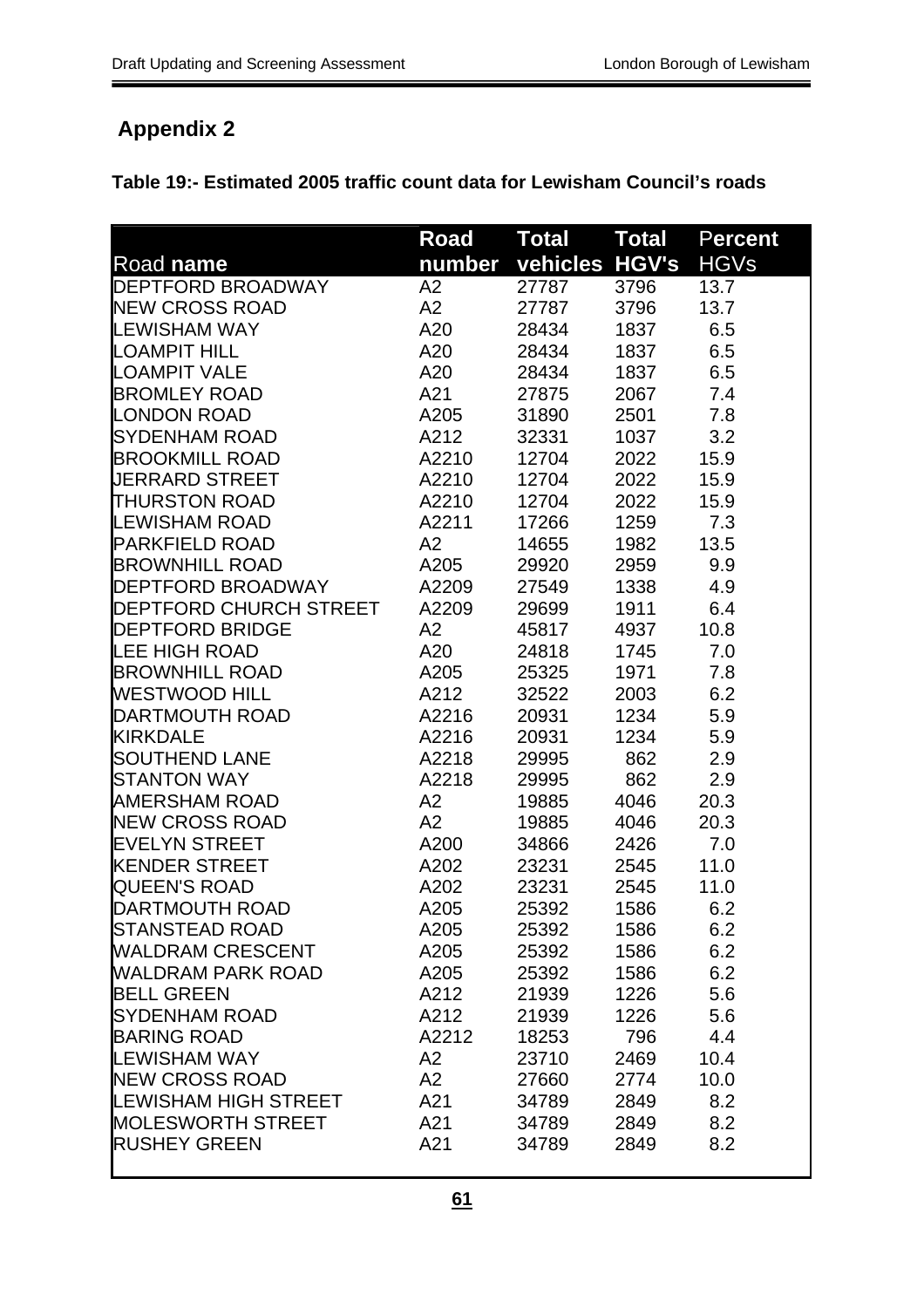## Appendix 2

**Table 19:- Estimated 2005 traffic count data for Lewisham Council's roads**

| Road name | Road number | Total vehicles | Total HGV's | Percent HGVs |
|---|---|---|---|---|
| DEPTFORD BROADWAY | A2 | 27787 | 3796 | 13.7 |
| NEW CROSS ROAD | A2 | 27787 | 3796 | 13.7 |
| LEWISHAM WAY | A20 | 28434 | 1837 | 6.5 |
| LOAMPIT HILL | A20 | 28434 | 1837 | 6.5 |
| LOAMPIT VALE | A20 | 28434 | 1837 | 6.5 |
| BROMLEY ROAD | A21 | 27875 | 2067 | 7.4 |
| LONDON ROAD | A205 | 31890 | 2501 | 7.8 |
| SYDENHAM ROAD | A212 | 32331 | 1037 | 3.2 |
| BROOKMILL ROAD | A2210 | 12704 | 2022 | 15.9 |
| JERRARD STREET | A2210 | 12704 | 2022 | 15.9 |
| THURSTON ROAD | A2210 | 12704 | 2022 | 15.9 |
| LEWISHAM ROAD | A2211 | 17266 | 1259 | 7.3 |
| PARKFIELD ROAD | A2 | 14655 | 1982 | 13.5 |
| BROWNHILL ROAD | A205 | 29920 | 2959 | 9.9 |
| DEPTFORD BROADWAY | A2209 | 27549 | 1338 | 4.9 |
| DEPTFORD CHURCH STREET | A2209 | 29699 | 1911 | 6.4 |
| DEPTFORD BRIDGE | A2 | 45817 | 4937 | 10.8 |
| LEE HIGH ROAD | A20 | 24818 | 1745 | 7.0 |
| BROWNHILL ROAD | A205 | 25325 | 1971 | 7.8 |
| WESTWOOD HILL | A212 | 32522 | 2003 | 6.2 |
| DARTMOUTH ROAD | A2216 | 20931 | 1234 | 5.9 |
| KIRKDALE | A2216 | 20931 | 1234 | 5.9 |
| SOUTHEND LANE | A2218 | 29995 | 862 | 2.9 |
| STANTON WAY | A2218 | 29995 | 862 | 2.9 |
| AMERSHAM ROAD | A2 | 19885 | 4046 | 20.3 |
| NEW CROSS ROAD | A2 | 19885 | 4046 | 20.3 |
| EVELYN STREET | A200 | 34866 | 2426 | 7.0 |
| KENDER STREET | A202 | 23231 | 2545 | 11.0 |
| QUEEN'S ROAD | A202 | 23231 | 2545 | 11.0 |
| DARTMOUTH ROAD | A205 | 25392 | 1586 | 6.2 |
| STANSTEAD ROAD | A205 | 25392 | 1586 | 6.2 |
| WALDRAM CRESCENT | A205 | 25392 | 1586 | 6.2 |
| WALDRAM PARK ROAD | A205 | 25392 | 1586 | 6.2 |
| BELL GREEN | A212 | 21939 | 1226 | 5.6 |
| SYDENHAM ROAD | A212 | 21939 | 1226 | 5.6 |
| BARING ROAD | A2212 | 18253 | 796 | 4.4 |
| LEWISHAM WAY | A2 | 23710 | 2469 | 10.4 |
| NEW CROSS ROAD | A2 | 27660 | 2774 | 10.0 |
| LEWISHAM HIGH STREET | A21 | 34789 | 2849 | 8.2 |
| MOLESWORTH STREET | A21 | 34789 | 2849 | 8.2 |
| RUSHEY GREEN | A21 | 34789 | 2849 | 8.2 |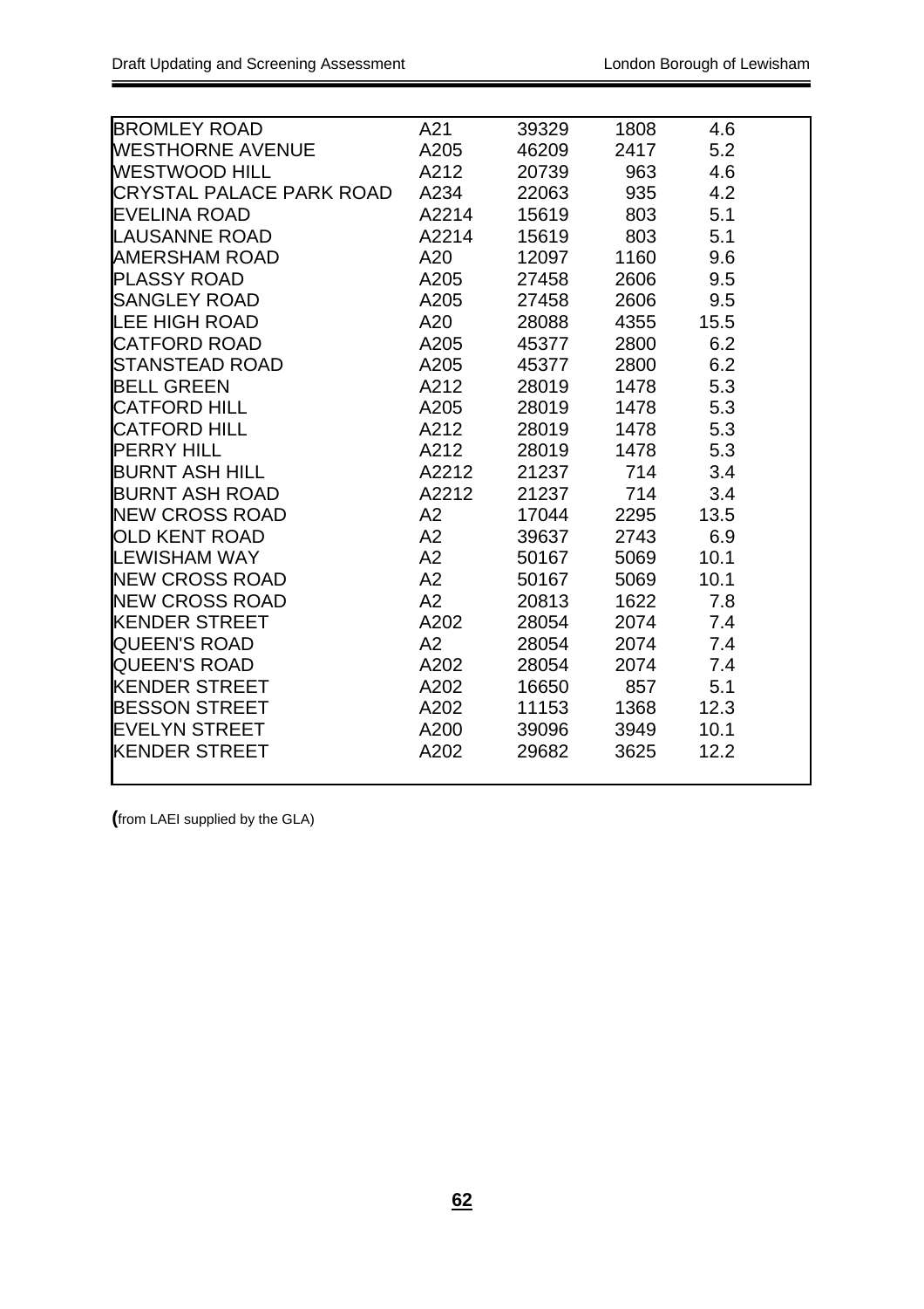| | | | | |
|---|---|---|---|---|
| BROMLEY ROAD | A21 | 39329 | 1808 | 4.6 |
| WESTHORNE AVENUE | A205 | 46209 | 2417 | 5.2 |
| WESTWOOD HILL | A212 | 20739 | 963 | 4.6 |
| CRYSTAL PALACE PARK ROAD | A234 | 22063 | 935 | 4.2 |
| EVELINA ROAD | A2214 | 15619 | 803 | 5.1 |
| LAUSANNE ROAD | A2214 | 15619 | 803 | 5.1 |
| AMERSHAM ROAD | A20 | 12097 | 1160 | 9.6 |
| PLASSY ROAD | A205 | 27458 | 2606 | 9.5 |
| SANGLEY ROAD | A205 | 27458 | 2606 | 9.5 |
| LEE HIGH ROAD | A20 | 28088 | 4355 | 15.5 |
| CATFORD ROAD | A205 | 45377 | 2800 | 6.2 |
| STANSTEAD ROAD | A205 | 45377 | 2800 | 6.2 |
| BELL GREEN | A212 | 28019 | 1478 | 5.3 |
| CATFORD HILL | A205 | 28019 | 1478 | 5.3 |
| CATFORD HILL | A212 | 28019 | 1478 | 5.3 |
| PERRY HILL | A212 | 28019 | 1478 | 5.3 |
| BURNT ASH HILL | A2212 | 21237 | 714 | 3.4 |
| BURNT ASH ROAD | A2212 | 21237 | 714 | 3.4 |
| NEW CROSS ROAD | A2 | 17044 | 2295 | 13.5 |
| OLD KENT ROAD | A2 | 39637 | 2743 | 6.9 |
| LEWISHAM WAY | A2 | 50167 | 5069 | 10.1 |
| NEW CROSS ROAD | A2 | 50167 | 5069 | 10.1 |
| NEW CROSS ROAD | A2 | 20813 | 1622 | 7.8 |
| KENDER STREET | A202 | 28054 | 2074 | 7.4 |
| QUEEN'S ROAD | A2 | 28054 | 2074 | 7.4 |
| QUEEN'S ROAD | A202 | 28054 | 2074 | 7.4 |
| KENDER STREET | A202 | 16650 | 857 | 5.1 |
| BESSON STREET | A202 | 11153 | 1368 | 12.3 |
| EVELYN STREET | A200 | 39096 | 3949 | 10.1 |
| KENDER STREET | A202 | 29682 | 3625 | 12.2 |

(from LAEI supplied by the GLA)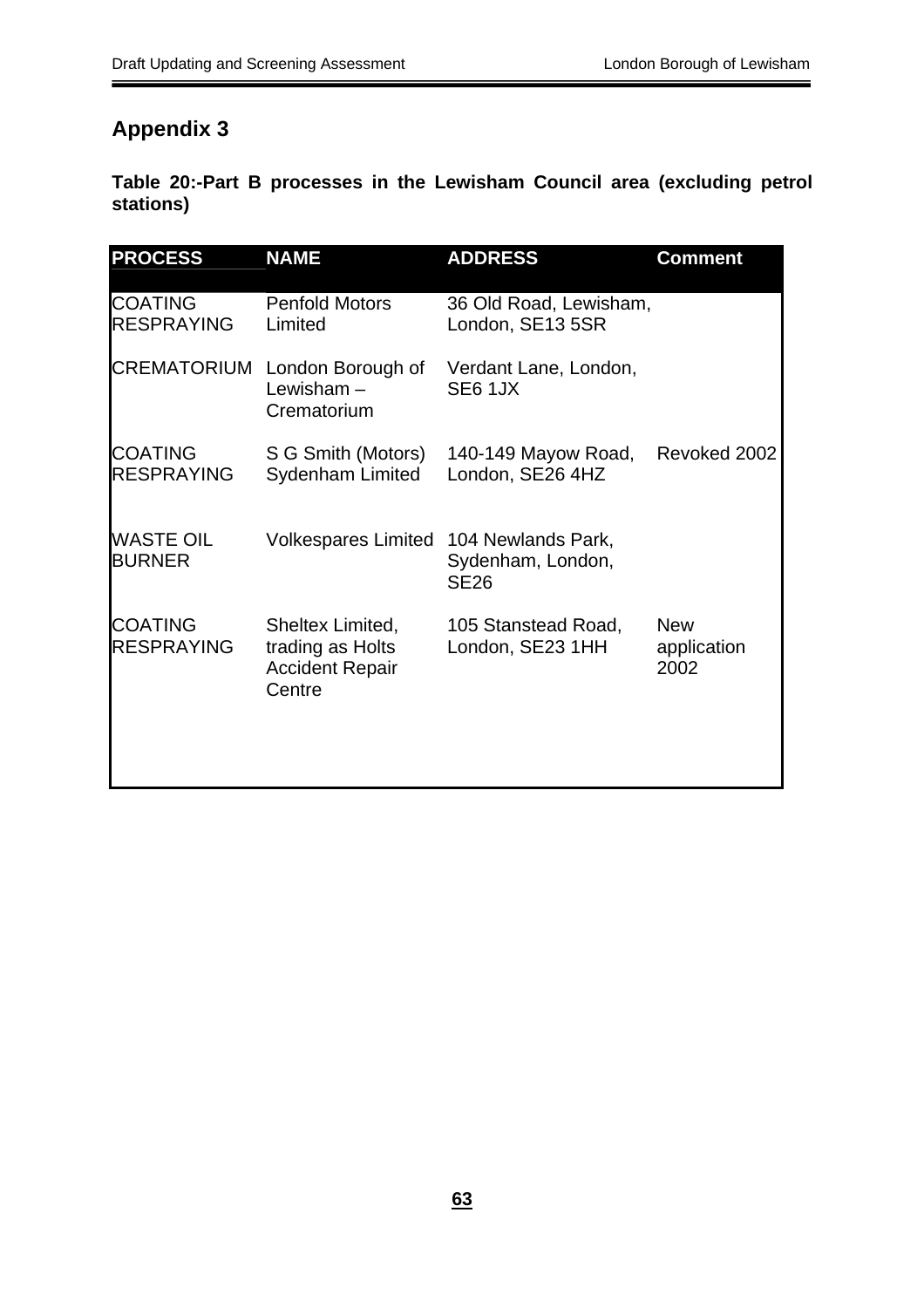# Appendix 3

**Table 20:-Part B processes in the Lewisham Council area (excluding petrol stations)**

| PROCESS | NAME | ADDRESS | Comment |
|---|---|---|---|
| COATING RESPRAYING | Penfold Motors Limited | 36 Old Road, Lewisham, London, SE13 5SR | |
| CREMATORIUM | London Borough of Lewisham – Crematorium | Verdant Lane, London, SE6 1JX | |
| COATING RESPRAYING | S G Smith (Motors) Sydenham Limited | 140-149 Mayow Road, London, SE26 4HZ | Revoked 2002 |
| WASTE OIL BURNER | Volkespares Limited | 104 Newlands Park, Sydenham, London, SE26 | |
| COATING RESPRAYING | Sheltex Limited, trading as Holts Accident Repair Centre | 105 Stanstead Road, London, SE23 1HH | New application 2002 |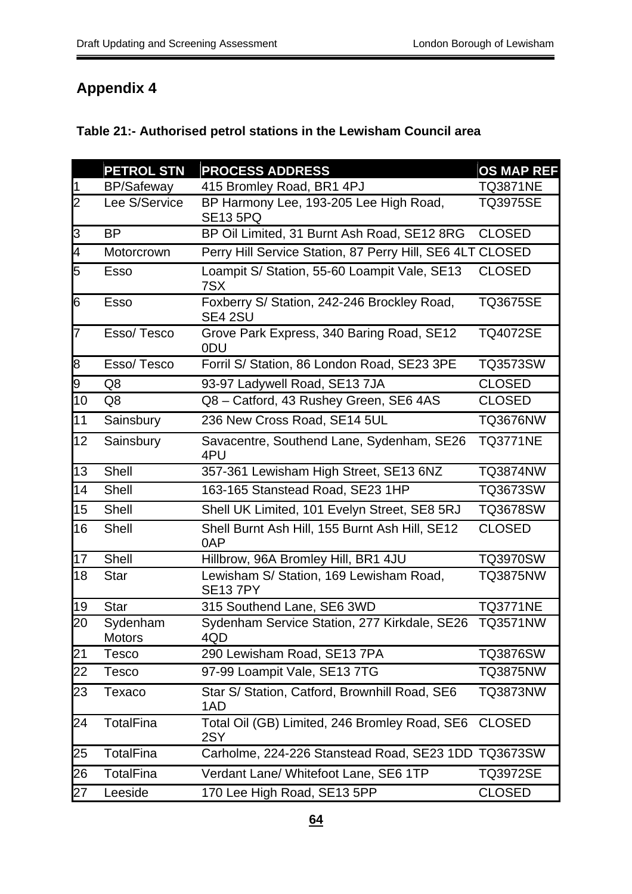# Appendix 4

**Table 21:- Authorised petrol stations in the Lewisham Council area**

| | PETROL STN | PROCESS ADDRESS | OS MAP REF |
|---|---|---|---|
| 1 | BP/Safeway | 415 Bromley Road, BR1 4PJ | TQ3871NE |
| 2 | Lee S/Service | BP Harmony Lee, 193-205 Lee High Road, SE13 5PQ | TQ3975SE |
| 3 | BP | BP Oil Limited, 31 Burnt Ash Road, SE12 8RG | CLOSED |
| 4 | Motorcrown | Perry Hill Service Station, 87 Perry Hill, SE6 4LT | CLOSED |
| 5 | Esso | Loampit S/ Station, 55-60 Loampit Vale, SE13 7SX | CLOSED |
| 6 | Esso | Foxberry S/ Station, 242-246 Brockley Road, SE4 2SU | TQ3675SE |
| 7 | Esso/ Tesco | Grove Park Express, 340 Baring Road, SE12 0DU | TQ4072SE |
| 8 | Esso/ Tesco | Forril S/ Station, 86 London Road, SE23 3PE | TQ3573SW |
| 9 | Q8 | 93-97 Ladywell Road, SE13 7JA | CLOSED |
| 10 | Q8 | Q8 – Catford, 43 Rushey Green, SE6 4AS | CLOSED |
| 11 | Sainsbury | 236 New Cross Road, SE14 5UL | TQ3676NW |
| 12 | Sainsbury | Savacentre, Southend Lane, Sydenham, SE26 4PU | TQ3771NE |
| 13 | Shell | 357-361 Lewisham High Street, SE13 6NZ | TQ3874NW |
| 14 | Shell | 163-165 Stanstead Road, SE23 1HP | TQ3673SW |
| 15 | Shell | Shell UK Limited, 101 Evelyn Street, SE8 5RJ | TQ3678SW |
| 16 | Shell | Shell Burnt Ash Hill, 155 Burnt Ash Hill, SE12 0AP | CLOSED |
| 17 | Shell | Hillbrow, 96A Bromley Hill, BR1 4JU | TQ3970SW |
| 18 | Star | Lewisham S/ Station, 169 Lewisham Road, SE13 7PY | TQ3875NW |
| 19 | Star | 315 Southend Lane, SE6 3WD | TQ3771NE |
| 20 | Sydenham Motors | Sydenham Service Station, 277 Kirkdale, SE26 4QD | TQ3571NW |
| 21 | Tesco | 290 Lewisham Road, SE13 7PA | TQ3876SW |
| 22 | Tesco | 97-99 Loampit Vale, SE13 7TG | TQ3875NW |
| 23 | Texaco | Star S/ Station, Catford, Brownhill Road, SE6 1AD | TQ3873NW |
| 24 | TotalFina | Total Oil (GB) Limited, 246 Bromley Road, SE6 2SY | CLOSED |
| 25 | TotalFina | Carholme, 224-226 Stanstead Road, SE23 1DD | TQ3673SW |
| 26 | TotalFina | Verdant Lane/ Whitefoot Lane, SE6 1TP | TQ3972SE |
| 27 | Leeside | 170 Lee High Road, SE13 5PP | CLOSED |